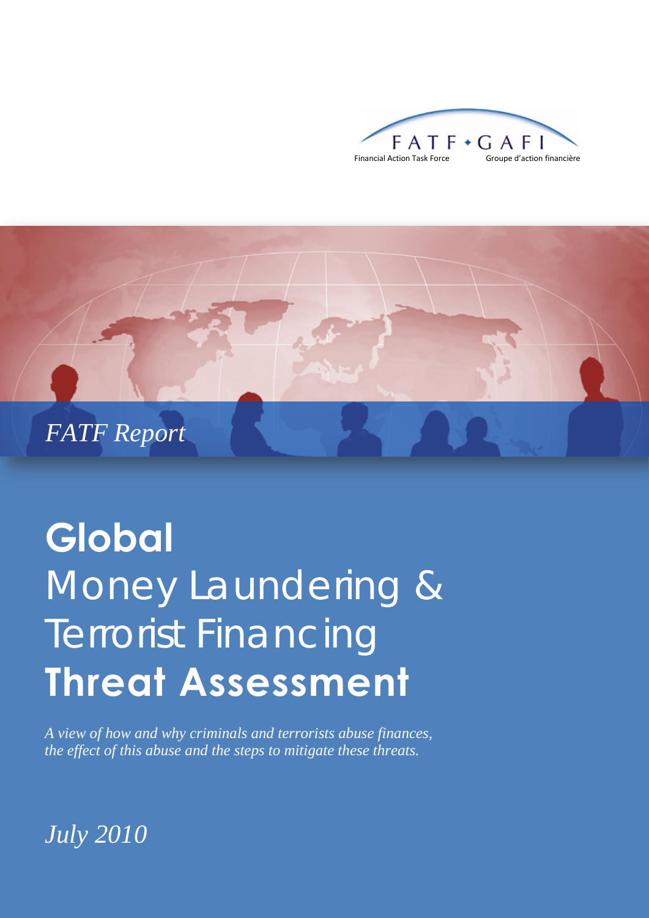FATF • GAFI

Financial Action Task Force — Groupe d'action financière

*FATF Report*

# Global Money Laundering & Terrorist Financing Threat Assessment

*A view of how and why criminals and terrorists abuse finances, the effect of this abuse and the steps to mitigate these threats.*

*July 2010*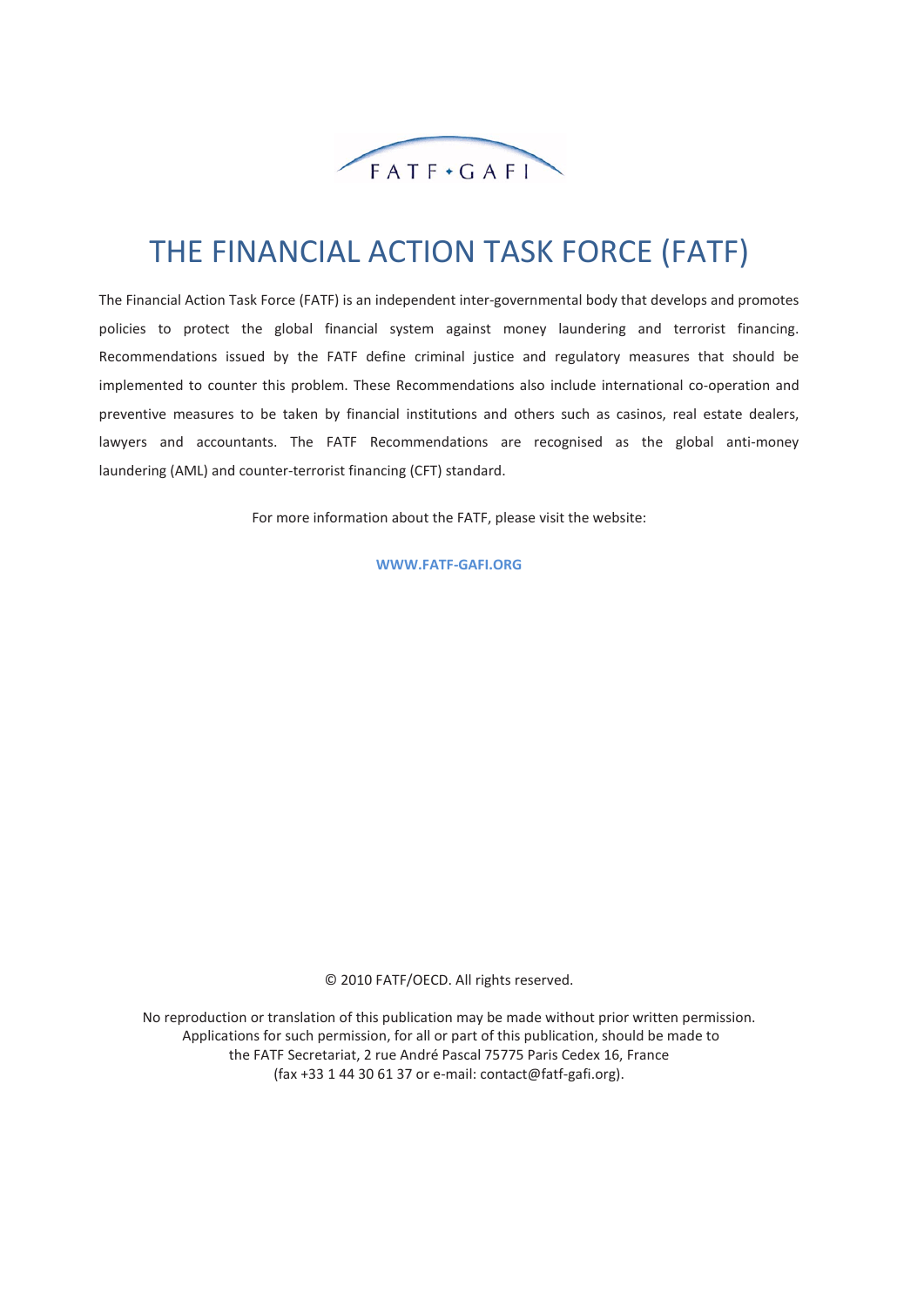# THE FINANCIAL ACTION TASK FORCE (FATF)

The Financial Action Task Force (FATF) is an independent inter-governmental body that develops and promotes policies to protect the global financial system against money laundering and terrorist financing. Recommendations issued by the FATF define criminal justice and regulatory measures that should be implemented to counter this problem. These Recommendations also include international co-operation and preventive measures to be taken by financial institutions and others such as casinos, real estate dealers, lawyers and accountants. The FATF Recommendations are recognised as the global anti-money laundering (AML) and counter-terrorist financing (CFT) standard.

For more information about the FATF, please visit the website:

**WWW.FATF-GAFI.ORG**

© 2010 FATF/OECD. All rights reserved.

No reproduction or translation of this publication may be made without prior written permission. Applications for such permission, for all or part of this publication, should be made to the FATF Secretariat, 2 rue André Pascal 75775 Paris Cedex 16, France (fax +33 1 44 30 61 37 or e-mail: contact@fatf-gafi.org).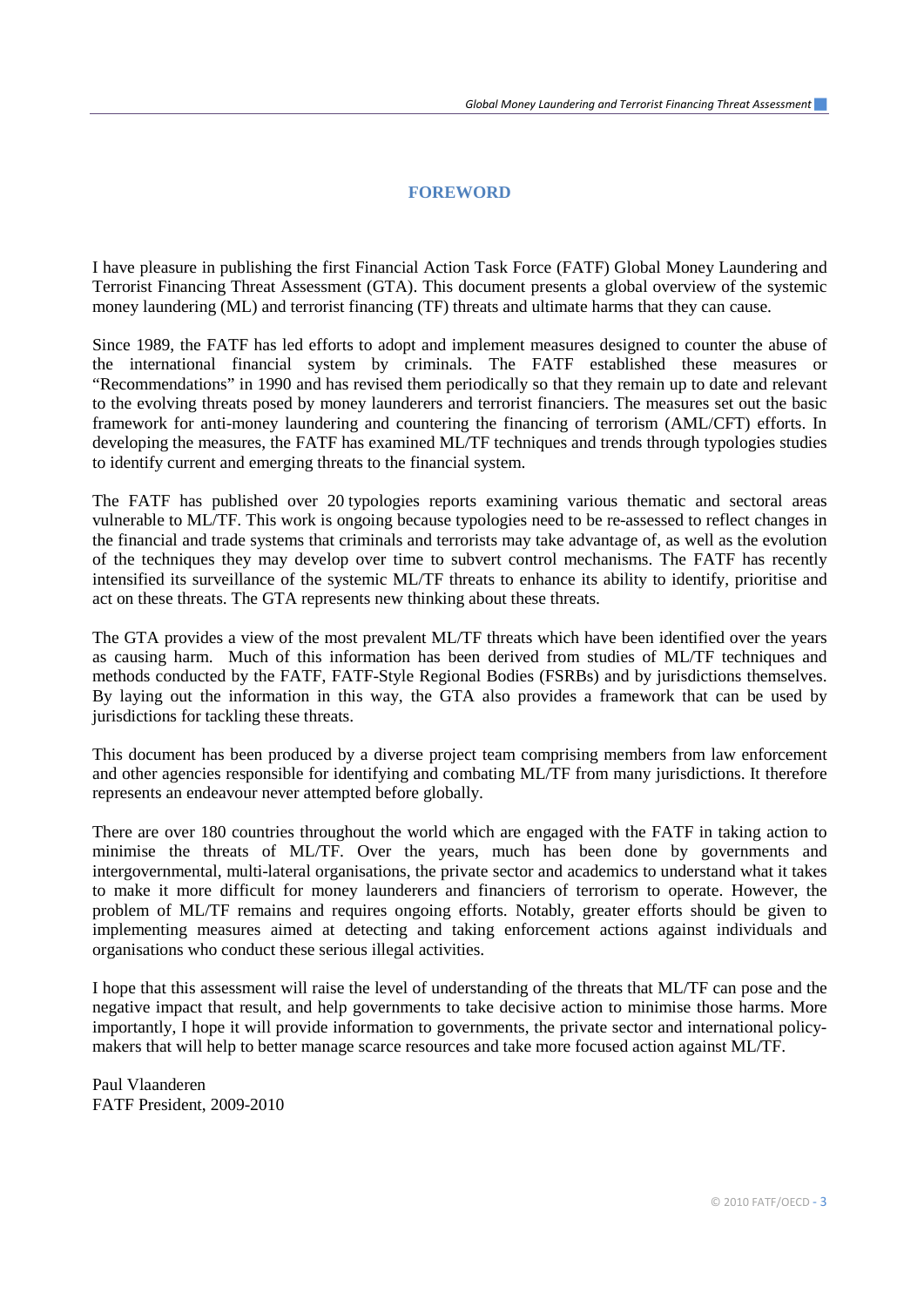# FOREWORD

I have pleasure in publishing the first Financial Action Task Force (FATF) Global Money Laundering and Terrorist Financing Threat Assessment (GTA). This document presents a global overview of the systemic money laundering (ML) and terrorist financing (TF) threats and ultimate harms that they can cause.

Since 1989, the FATF has led efforts to adopt and implement measures designed to counter the abuse of the international financial system by criminals. The FATF established these measures or "Recommendations" in 1990 and has revised them periodically so that they remain up to date and relevant to the evolving threats posed by money launderers and terrorist financiers. The measures set out the basic framework for anti-money laundering and countering the financing of terrorism (AML/CFT) efforts. In developing the measures, the FATF has examined ML/TF techniques and trends through typologies studies to identify current and emerging threats to the financial system.

The FATF has published over 20 typologies reports examining various thematic and sectoral areas vulnerable to ML/TF. This work is ongoing because typologies need to be re-assessed to reflect changes in the financial and trade systems that criminals and terrorists may take advantage of, as well as the evolution of the techniques they may develop over time to subvert control mechanisms. The FATF has recently intensified its surveillance of the systemic ML/TF threats to enhance its ability to identify, prioritise and act on these threats. The GTA represents new thinking about these threats.

The GTA provides a view of the most prevalent ML/TF threats which have been identified over the years as causing harm. Much of this information has been derived from studies of ML/TF techniques and methods conducted by the FATF, FATF-Style Regional Bodies (FSRBs) and by jurisdictions themselves. By laying out the information in this way, the GTA also provides a framework that can be used by jurisdictions for tackling these threats.

This document has been produced by a diverse project team comprising members from law enforcement and other agencies responsible for identifying and combating ML/TF from many jurisdictions. It therefore represents an endeavour never attempted before globally.

There are over 180 countries throughout the world which are engaged with the FATF in taking action to minimise the threats of ML/TF. Over the years, much has been done by governments and intergovernmental, multi-lateral organisations, the private sector and academics to understand what it takes to make it more difficult for money launderers and financiers of terrorism to operate. However, the problem of ML/TF remains and requires ongoing efforts. Notably, greater efforts should be given to implementing measures aimed at detecting and taking enforcement actions against individuals and organisations who conduct these serious illegal activities.

I hope that this assessment will raise the level of understanding of the threats that ML/TF can pose and the negative impact that result, and help governments to take decisive action to minimise those harms. More importantly, I hope it will provide information to governments, the private sector and international policy-makers that will help to better manage scarce resources and take more focused action against ML/TF.

Paul Vlaanderen
FATF President, 2009-2010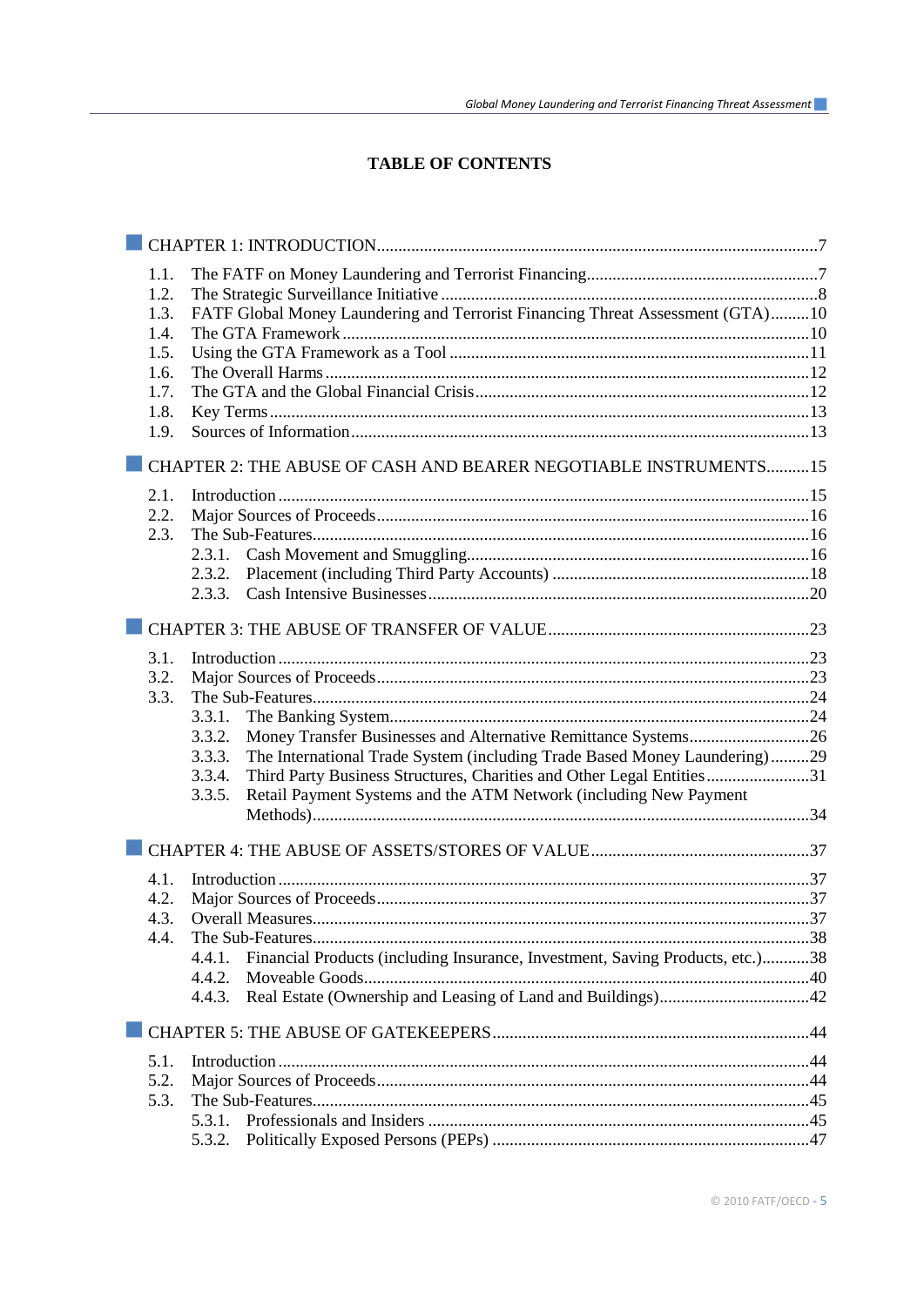# TABLE OF CONTENTS

CHAPTER 1: INTRODUCTION .......... 7

- 1.1. The FATF on Money Laundering and Terrorist Financing .......... 7
- 1.2. The Strategic Surveillance Initiative .......... 8
- 1.3. FATF Global Money Laundering and Terrorist Financing Threat Assessment (GTA) .......... 10
- 1.4. The GTA Framework .......... 10
- 1.5. Using the GTA Framework as a Tool .......... 11
- 1.6. The Overall Harms .......... 12
- 1.7. The GTA and the Global Financial Crisis .......... 12
- 1.8. Key Terms .......... 13
- 1.9. Sources of Information .......... 13

CHAPTER 2: THE ABUSE OF CASH AND BEARER NEGOTIABLE INSTRUMENTS .......... 15

- 2.1. Introduction .......... 15
- 2.2. Major Sources of Proceeds .......... 16
- 2.3. The Sub-Features .......... 16
  - 2.3.1. Cash Movement and Smuggling .......... 16
  - 2.3.2. Placement (including Third Party Accounts) .......... 18
  - 2.3.3. Cash Intensive Businesses .......... 20

CHAPTER 3: THE ABUSE OF TRANSFER OF VALUE .......... 23

- 3.1. Introduction .......... 23
- 3.2. Major Sources of Proceeds .......... 23
- 3.3. The Sub-Features .......... 24
  - 3.3.1. The Banking System .......... 24
  - 3.3.2. Money Transfer Businesses and Alternative Remittance Systems .......... 26
  - 3.3.3. The International Trade System (including Trade Based Money Laundering) .......... 29
  - 3.3.4. Third Party Business Structures, Charities and Other Legal Entities .......... 31
  - 3.3.5. Retail Payment Systems and the ATM Network (including New Payment Methods) .......... 34

CHAPTER 4: THE ABUSE OF ASSETS/STORES OF VALUE .......... 37

- 4.1. Introduction .......... 37
- 4.2. Major Sources of Proceeds .......... 37
- 4.3. Overall Measures .......... 37
- 4.4. The Sub-Features .......... 38
  - 4.4.1. Financial Products (including Insurance, Investment, Saving Products, etc.) .......... 38
  - 4.4.2. Moveable Goods .......... 40
  - 4.4.3. Real Estate (Ownership and Leasing of Land and Buildings) .......... 42

CHAPTER 5: THE ABUSE OF GATEKEEPERS .......... 44

- 5.1. Introduction .......... 44
- 5.2. Major Sources of Proceeds .......... 44
- 5.3. The Sub-Features .......... 45
  - 5.3.1. Professionals and Insiders .......... 45
  - 5.3.2. Politically Exposed Persons (PEPs) .......... 47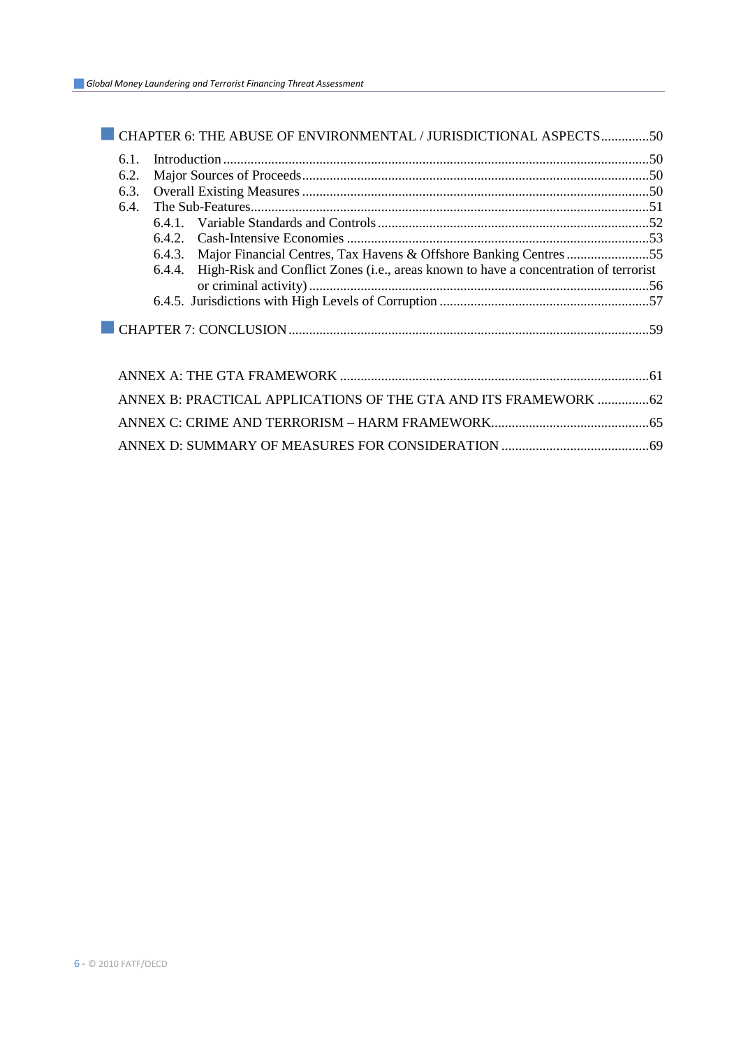CHAPTER 6: THE ABUSE OF ENVIRONMENTAL / JURISDICTIONAL ASPECTS ..............50

6.1. Introduction ..........50
6.2. Major Sources of Proceeds ..........50
6.3. Overall Existing Measures ..........50
6.4. The Sub-Features ..........51
  6.4.1. Variable Standards and Controls ..........52
  6.4.2. Cash-Intensive Economies ..........53
  6.4.3. Major Financial Centres, Tax Havens & Offshore Banking Centres ..........55
  6.4.4. High-Risk and Conflict Zones (i.e., areas known to have a concentration of terrorist or criminal activity) ..........56
  6.4.5. Jurisdictions with High Levels of Corruption ..........57

CHAPTER 7: CONCLUSION ..........59

ANNEX A: THE GTA FRAMEWORK ..........61

ANNEX B: PRACTICAL APPLICATIONS OF THE GTA AND ITS FRAMEWORK ..........62

ANNEX C: CRIME AND TERRORISM – HARM FRAMEWORK ..........65

ANNEX D: SUMMARY OF MEASURES FOR CONSIDERATION ..........69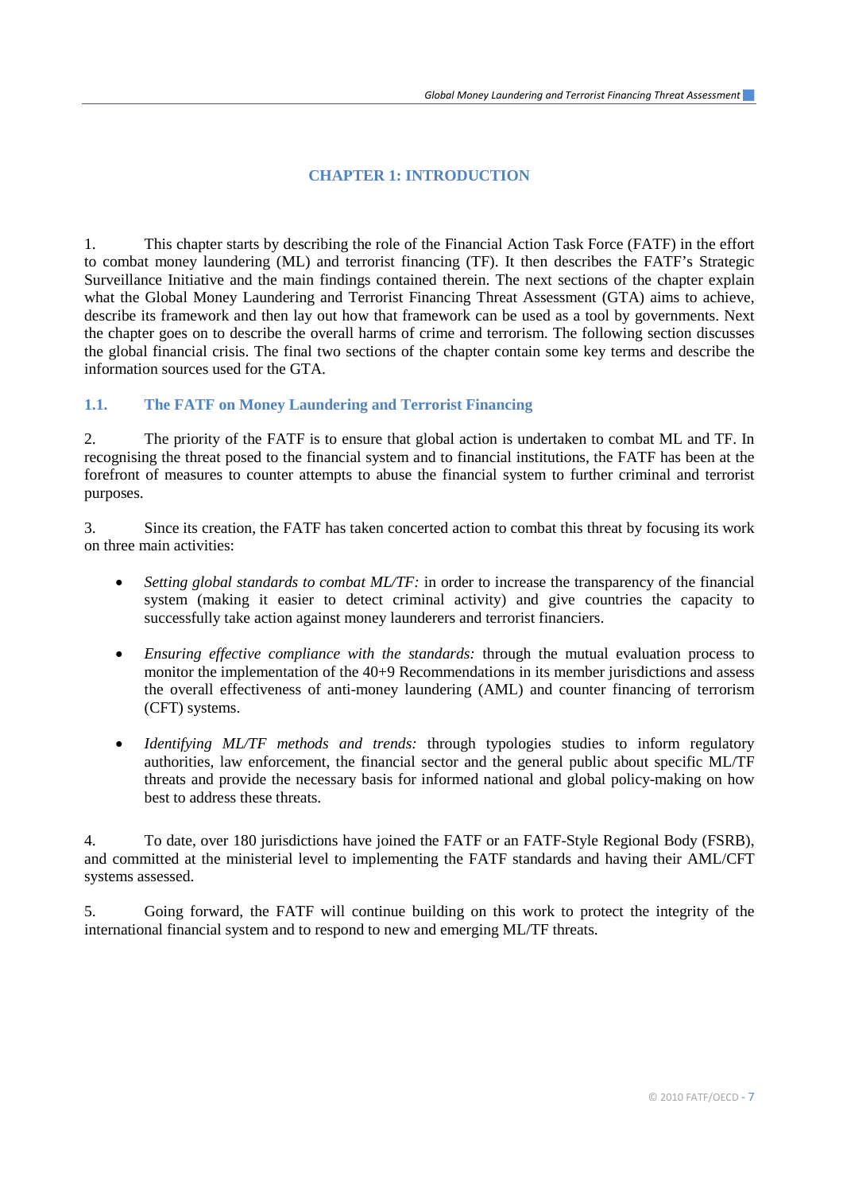# CHAPTER 1: INTRODUCTION

1. This chapter starts by describing the role of the Financial Action Task Force (FATF) in the effort to combat money laundering (ML) and terrorist financing (TF). It then describes the FATF's Strategic Surveillance Initiative and the main findings contained therein. The next sections of the chapter explain what the Global Money Laundering and Terrorist Financing Threat Assessment (GTA) aims to achieve, describe its framework and then lay out how that framework can be used as a tool by governments. Next the chapter goes on to describe the overall harms of crime and terrorism. The following section discusses the global financial crisis. The final two sections of the chapter contain some key terms and describe the information sources used for the GTA.

## 1.1. The FATF on Money Laundering and Terrorist Financing

2. The priority of the FATF is to ensure that global action is undertaken to combat ML and TF. In recognising the threat posed to the financial system and to financial institutions, the FATF has been at the forefront of measures to counter attempts to abuse the financial system to further criminal and terrorist purposes.

3. Since its creation, the FATF has taken concerted action to combat this threat by focusing its work on three main activities:

- *Setting global standards to combat ML/TF:* in order to increase the transparency of the financial system (making it easier to detect criminal activity) and give countries the capacity to successfully take action against money launderers and terrorist financiers.

- *Ensuring effective compliance with the standards:* through the mutual evaluation process to monitor the implementation of the 40+9 Recommendations in its member jurisdictions and assess the overall effectiveness of anti-money laundering (AML) and counter financing of terrorism (CFT) systems.

- *Identifying ML/TF methods and trends:* through typologies studies to inform regulatory authorities, law enforcement, the financial sector and the general public about specific ML/TF threats and provide the necessary basis for informed national and global policy-making on how best to address these threats.

4. To date, over 180 jurisdictions have joined the FATF or an FATF-Style Regional Body (FSRB), and committed at the ministerial level to implementing the FATF standards and having their AML/CFT systems assessed.

5. Going forward, the FATF will continue building on this work to protect the integrity of the international financial system and to respond to new and emerging ML/TF threats.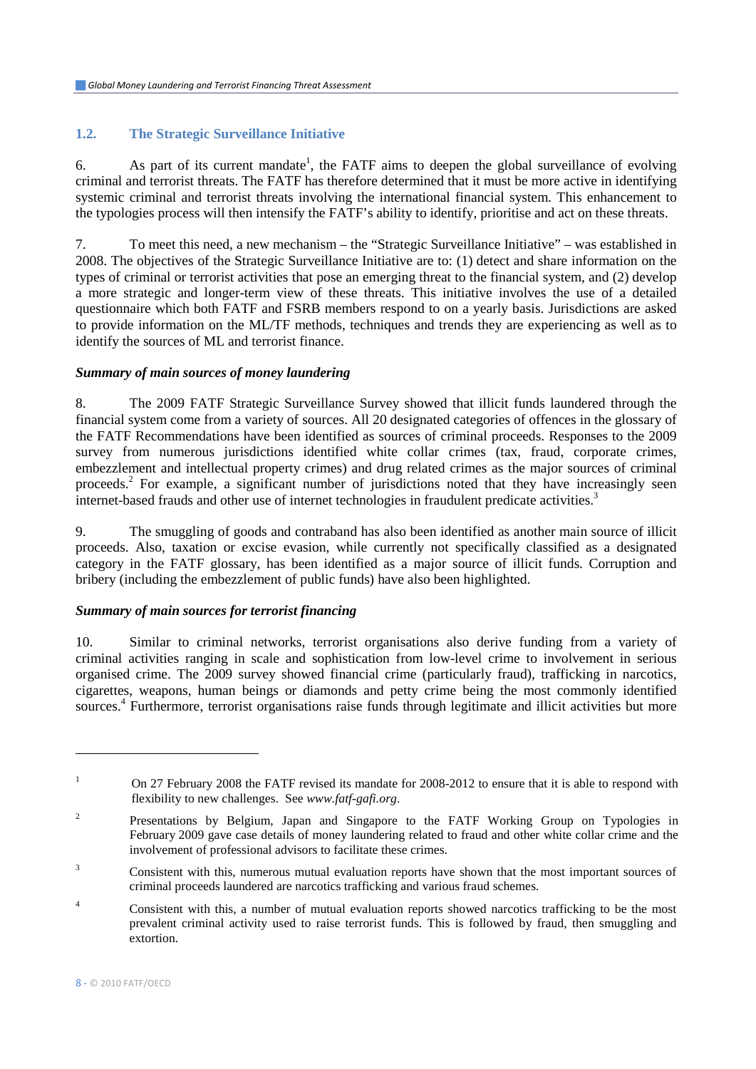## 1.2. The Strategic Surveillance Initiative

6. As part of its current mandate[1], the FATF aims to deepen the global surveillance of evolving criminal and terrorist threats. The FATF has therefore determined that it must be more active in identifying systemic criminal and terrorist threats involving the international financial system. This enhancement to the typologies process will then intensify the FATF's ability to identify, prioritise and act on these threats.

7. To meet this need, a new mechanism – the "Strategic Surveillance Initiative" – was established in 2008. The objectives of the Strategic Surveillance Initiative are to: (1) detect and share information on the types of criminal or terrorist activities that pose an emerging threat to the financial system, and (2) develop a more strategic and longer-term view of these threats. This initiative involves the use of a detailed questionnaire which both FATF and FSRB members respond to on a yearly basis. Jurisdictions are asked to provide information on the ML/TF methods, techniques and trends they are experiencing as well as to identify the sources of ML and terrorist finance.

### *Summary of main sources of money laundering*

8. The 2009 FATF Strategic Surveillance Survey showed that illicit funds laundered through the financial system come from a variety of sources. All 20 designated categories of offences in the glossary of the FATF Recommendations have been identified as sources of criminal proceeds. Responses to the 2009 survey from numerous jurisdictions identified white collar crimes (tax, fraud, corporate crimes, embezzlement and intellectual property crimes) and drug related crimes as the major sources of criminal proceeds.[2] For example, a significant number of jurisdictions noted that they have increasingly seen internet-based frauds and other use of internet technologies in fraudulent predicate activities.[3]

9. The smuggling of goods and contraband has also been identified as another main source of illicit proceeds. Also, taxation or excise evasion, while currently not specifically classified as a designated category in the FATF glossary, has been identified as a major source of illicit funds. Corruption and bribery (including the embezzlement of public funds) have also been highlighted.

### *Summary of main sources for terrorist financing*

10. Similar to criminal networks, terrorist organisations also derive funding from a variety of criminal activities ranging in scale and sophistication from low-level crime to involvement in serious organised crime. The 2009 survey showed financial crime (particularly fraud), trafficking in narcotics, cigarettes, weapons, human beings or diamonds and petty crime being the most commonly identified sources.[4] Furthermore, terrorist organisations raise funds through legitimate and illicit activities but more

---

[1] On 27 February 2008 the FATF revised its mandate for 2008-2012 to ensure that it is able to respond with flexibility to new challenges. See *www.fatf-gafi.org*.

[2] Presentations by Belgium, Japan and Singapore to the FATF Working Group on Typologies in February 2009 gave case details of money laundering related to fraud and other white collar crime and the involvement of professional advisors to facilitate these crimes.

[3] Consistent with this, numerous mutual evaluation reports have shown that the most important sources of criminal proceeds laundered are narcotics trafficking and various fraud schemes.

[4] Consistent with this, a number of mutual evaluation reports showed narcotics trafficking to be the most prevalent criminal activity used to raise terrorist funds. This is followed by fraud, then smuggling and extortion.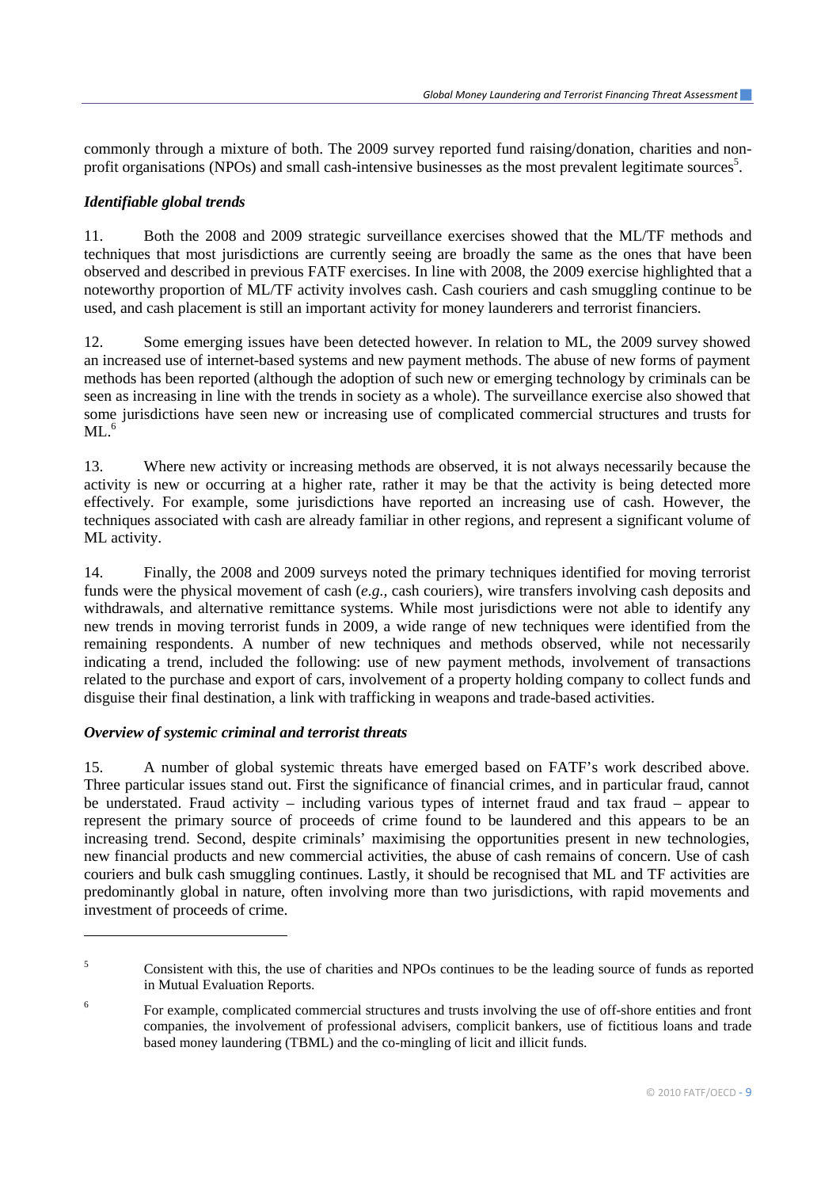commonly through a mixture of both. The 2009 survey reported fund raising/donation, charities and non-profit organisations (NPOs) and small cash-intensive businesses as the most prevalent legitimate sources[5].

### *Identifiable global trends*

11. Both the 2008 and 2009 strategic surveillance exercises showed that the ML/TF methods and techniques that most jurisdictions are currently seeing are broadly the same as the ones that have been observed and described in previous FATF exercises. In line with 2008, the 2009 exercise highlighted that a noteworthy proportion of ML/TF activity involves cash. Cash couriers and cash smuggling continue to be used, and cash placement is still an important activity for money launderers and terrorist financiers.

12. Some emerging issues have been detected however. In relation to ML, the 2009 survey showed an increased use of internet-based systems and new payment methods. The abuse of new forms of payment methods has been reported (although the adoption of such new or emerging technology by criminals can be seen as increasing in line with the trends in society as a whole). The surveillance exercise also showed that some jurisdictions have seen new or increasing use of complicated commercial structures and trusts for ML.[6]

13. Where new activity or increasing methods are observed, it is not always necessarily because the activity is new or occurring at a higher rate, rather it may be that the activity is being detected more effectively. For example, some jurisdictions have reported an increasing use of cash. However, the techniques associated with cash are already familiar in other regions, and represent a significant volume of ML activity.

14. Finally, the 2008 and 2009 surveys noted the primary techniques identified for moving terrorist funds were the physical movement of cash (*e.g.*, cash couriers), wire transfers involving cash deposits and withdrawals, and alternative remittance systems. While most jurisdictions were not able to identify any new trends in moving terrorist funds in 2009, a wide range of new techniques were identified from the remaining respondents. A number of new techniques and methods observed, while not necessarily indicating a trend, included the following: use of new payment methods, involvement of transactions related to the purchase and export of cars, involvement of a property holding company to collect funds and disguise their final destination, a link with trafficking in weapons and trade-based activities.

### *Overview of systemic criminal and terrorist threats*

15. A number of global systemic threats have emerged based on FATF's work described above. Three particular issues stand out. First the significance of financial crimes, and in particular fraud, cannot be understated. Fraud activity – including various types of internet fraud and tax fraud – appear to represent the primary source of proceeds of crime found to be laundered and this appears to be an increasing trend. Second, despite criminals' maximising the opportunities present in new technologies, new financial products and new commercial activities, the abuse of cash remains of concern. Use of cash couriers and bulk cash smuggling continues. Lastly, it should be recognised that ML and TF activities are predominantly global in nature, often involving more than two jurisdictions, with rapid movements and investment of proceeds of crime.

---

[5] Consistent with this, the use of charities and NPOs continues to be the leading source of funds as reported in Mutual Evaluation Reports.

[6] For example, complicated commercial structures and trusts involving the use of off-shore entities and front companies, the involvement of professional advisers, complicit bankers, use of fictitious loans and trade based money laundering (TBML) and the co-mingling of licit and illicit funds.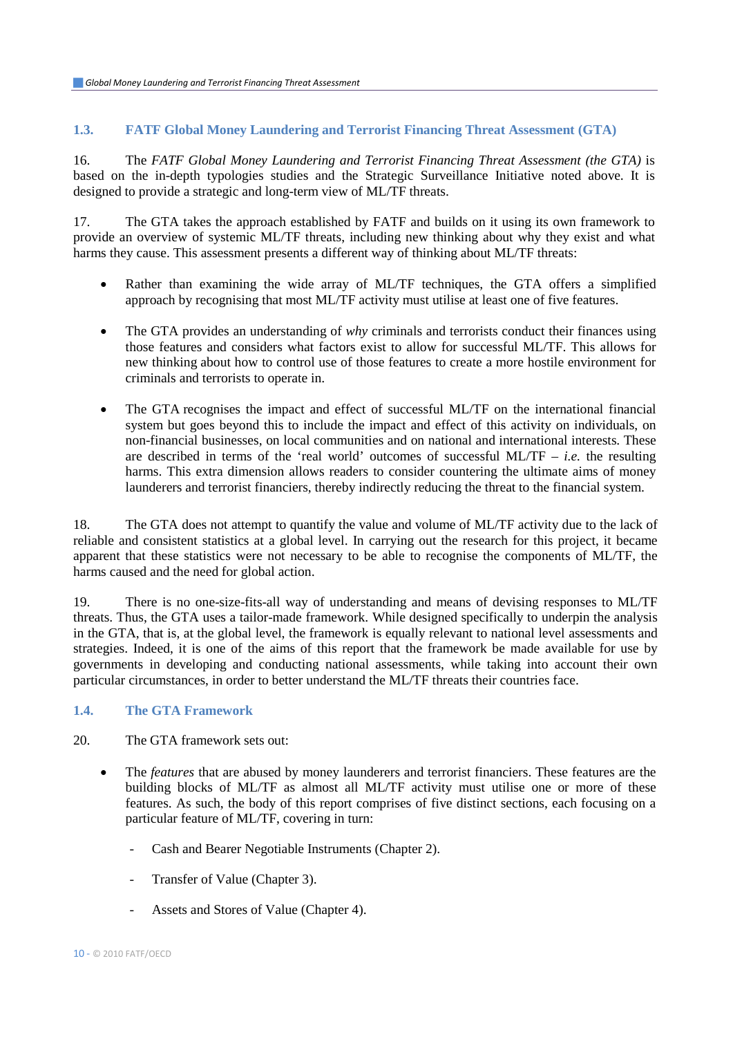## 1.3. FATF Global Money Laundering and Terrorist Financing Threat Assessment (GTA)

16. The *FATF Global Money Laundering and Terrorist Financing Threat Assessment (the GTA)* is based on the in-depth typologies studies and the Strategic Surveillance Initiative noted above. It is designed to provide a strategic and long-term view of ML/TF threats.

17. The GTA takes the approach established by FATF and builds on it using its own framework to provide an overview of systemic ML/TF threats, including new thinking about why they exist and what harms they cause. This assessment presents a different way of thinking about ML/TF threats:

- Rather than examining the wide array of ML/TF techniques, the GTA offers a simplified approach by recognising that most ML/TF activity must utilise at least one of five features.
- The GTA provides an understanding of *why* criminals and terrorists conduct their finances using those features and considers what factors exist to allow for successful ML/TF. This allows for new thinking about how to control use of those features to create a more hostile environment for criminals and terrorists to operate in.
- The GTA recognises the impact and effect of successful ML/TF on the international financial system but goes beyond this to include the impact and effect of this activity on individuals, on non-financial businesses, on local communities and on national and international interests. These are described in terms of the 'real world' outcomes of successful ML/TF – *i.e.* the resulting harms. This extra dimension allows readers to consider countering the ultimate aims of money launderers and terrorist financiers, thereby indirectly reducing the threat to the financial system.

18. The GTA does not attempt to quantify the value and volume of ML/TF activity due to the lack of reliable and consistent statistics at a global level. In carrying out the research for this project, it became apparent that these statistics were not necessary to be able to recognise the components of ML/TF, the harms caused and the need for global action.

19. There is no one-size-fits-all way of understanding and means of devising responses to ML/TF threats. Thus, the GTA uses a tailor-made framework. While designed specifically to underpin the analysis in the GTA, that is, at the global level, the framework is equally relevant to national level assessments and strategies. Indeed, it is one of the aims of this report that the framework be made available for use by governments in developing and conducting national assessments, while taking into account their own particular circumstances, in order to better understand the ML/TF threats their countries face.

## 1.4. The GTA Framework

20. The GTA framework sets out:

- The *features* that are abused by money launderers and terrorist financiers. These features are the building blocks of ML/TF as almost all ML/TF activity must utilise one or more of these features. As such, the body of this report comprises of five distinct sections, each focusing on a particular feature of ML/TF, covering in turn:
  - Cash and Bearer Negotiable Instruments (Chapter 2).
  - Transfer of Value (Chapter 3).
  - Assets and Stores of Value (Chapter 4).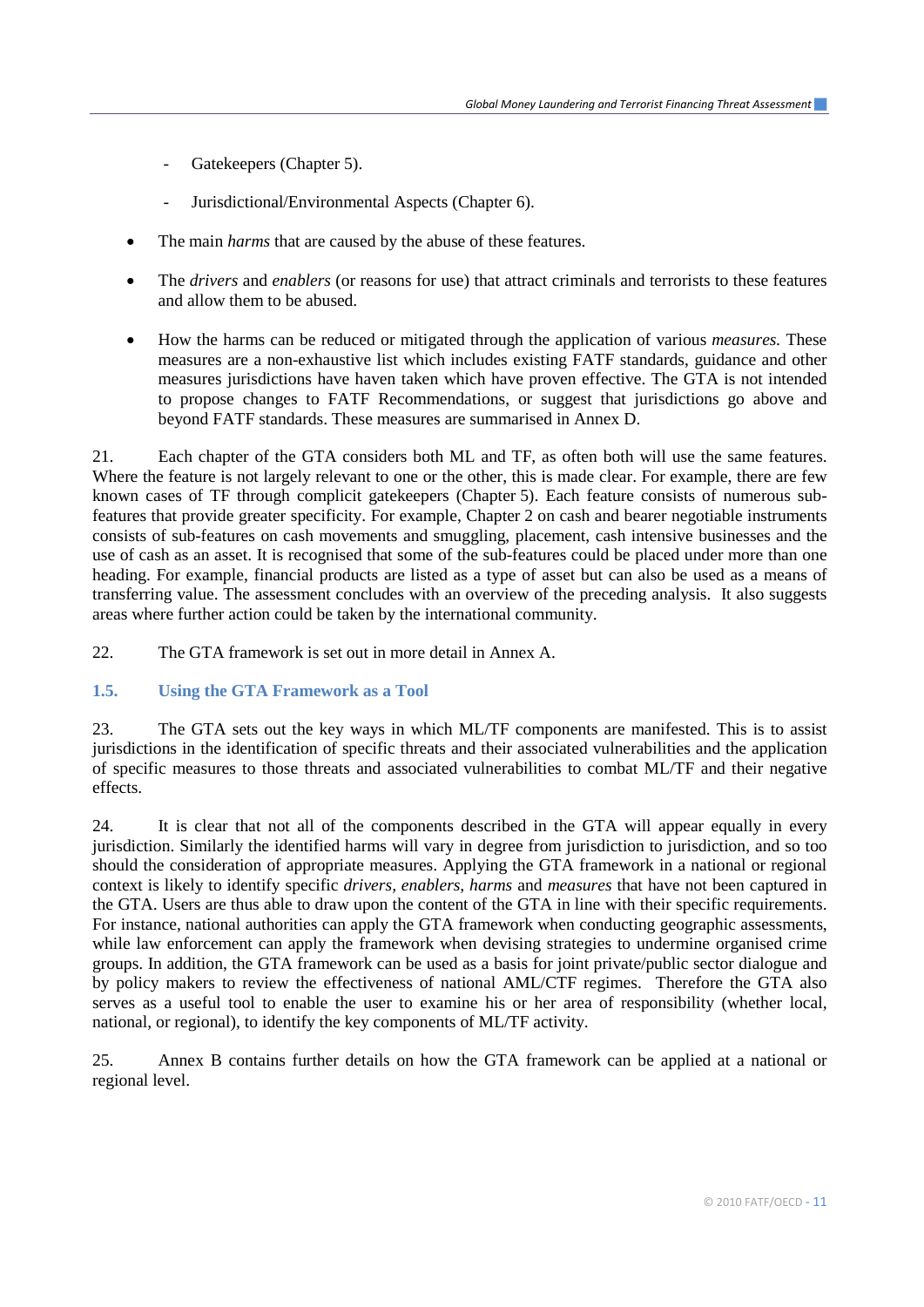- Gatekeepers (Chapter 5).
  - Jurisdictional/Environmental Aspects (Chapter 6).

- The main *harms* that are caused by the abuse of these features.
- The *drivers* and *enablers* (or reasons for use) that attract criminals and terrorists to these features and allow them to be abused.
- How the harms can be reduced or mitigated through the application of various *measures.* These measures are a non-exhaustive list which includes existing FATF standards, guidance and other measures jurisdictions have haven taken which have proven effective. The GTA is not intended to propose changes to FATF Recommendations, or suggest that jurisdictions go above and beyond FATF standards. These measures are summarised in Annex D.

21. Each chapter of the GTA considers both ML and TF, as often both will use the same features. Where the feature is not largely relevant to one or the other, this is made clear. For example, there are few known cases of TF through complicit gatekeepers (Chapter 5). Each feature consists of numerous sub-features that provide greater specificity. For example, Chapter 2 on cash and bearer negotiable instruments consists of sub-features on cash movements and smuggling, placement, cash intensive businesses and the use of cash as an asset. It is recognised that some of the sub-features could be placed under more than one heading. For example, financial products are listed as a type of asset but can also be used as a means of transferring value. The assessment concludes with an overview of the preceding analysis. It also suggests areas where further action could be taken by the international community.

22. The GTA framework is set out in more detail in Annex A.

### 1.5. Using the GTA Framework as a Tool

23. The GTA sets out the key ways in which ML/TF components are manifested. This is to assist jurisdictions in the identification of specific threats and their associated vulnerabilities and the application of specific measures to those threats and associated vulnerabilities to combat ML/TF and their negative effects.

24. It is clear that not all of the components described in the GTA will appear equally in every jurisdiction. Similarly the identified harms will vary in degree from jurisdiction to jurisdiction, and so too should the consideration of appropriate measures. Applying the GTA framework in a national or regional context is likely to identify specific *drivers*, *enablers*, *harms* and *measures* that have not been captured in the GTA. Users are thus able to draw upon the content of the GTA in line with their specific requirements. For instance, national authorities can apply the GTA framework when conducting geographic assessments, while law enforcement can apply the framework when devising strategies to undermine organised crime groups. In addition, the GTA framework can be used as a basis for joint private/public sector dialogue and by policy makers to review the effectiveness of national AML/CTF regimes. Therefore the GTA also serves as a useful tool to enable the user to examine his or her area of responsibility (whether local, national, or regional), to identify the key components of ML/TF activity.

25. Annex B contains further details on how the GTA framework can be applied at a national or regional level.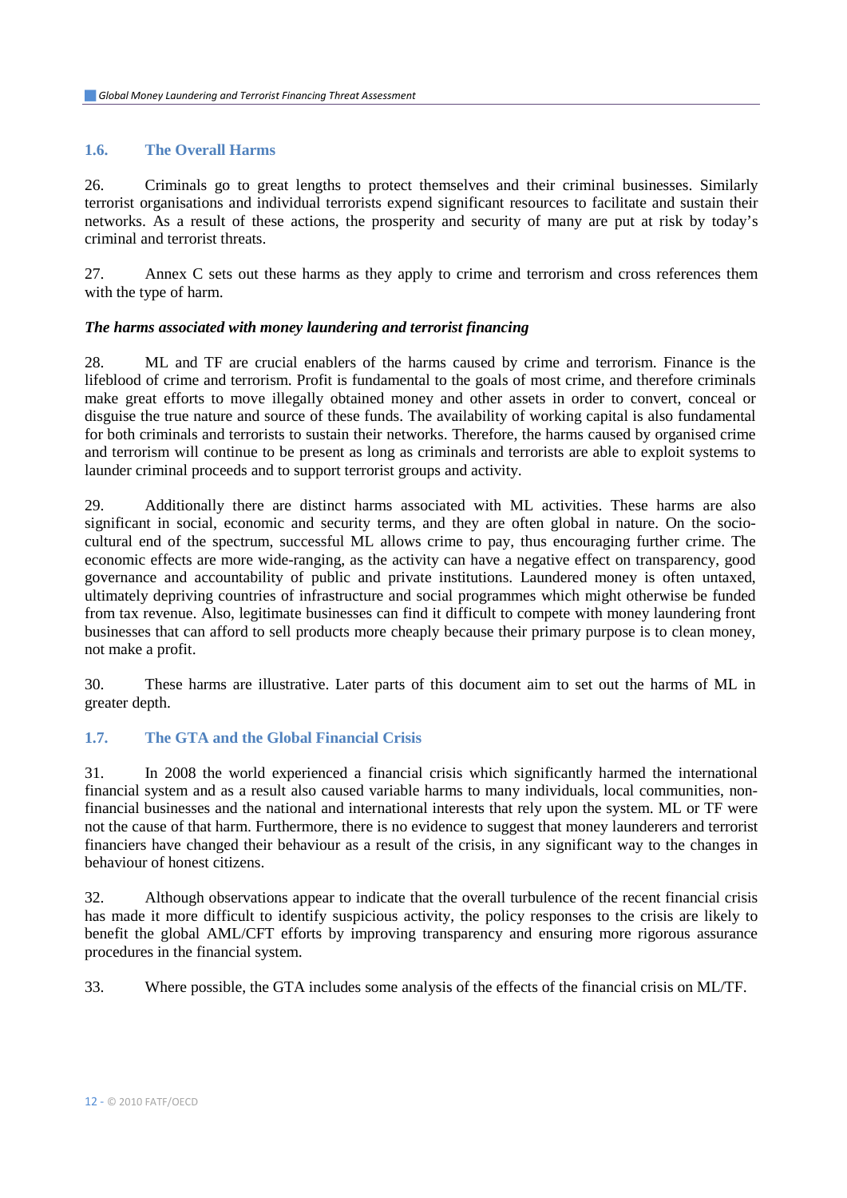## 1.6. The Overall Harms

26. Criminals go to great lengths to protect themselves and their criminal businesses. Similarly terrorist organisations and individual terrorists expend significant resources to facilitate and sustain their networks. As a result of these actions, the prosperity and security of many are put at risk by today's criminal and terrorist threats.

27. Annex C sets out these harms as they apply to crime and terrorism and cross references them with the type of harm.

### *The harms associated with money laundering and terrorist financing*

28. ML and TF are crucial enablers of the harms caused by crime and terrorism. Finance is the lifeblood of crime and terrorism. Profit is fundamental to the goals of most crime, and therefore criminals make great efforts to move illegally obtained money and other assets in order to convert, conceal or disguise the true nature and source of these funds. The availability of working capital is also fundamental for both criminals and terrorists to sustain their networks. Therefore, the harms caused by organised crime and terrorism will continue to be present as long as criminals and terrorists are able to exploit systems to launder criminal proceeds and to support terrorist groups and activity.

29. Additionally there are distinct harms associated with ML activities. These harms are also significant in social, economic and security terms, and they are often global in nature. On the socio-cultural end of the spectrum, successful ML allows crime to pay, thus encouraging further crime. The economic effects are more wide-ranging, as the activity can have a negative effect on transparency, good governance and accountability of public and private institutions. Laundered money is often untaxed, ultimately depriving countries of infrastructure and social programmes which might otherwise be funded from tax revenue. Also, legitimate businesses can find it difficult to compete with money laundering front businesses that can afford to sell products more cheaply because their primary purpose is to clean money, not make a profit.

30. These harms are illustrative. Later parts of this document aim to set out the harms of ML in greater depth.

## 1.7. The GTA and the Global Financial Crisis

31. In 2008 the world experienced a financial crisis which significantly harmed the international financial system and as a result also caused variable harms to many individuals, local communities, non-financial businesses and the national and international interests that rely upon the system. ML or TF were not the cause of that harm. Furthermore, there is no evidence to suggest that money launderers and terrorist financiers have changed their behaviour as a result of the crisis, in any significant way to the changes in behaviour of honest citizens.

32. Although observations appear to indicate that the overall turbulence of the recent financial crisis has made it more difficult to identify suspicious activity, the policy responses to the crisis are likely to benefit the global AML/CFT efforts by improving transparency and ensuring more rigorous assurance procedures in the financial system.

33. Where possible, the GTA includes some analysis of the effects of the financial crisis on ML/TF.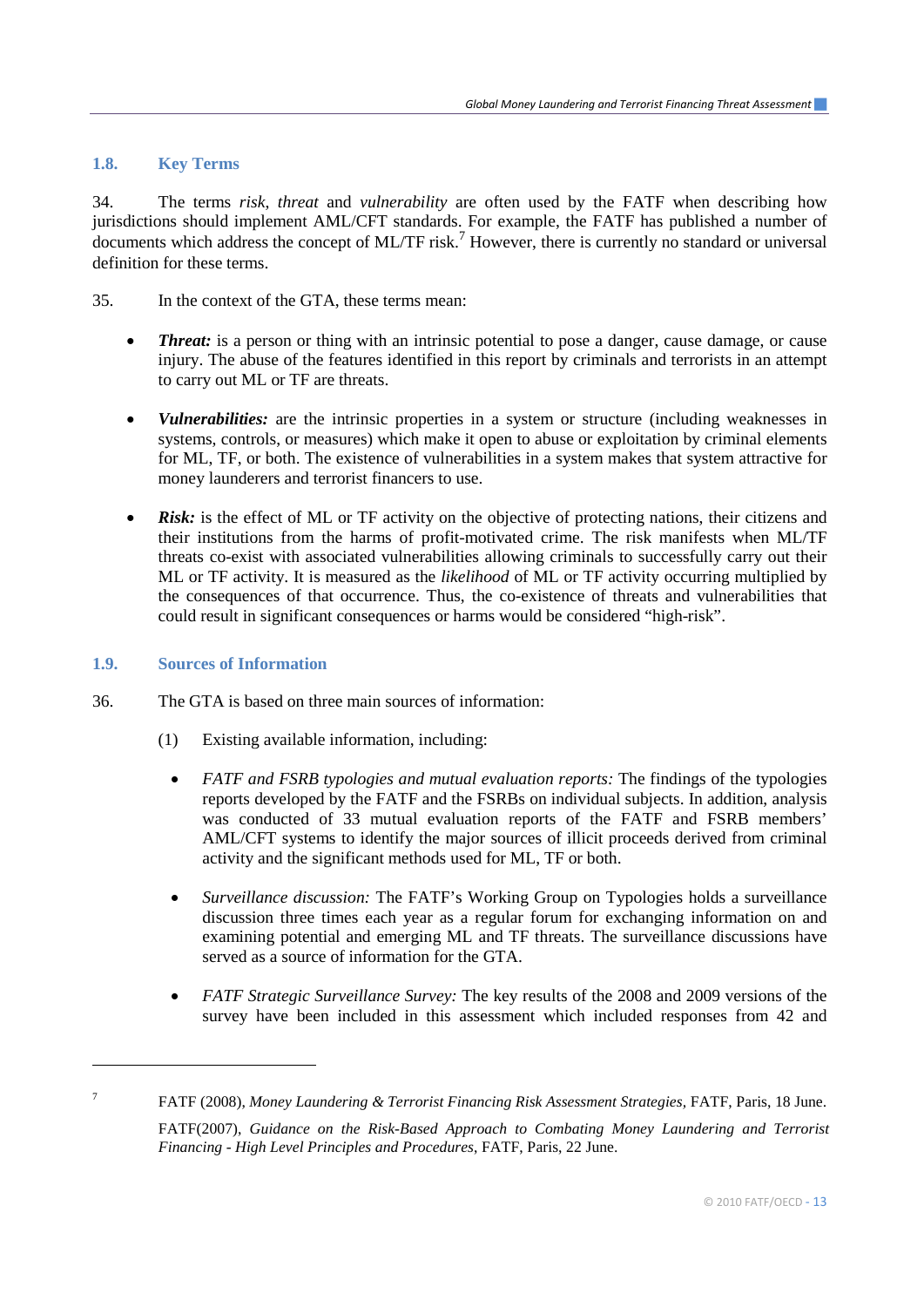## 1.8. Key Terms

34. The terms *risk*, *threat* and *vulnerability* are often used by the FATF when describing how jurisdictions should implement AML/CFT standards. For example, the FATF has published a number of documents which address the concept of ML/TF risk.[7] However, there is currently no standard or universal definition for these terms.

35. In the context of the GTA, these terms mean:

- ***Threat:*** is a person or thing with an intrinsic potential to pose a danger, cause damage, or cause injury. The abuse of the features identified in this report by criminals and terrorists in an attempt to carry out ML or TF are threats.

- ***Vulnerabilities:*** are the intrinsic properties in a system or structure (including weaknesses in systems, controls, or measures) which make it open to abuse or exploitation by criminal elements for ML, TF, or both. The existence of vulnerabilities in a system makes that system attractive for money launderers and terrorist financers to use.

- ***Risk:*** is the effect of ML or TF activity on the objective of protecting nations, their citizens and their institutions from the harms of profit-motivated crime. The risk manifests when ML/TF threats co-exist with associated vulnerabilities allowing criminals to successfully carry out their ML or TF activity. It is measured as the *likelihood* of ML or TF activity occurring multiplied by the consequences of that occurrence. Thus, the co-existence of threats and vulnerabilities that could result in significant consequences or harms would be considered "high-risk".

## 1.9. Sources of Information

36. The GTA is based on three main sources of information:

(1) Existing available information, including:

- *FATF and FSRB typologies and mutual evaluation reports:* The findings of the typologies reports developed by the FATF and the FSRBs on individual subjects. In addition, analysis was conducted of 33 mutual evaluation reports of the FATF and FSRB members' AML/CFT systems to identify the major sources of illicit proceeds derived from criminal activity and the significant methods used for ML, TF or both.

- *Surveillance discussion:* The FATF's Working Group on Typologies holds a surveillance discussion three times each year as a regular forum for exchanging information on and examining potential and emerging ML and TF threats. The surveillance discussions have served as a source of information for the GTA.

- *FATF Strategic Surveillance Survey:* The key results of the 2008 and 2009 versions of the survey have been included in this assessment which included responses from 42 and

---

[7] FATF (2008), *Money Laundering & Terrorist Financing Risk Assessment Strategies*, FATF, Paris, 18 June.
FATF(2007), *Guidance on the Risk-Based Approach to Combating Money Laundering and Terrorist Financing - High Level Principles and Procedures*, FATF, Paris, 22 June.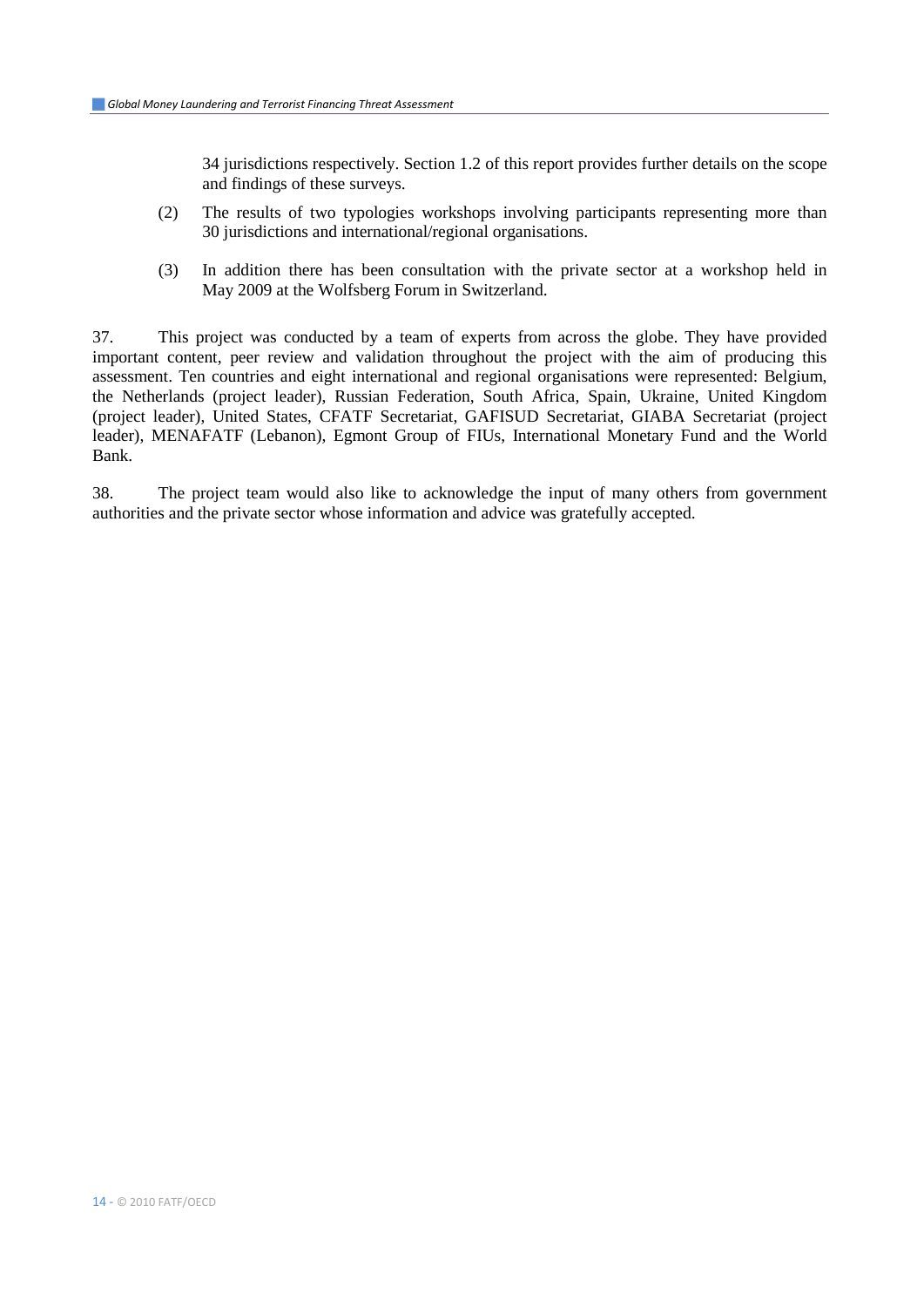34 jurisdictions respectively. Section 1.2 of this report provides further details on the scope and findings of these surveys.

(2) The results of two typologies workshops involving participants representing more than 30 jurisdictions and international/regional organisations.

(3) In addition there has been consultation with the private sector at a workshop held in May 2009 at the Wolfsberg Forum in Switzerland.

37. This project was conducted by a team of experts from across the globe. They have provided important content, peer review and validation throughout the project with the aim of producing this assessment. Ten countries and eight international and regional organisations were represented: Belgium, the Netherlands (project leader), Russian Federation, South Africa, Spain, Ukraine, United Kingdom (project leader), United States, CFATF Secretariat, GAFISUD Secretariat, GIABA Secretariat (project leader), MENAFATF (Lebanon), Egmont Group of FIUs, International Monetary Fund and the World Bank.

38. The project team would also like to acknowledge the input of many others from government authorities and the private sector whose information and advice was gratefully accepted.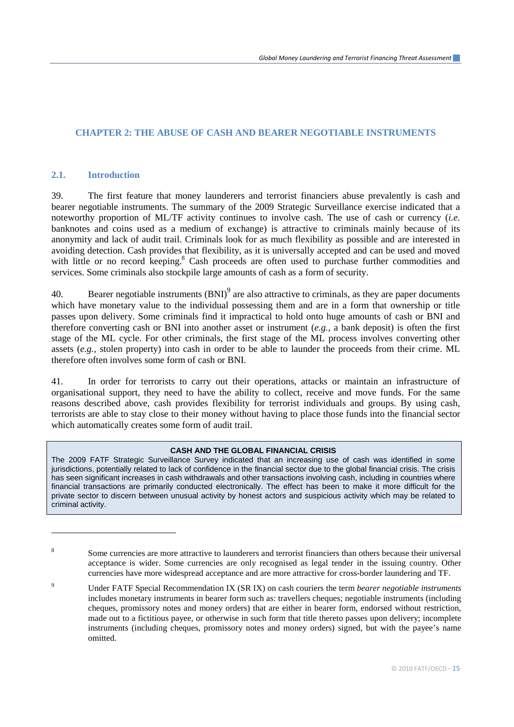# CHAPTER 2: THE ABUSE OF CASH AND BEARER NEGOTIABLE INSTRUMENTS

## 2.1. Introduction

39. The first feature that money launderers and terrorist financiers abuse prevalently is cash and bearer negotiable instruments. The summary of the 2009 Strategic Surveillance exercise indicated that a noteworthy proportion of ML/TF activity continues to involve cash. The use of cash or currency (*i.e.* banknotes and coins used as a medium of exchange) is attractive to criminals mainly because of its anonymity and lack of audit trail. Criminals look for as much flexibility as possible and are interested in avoiding detection. Cash provides that flexibility, as it is universally accepted and can be used and moved with little or no record keeping.[8] Cash proceeds are often used to purchase further commodities and services. Some criminals also stockpile large amounts of cash as a form of security.

40. Bearer negotiable instruments (BNI)[9] are also attractive to criminals, as they are paper documents which have monetary value to the individual possessing them and are in a form that ownership or title passes upon delivery. Some criminals find it impractical to hold onto huge amounts of cash or BNI and therefore converting cash or BNI into another asset or instrument (*e.g.,* a bank deposit) is often the first stage of the ML cycle. For other criminals, the first stage of the ML process involves converting other assets (*e.g.*, stolen property) into cash in order to be able to launder the proceeds from their crime. ML therefore often involves some form of cash or BNI.

41. In order for terrorists to carry out their operations, attacks or maintain an infrastructure of organisational support, they need to have the ability to collect, receive and move funds. For the same reasons described above, cash provides flexibility for terrorist individuals and groups. By using cash, terrorists are able to stay close to their money without having to place those funds into the financial sector which automatically creates some form of audit trail.

> **CASH AND THE GLOBAL FINANCIAL CRISIS**
>
> The 2009 FATF Strategic Surveillance Survey indicated that an increasing use of cash was identified in some jurisdictions, potentially related to lack of confidence in the financial sector due to the global financial crisis. The crisis has seen significant increases in cash withdrawals and other transactions involving cash, including in countries where financial transactions are primarily conducted electronically. The effect has been to make it more difficult for the private sector to discern between unusual activity by honest actors and suspicious activity which may be related to criminal activity.

---

[8] Some currencies are more attractive to launderers and terrorist financiers than others because their universal acceptance is wider. Some currencies are only recognised as legal tender in the issuing country. Other currencies have more widespread acceptance and are more attractive for cross-border laundering and TF.

[9] Under FATF Special Recommendation IX (SR IX) on cash couriers the term *bearer negotiable instruments* includes monetary instruments in bearer form such as: travellers cheques; negotiable instruments (including cheques, promissory notes and money orders) that are either in bearer form, endorsed without restriction, made out to a fictitious payee, or otherwise in such form that title thereto passes upon delivery; incomplete instruments (including cheques, promissory notes and money orders) signed, but with the payee's name omitted.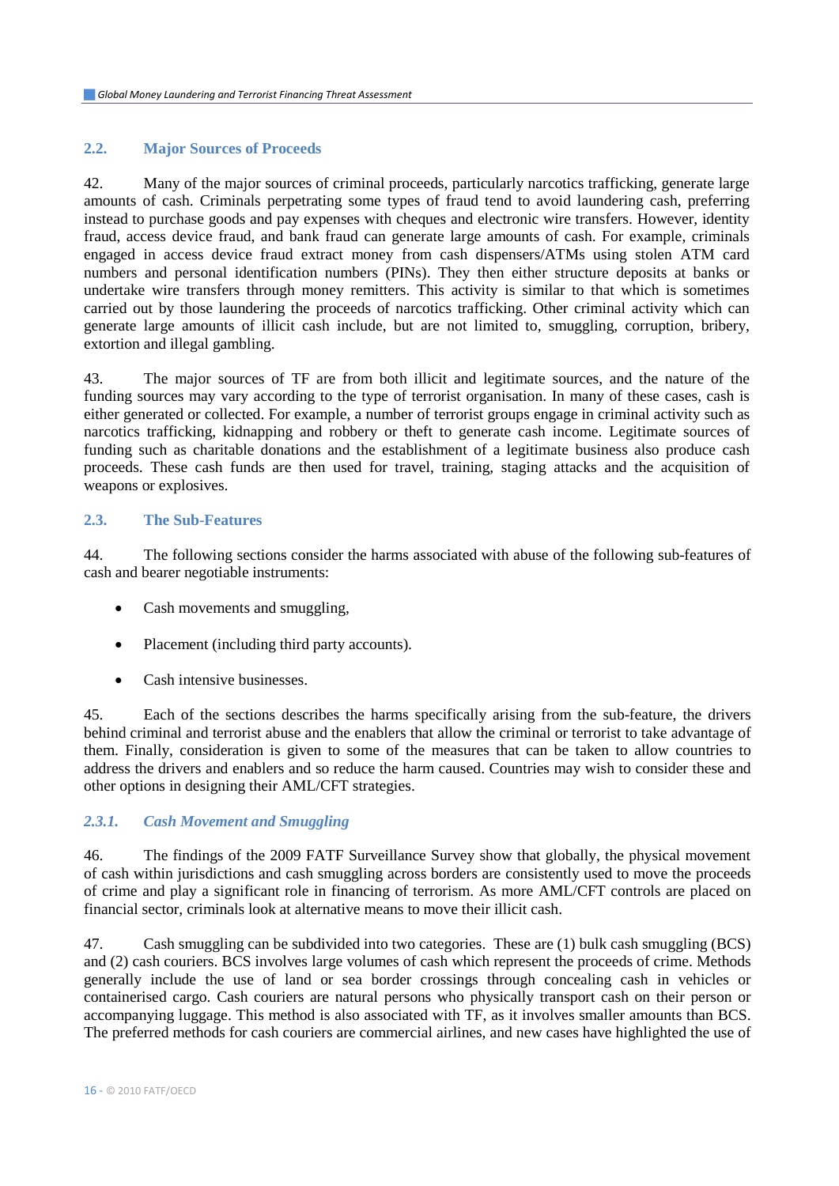## 2.2. Major Sources of Proceeds

42. Many of the major sources of criminal proceeds, particularly narcotics trafficking, generate large amounts of cash. Criminals perpetrating some types of fraud tend to avoid laundering cash, preferring instead to purchase goods and pay expenses with cheques and electronic wire transfers. However, identity fraud, access device fraud, and bank fraud can generate large amounts of cash. For example, criminals engaged in access device fraud extract money from cash dispensers/ATMs using stolen ATM card numbers and personal identification numbers (PINs). They then either structure deposits at banks or undertake wire transfers through money remitters. This activity is similar to that which is sometimes carried out by those laundering the proceeds of narcotics trafficking. Other criminal activity which can generate large amounts of illicit cash include, but are not limited to, smuggling, corruption, bribery, extortion and illegal gambling.

43. The major sources of TF are from both illicit and legitimate sources, and the nature of the funding sources may vary according to the type of terrorist organisation. In many of these cases, cash is either generated or collected. For example, a number of terrorist groups engage in criminal activity such as narcotics trafficking, kidnapping and robbery or theft to generate cash income. Legitimate sources of funding such as charitable donations and the establishment of a legitimate business also produce cash proceeds. These cash funds are then used for travel, training, staging attacks and the acquisition of weapons or explosives.

## 2.3. The Sub-Features

44. The following sections consider the harms associated with abuse of the following sub-features of cash and bearer negotiable instruments:

- Cash movements and smuggling,
- Placement (including third party accounts).
- Cash intensive businesses.

45. Each of the sections describes the harms specifically arising from the sub-feature, the drivers behind criminal and terrorist abuse and the enablers that allow the criminal or terrorist to take advantage of them. Finally, consideration is given to some of the measures that can be taken to allow countries to address the drivers and enablers and so reduce the harm caused. Countries may wish to consider these and other options in designing their AML/CFT strategies.

### *2.3.1. Cash Movement and Smuggling*

46. The findings of the 2009 FATF Surveillance Survey show that globally, the physical movement of cash within jurisdictions and cash smuggling across borders are consistently used to move the proceeds of crime and play a significant role in financing of terrorism. As more AML/CFT controls are placed on financial sector, criminals look at alternative means to move their illicit cash.

47. Cash smuggling can be subdivided into two categories. These are (1) bulk cash smuggling (BCS) and (2) cash couriers. BCS involves large volumes of cash which represent the proceeds of crime. Methods generally include the use of land or sea border crossings through concealing cash in vehicles or containerised cargo. Cash couriers are natural persons who physically transport cash on their person or accompanying luggage. This method is also associated with TF, as it involves smaller amounts than BCS. The preferred methods for cash couriers are commercial airlines, and new cases have highlighted the use of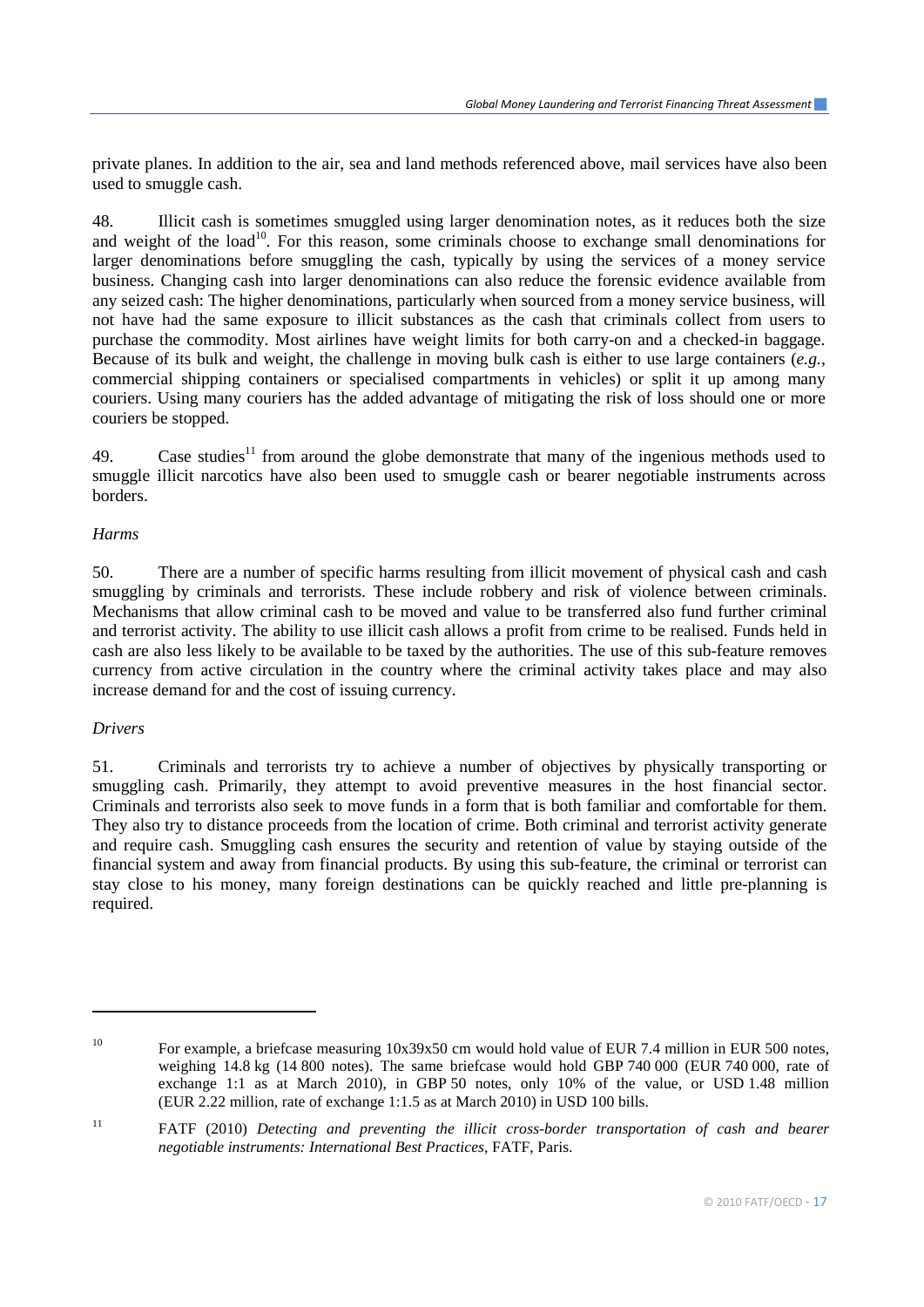private planes. In addition to the air, sea and land methods referenced above, mail services have also been used to smuggle cash.

48. Illicit cash is sometimes smuggled using larger denomination notes, as it reduces both the size and weight of the load[10]. For this reason, some criminals choose to exchange small denominations for larger denominations before smuggling the cash, typically by using the services of a money service business. Changing cash into larger denominations can also reduce the forensic evidence available from any seized cash: The higher denominations, particularly when sourced from a money service business, will not have had the same exposure to illicit substances as the cash that criminals collect from users to purchase the commodity. Most airlines have weight limits for both carry-on and a checked-in baggage. Because of its bulk and weight, the challenge in moving bulk cash is either to use large containers (*e.g.*, commercial shipping containers or specialised compartments in vehicles) or split it up among many couriers. Using many couriers has the added advantage of mitigating the risk of loss should one or more couriers be stopped.

49. Case studies[11] from around the globe demonstrate that many of the ingenious methods used to smuggle illicit narcotics have also been used to smuggle cash or bearer negotiable instruments across borders.

*Harms*

50. There are a number of specific harms resulting from illicit movement of physical cash and cash smuggling by criminals and terrorists. These include robbery and risk of violence between criminals. Mechanisms that allow criminal cash to be moved and value to be transferred also fund further criminal and terrorist activity. The ability to use illicit cash allows a profit from crime to be realised. Funds held in cash are also less likely to be available to be taxed by the authorities. The use of this sub-feature removes currency from active circulation in the country where the criminal activity takes place and may also increase demand for and the cost of issuing currency.

*Drivers*

51. Criminals and terrorists try to achieve a number of objectives by physically transporting or smuggling cash. Primarily, they attempt to avoid preventive measures in the host financial sector. Criminals and terrorists also seek to move funds in a form that is both familiar and comfortable for them. They also try to distance proceeds from the location of crime. Both criminal and terrorist activity generate and require cash. Smuggling cash ensures the security and retention of value by staying outside of the financial system and away from financial products. By using this sub-feature, the criminal or terrorist can stay close to his money, many foreign destinations can be quickly reached and little pre-planning is required.

---

[10] For example, a briefcase measuring 10x39x50 cm would hold value of EUR 7.4 million in EUR 500 notes, weighing 14.8 kg (14 800 notes). The same briefcase would hold GBP 740 000 (EUR 740 000, rate of exchange 1:1 as at March 2010), in GBP 50 notes, only 10% of the value, or USD 1.48 million (EUR 2.22 million, rate of exchange 1:1.5 as at March 2010) in USD 100 bills.

[11] FATF (2010) *Detecting and preventing the illicit cross-border transportation of cash and bearer negotiable instruments: International Best Practices,* FATF, Paris.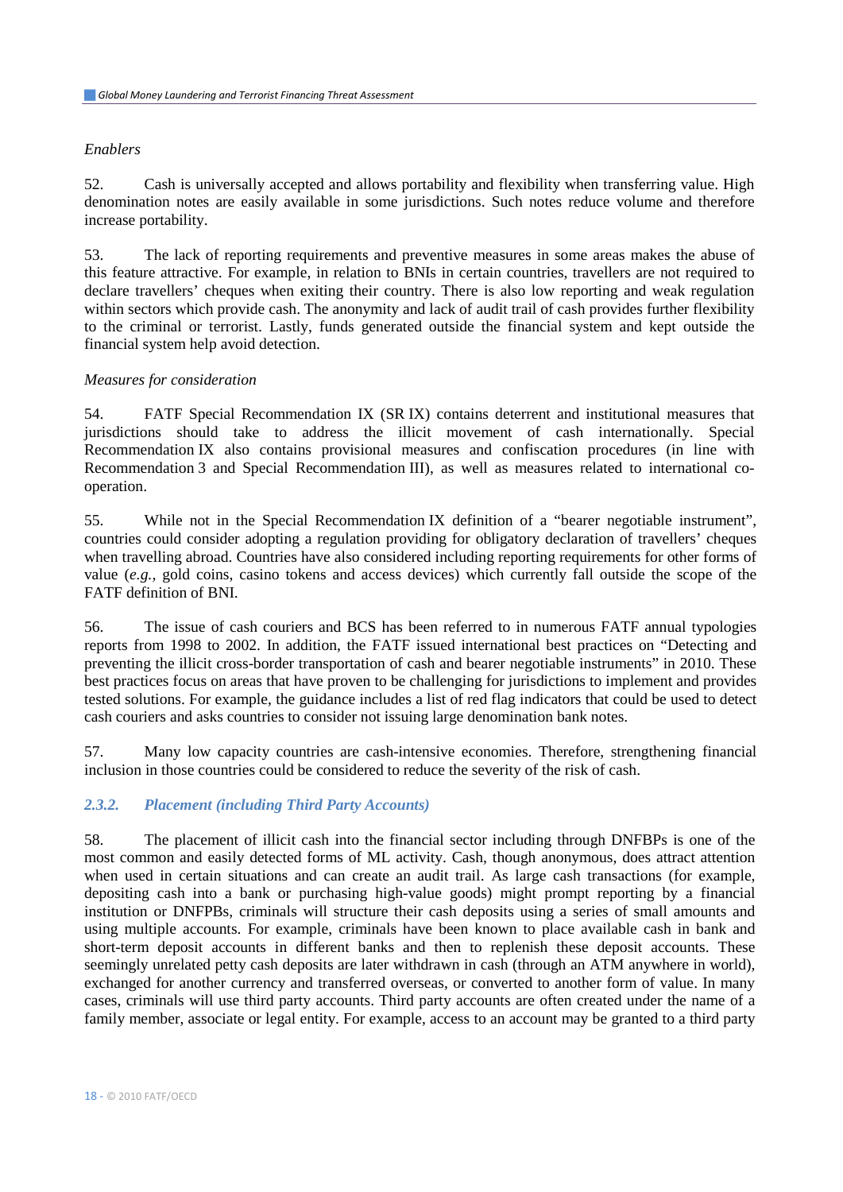*Enablers*

52. Cash is universally accepted and allows portability and flexibility when transferring value. High denomination notes are easily available in some jurisdictions. Such notes reduce volume and therefore increase portability.

53. The lack of reporting requirements and preventive measures in some areas makes the abuse of this feature attractive. For example, in relation to BNIs in certain countries, travellers are not required to declare travellers' cheques when exiting their country. There is also low reporting and weak regulation within sectors which provide cash. The anonymity and lack of audit trail of cash provides further flexibility to the criminal or terrorist. Lastly, funds generated outside the financial system and kept outside the financial system help avoid detection.

*Measures for consideration*

54. FATF Special Recommendation IX (SR IX) contains deterrent and institutional measures that jurisdictions should take to address the illicit movement of cash internationally. Special Recommendation IX also contains provisional measures and confiscation procedures (in line with Recommendation 3 and Special Recommendation III), as well as measures related to international co-operation.

55. While not in the Special Recommendation IX definition of a "bearer negotiable instrument", countries could consider adopting a regulation providing for obligatory declaration of travellers' cheques when travelling abroad. Countries have also considered including reporting requirements for other forms of value (*e.g.*, gold coins, casino tokens and access devices) which currently fall outside the scope of the FATF definition of BNI.

56. The issue of cash couriers and BCS has been referred to in numerous FATF annual typologies reports from 1998 to 2002. In addition, the FATF issued international best practices on "Detecting and preventing the illicit cross-border transportation of cash and bearer negotiable instruments" in 2010. These best practices focus on areas that have proven to be challenging for jurisdictions to implement and provides tested solutions. For example, the guidance includes a list of red flag indicators that could be used to detect cash couriers and asks countries to consider not issuing large denomination bank notes.

57. Many low capacity countries are cash-intensive economies. Therefore, strengthening financial inclusion in those countries could be considered to reduce the severity of the risk of cash.

### *2.3.2. Placement (including Third Party Accounts)*

58. The placement of illicit cash into the financial sector including through DNFBPs is one of the most common and easily detected forms of ML activity. Cash, though anonymous, does attract attention when used in certain situations and can create an audit trail. As large cash transactions (for example, depositing cash into a bank or purchasing high-value goods) might prompt reporting by a financial institution or DNFPBs, criminals will structure their cash deposits using a series of small amounts and using multiple accounts. For example, criminals have been known to place available cash in bank and short-term deposit accounts in different banks and then to replenish these deposit accounts. These seemingly unrelated petty cash deposits are later withdrawn in cash (through an ATM anywhere in world), exchanged for another currency and transferred overseas, or converted to another form of value. In many cases, criminals will use third party accounts. Third party accounts are often created under the name of a family member, associate or legal entity. For example, access to an account may be granted to a third party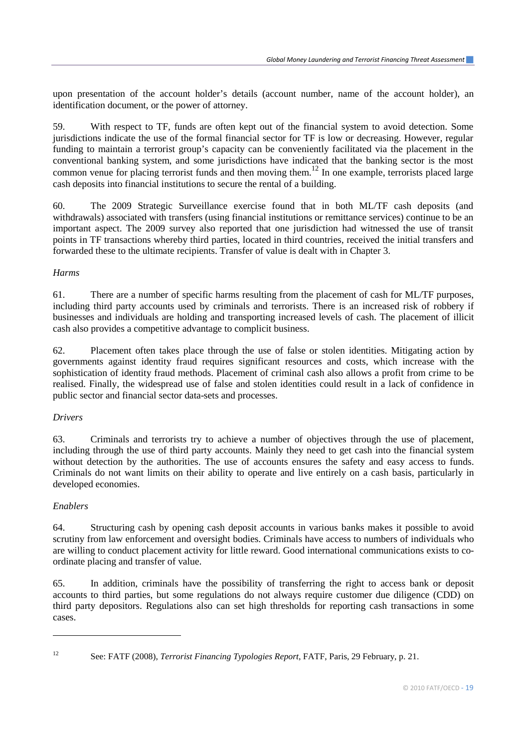upon presentation of the account holder's details (account number, name of the account holder), an identification document, or the power of attorney.

59. With respect to TF, funds are often kept out of the financial system to avoid detection. Some jurisdictions indicate the use of the formal financial sector for TF is low or decreasing. However, regular funding to maintain a terrorist group's capacity can be conveniently facilitated via the placement in the conventional banking system, and some jurisdictions have indicated that the banking sector is the most common venue for placing terrorist funds and then moving them.[12] In one example, terrorists placed large cash deposits into financial institutions to secure the rental of a building.

60. The 2009 Strategic Surveillance exercise found that in both ML/TF cash deposits (and withdrawals) associated with transfers (using financial institutions or remittance services) continue to be an important aspect. The 2009 survey also reported that one jurisdiction had witnessed the use of transit points in TF transactions whereby third parties, located in third countries, received the initial transfers and forwarded these to the ultimate recipients. Transfer of value is dealt with in Chapter 3.

*Harms*

61. There are a number of specific harms resulting from the placement of cash for ML/TF purposes, including third party accounts used by criminals and terrorists. There is an increased risk of robbery if businesses and individuals are holding and transporting increased levels of cash. The placement of illicit cash also provides a competitive advantage to complicit business.

62. Placement often takes place through the use of false or stolen identities. Mitigating action by governments against identity fraud requires significant resources and costs, which increase with the sophistication of identity fraud methods. Placement of criminal cash also allows a profit from crime to be realised. Finally, the widespread use of false and stolen identities could result in a lack of confidence in public sector and financial sector data-sets and processes.

*Drivers*

63. Criminals and terrorists try to achieve a number of objectives through the use of placement, including through the use of third party accounts. Mainly they need to get cash into the financial system without detection by the authorities. The use of accounts ensures the safety and easy access to funds. Criminals do not want limits on their ability to operate and live entirely on a cash basis, particularly in developed economies.

*Enablers*

64. Structuring cash by opening cash deposit accounts in various banks makes it possible to avoid scrutiny from law enforcement and oversight bodies. Criminals have access to numbers of individuals who are willing to conduct placement activity for little reward. Good international communications exists to co-ordinate placing and transfer of value.

65. In addition, criminals have the possibility of transferring the right to access bank or deposit accounts to third parties, but some regulations do not always require customer due diligence (CDD) on third party depositors. Regulations also can set high thresholds for reporting cash transactions in some cases.

---

[12] See: FATF (2008), *Terrorist Financing Typologies Report*, FATF, Paris, 29 February, p. 21.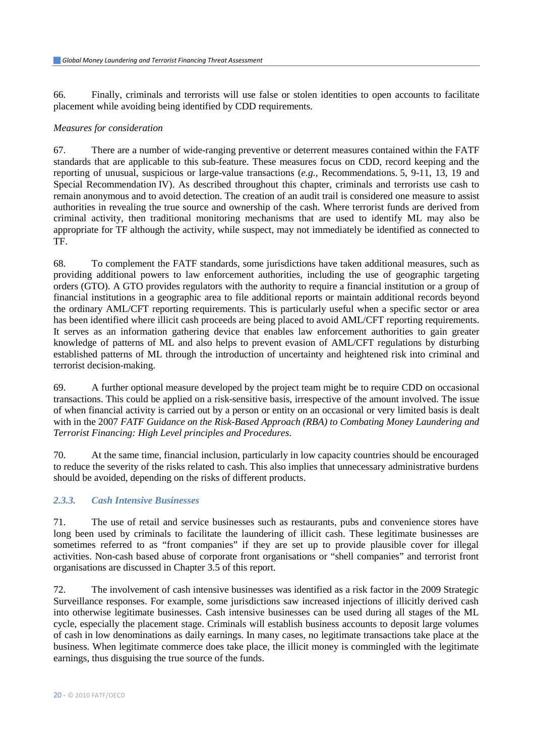66. Finally, criminals and terrorists will use false or stolen identities to open accounts to facilitate placement while avoiding being identified by CDD requirements.

*Measures for consideration*

67. There are a number of wide-ranging preventive or deterrent measures contained within the FATF standards that are applicable to this sub-feature. These measures focus on CDD, record keeping and the reporting of unusual, suspicious or large-value transactions (*e.g.*, Recommendations. 5, 9-11, 13, 19 and Special Recommendation IV). As described throughout this chapter, criminals and terrorists use cash to remain anonymous and to avoid detection. The creation of an audit trail is considered one measure to assist authorities in revealing the true source and ownership of the cash. Where terrorist funds are derived from criminal activity, then traditional monitoring mechanisms that are used to identify ML may also be appropriate for TF although the activity, while suspect, may not immediately be identified as connected to TF.

68. To complement the FATF standards, some jurisdictions have taken additional measures, such as providing additional powers to law enforcement authorities, including the use of geographic targeting orders (GTO). A GTO provides regulators with the authority to require a financial institution or a group of financial institutions in a geographic area to file additional reports or maintain additional records beyond the ordinary AML/CFT reporting requirements. This is particularly useful when a specific sector or area has been identified where illicit cash proceeds are being placed to avoid AML/CFT reporting requirements. It serves as an information gathering device that enables law enforcement authorities to gain greater knowledge of patterns of ML and also helps to prevent evasion of AML/CFT regulations by disturbing established patterns of ML through the introduction of uncertainty and heightened risk into criminal and terrorist decision-making.

69. A further optional measure developed by the project team might be to require CDD on occasional transactions. This could be applied on a risk-sensitive basis, irrespective of the amount involved. The issue of when financial activity is carried out by a person or entity on an occasional or very limited basis is dealt with in the 2007 *FATF Guidance on the Risk-Based Approach (RBA) to Combating Money Laundering and Terrorist Financing: High Level principles and Procedures*.

70. At the same time, financial inclusion, particularly in low capacity countries should be encouraged to reduce the severity of the risks related to cash. This also implies that unnecessary administrative burdens should be avoided, depending on the risks of different products.

### *2.3.3. Cash Intensive Businesses*

71. The use of retail and service businesses such as restaurants, pubs and convenience stores have long been used by criminals to facilitate the laundering of illicit cash. These legitimate businesses are sometimes referred to as "front companies" if they are set up to provide plausible cover for illegal activities. Non-cash based abuse of corporate front organisations or "shell companies" and terrorist front organisations are discussed in Chapter 3.5 of this report.

72. The involvement of cash intensive businesses was identified as a risk factor in the 2009 Strategic Surveillance responses. For example, some jurisdictions saw increased injections of illicitly derived cash into otherwise legitimate businesses. Cash intensive businesses can be used during all stages of the ML cycle, especially the placement stage. Criminals will establish business accounts to deposit large volumes of cash in low denominations as daily earnings. In many cases, no legitimate transactions take place at the business. When legitimate commerce does take place, the illicit money is commingled with the legitimate earnings, thus disguising the true source of the funds.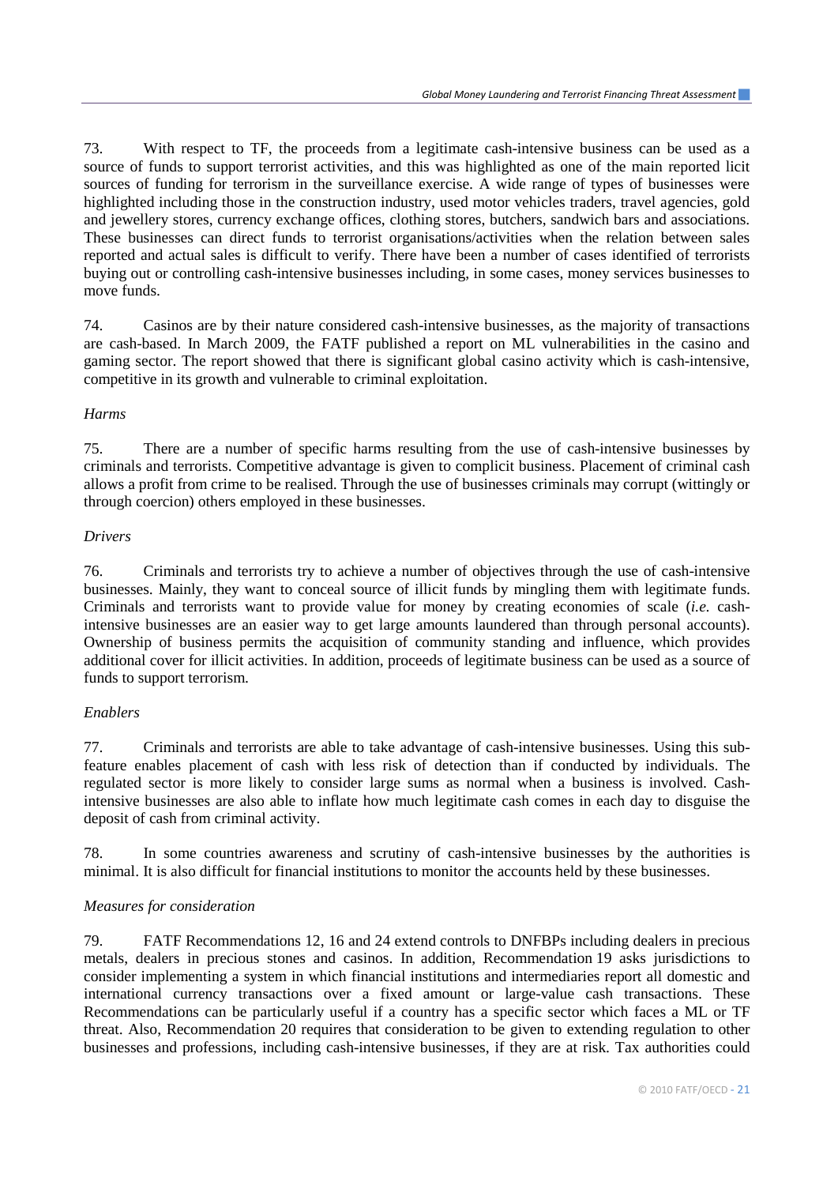73. With respect to TF, the proceeds from a legitimate cash-intensive business can be used as a source of funds to support terrorist activities, and this was highlighted as one of the main reported licit sources of funding for terrorism in the surveillance exercise. A wide range of types of businesses were highlighted including those in the construction industry, used motor vehicles traders, travel agencies, gold and jewellery stores, currency exchange offices, clothing stores, butchers, sandwich bars and associations. These businesses can direct funds to terrorist organisations/activities when the relation between sales reported and actual sales is difficult to verify. There have been a number of cases identified of terrorists buying out or controlling cash-intensive businesses including, in some cases, money services businesses to move funds.

74. Casinos are by their nature considered cash-intensive businesses, as the majority of transactions are cash-based. In March 2009, the FATF published a report on ML vulnerabilities in the casino and gaming sector. The report showed that there is significant global casino activity which is cash-intensive, competitive in its growth and vulnerable to criminal exploitation.

*Harms*

75. There are a number of specific harms resulting from the use of cash-intensive businesses by criminals and terrorists. Competitive advantage is given to complicit business. Placement of criminal cash allows a profit from crime to be realised. Through the use of businesses criminals may corrupt (wittingly or through coercion) others employed in these businesses.

*Drivers*

76. Criminals and terrorists try to achieve a number of objectives through the use of cash-intensive businesses. Mainly, they want to conceal source of illicit funds by mingling them with legitimate funds. Criminals and terrorists want to provide value for money by creating economies of scale (*i.e.* cash-intensive businesses are an easier way to get large amounts laundered than through personal accounts). Ownership of business permits the acquisition of community standing and influence, which provides additional cover for illicit activities. In addition, proceeds of legitimate business can be used as a source of funds to support terrorism.

*Enablers*

77. Criminals and terrorists are able to take advantage of cash-intensive businesses. Using this sub-feature enables placement of cash with less risk of detection than if conducted by individuals. The regulated sector is more likely to consider large sums as normal when a business is involved. Cash-intensive businesses are also able to inflate how much legitimate cash comes in each day to disguise the deposit of cash from criminal activity.

78. In some countries awareness and scrutiny of cash-intensive businesses by the authorities is minimal. It is also difficult for financial institutions to monitor the accounts held by these businesses.

*Measures for consideration*

79. FATF Recommendations 12, 16 and 24 extend controls to DNFBPs including dealers in precious metals, dealers in precious stones and casinos. In addition, Recommendation 19 asks jurisdictions to consider implementing a system in which financial institutions and intermediaries report all domestic and international currency transactions over a fixed amount or large-value cash transactions. These Recommendations can be particularly useful if a country has a specific sector which faces a ML or TF threat. Also, Recommendation 20 requires that consideration to be given to extending regulation to other businesses and professions, including cash-intensive businesses, if they are at risk. Tax authorities could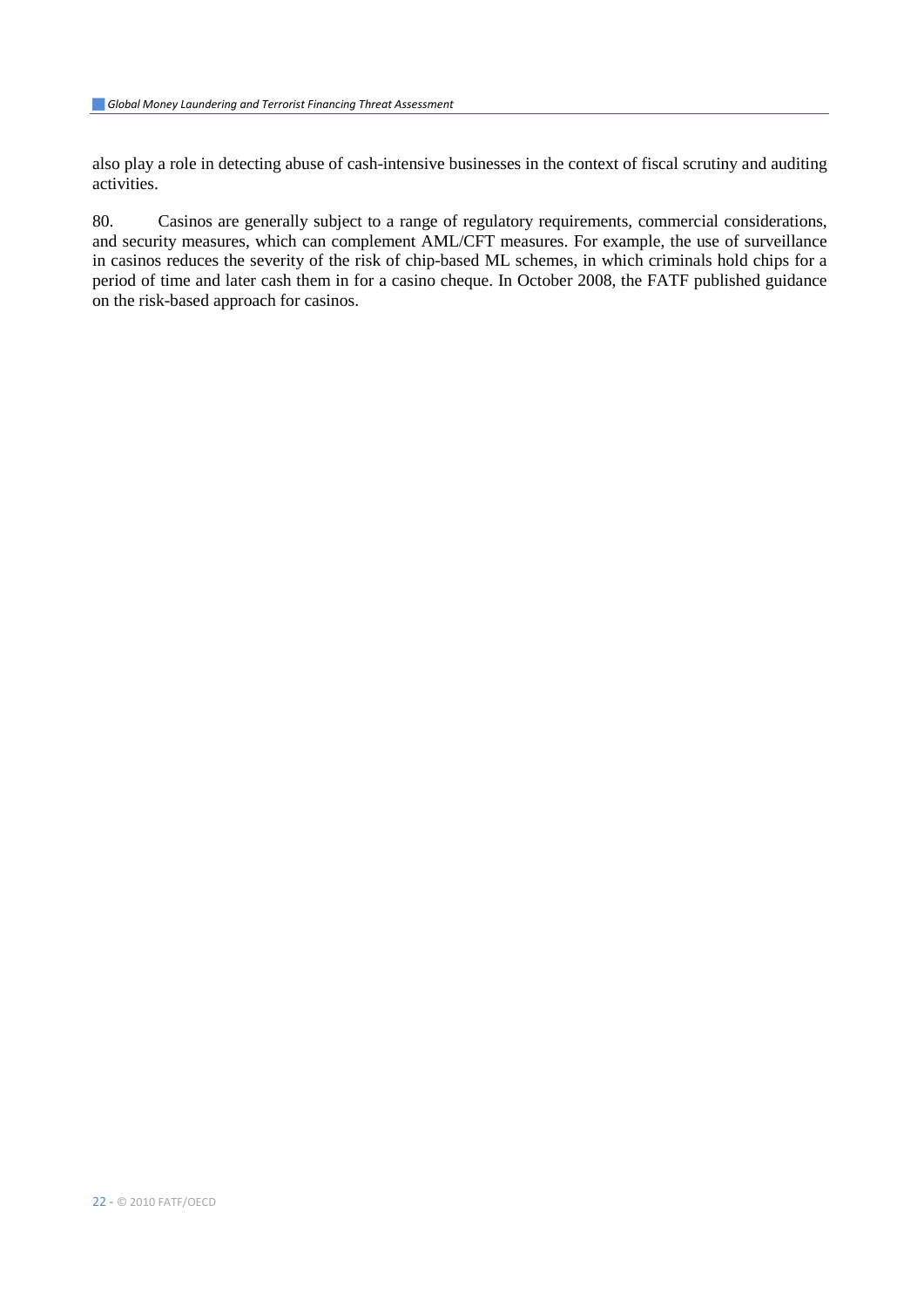also play a role in detecting abuse of cash-intensive businesses in the context of fiscal scrutiny and auditing activities.

80. Casinos are generally subject to a range of regulatory requirements, commercial considerations, and security measures, which can complement AML/CFT measures. For example, the use of surveillance in casinos reduces the severity of the risk of chip-based ML schemes, in which criminals hold chips for a period of time and later cash them in for a casino cheque. In October 2008, the FATF published guidance on the risk-based approach for casinos.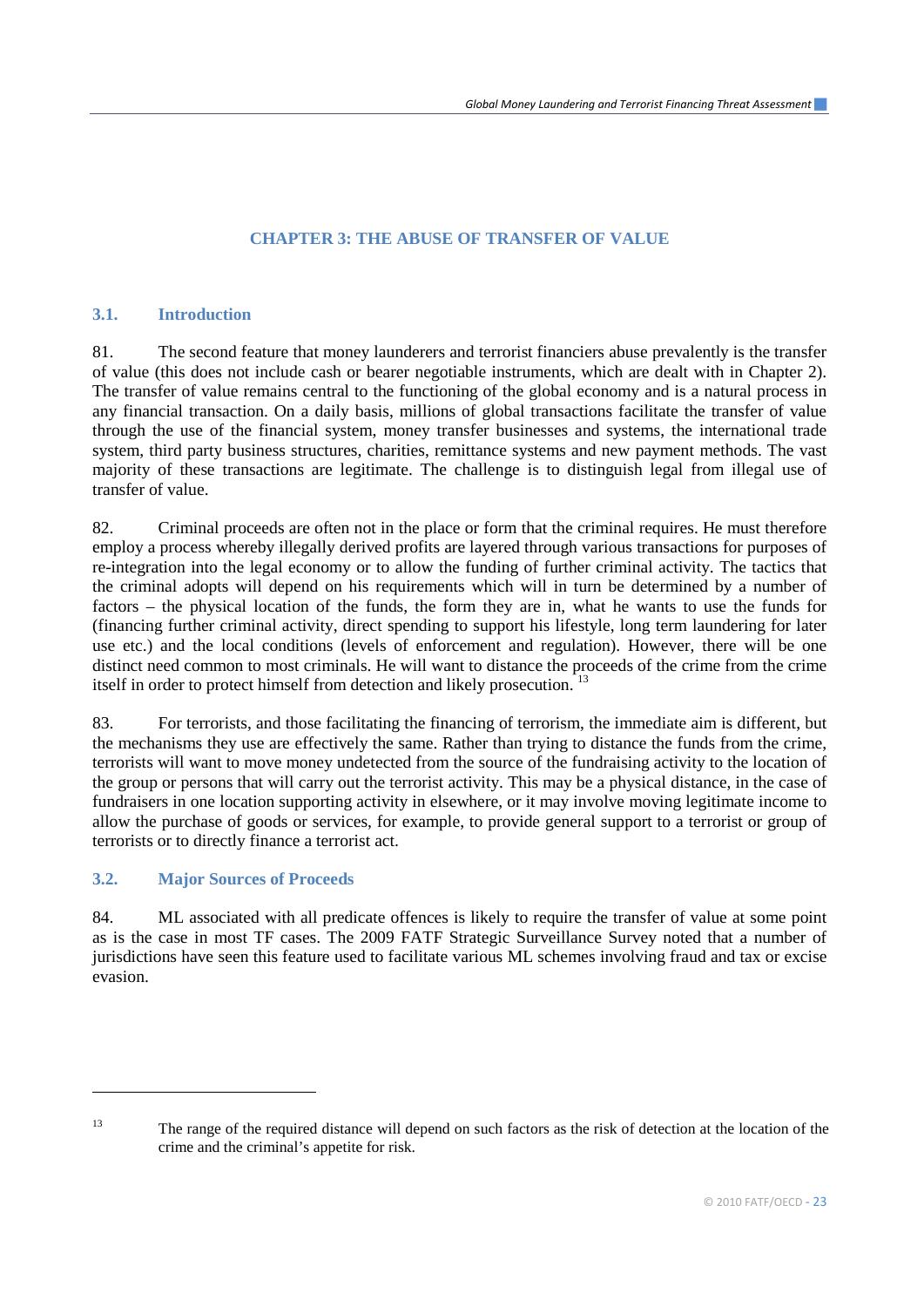# CHAPTER 3: THE ABUSE OF TRANSFER OF VALUE

## 3.1. Introduction

81. The second feature that money launderers and terrorist financiers abuse prevalently is the transfer of value (this does not include cash or bearer negotiable instruments, which are dealt with in Chapter 2). The transfer of value remains central to the functioning of the global economy and is a natural process in any financial transaction. On a daily basis, millions of global transactions facilitate the transfer of value through the use of the financial system, money transfer businesses and systems, the international trade system, third party business structures, charities, remittance systems and new payment methods. The vast majority of these transactions are legitimate. The challenge is to distinguish legal from illegal use of transfer of value.

82. Criminal proceeds are often not in the place or form that the criminal requires. He must therefore employ a process whereby illegally derived profits are layered through various transactions for purposes of re-integration into the legal economy or to allow the funding of further criminal activity. The tactics that the criminal adopts will depend on his requirements which will in turn be determined by a number of factors – the physical location of the funds, the form they are in, what he wants to use the funds for (financing further criminal activity, direct spending to support his lifestyle, long term laundering for later use etc.) and the local conditions (levels of enforcement and regulation). However, there will be one distinct need common to most criminals. He will want to distance the proceeds of the crime from the crime itself in order to protect himself from detection and likely prosecution. [13]

83. For terrorists, and those facilitating the financing of terrorism, the immediate aim is different, but the mechanisms they use are effectively the same. Rather than trying to distance the funds from the crime, terrorists will want to move money undetected from the source of the fundraising activity to the location of the group or persons that will carry out the terrorist activity. This may be a physical distance, in the case of fundraisers in one location supporting activity in elsewhere, or it may involve moving legitimate income to allow the purchase of goods or services, for example, to provide general support to a terrorist or group of terrorists or to directly finance a terrorist act.

## 3.2. Major Sources of Proceeds

84. ML associated with all predicate offences is likely to require the transfer of value at some point as is the case in most TF cases. The 2009 FATF Strategic Surveillance Survey noted that a number of jurisdictions have seen this feature used to facilitate various ML schemes involving fraud and tax or excise evasion.

---

[13] The range of the required distance will depend on such factors as the risk of detection at the location of the crime and the criminal's appetite for risk.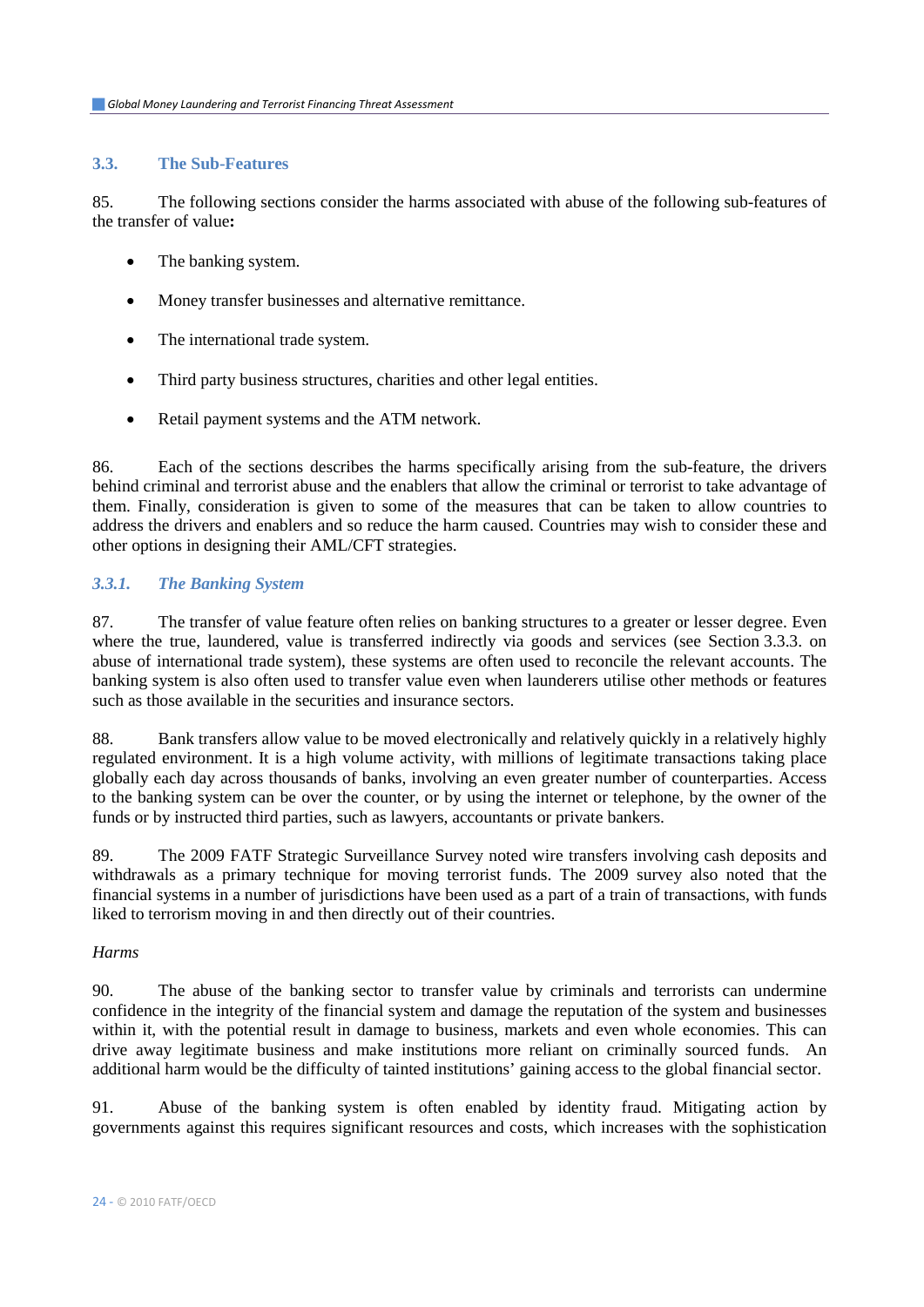## 3.3. The Sub-Features

85. The following sections consider the harms associated with abuse of the following sub-features of the transfer of value**:**

- The banking system.
- Money transfer businesses and alternative remittance.
- The international trade system.
- Third party business structures, charities and other legal entities.
- Retail payment systems and the ATM network.

86. Each of the sections describes the harms specifically arising from the sub-feature, the drivers behind criminal and terrorist abuse and the enablers that allow the criminal or terrorist to take advantage of them. Finally, consideration is given to some of the measures that can be taken to allow countries to address the drivers and enablers and so reduce the harm caused. Countries may wish to consider these and other options in designing their AML/CFT strategies.

### *3.3.1. The Banking System*

87. The transfer of value feature often relies on banking structures to a greater or lesser degree. Even where the true, laundered, value is transferred indirectly via goods and services (see Section 3.3.3. on abuse of international trade system), these systems are often used to reconcile the relevant accounts. The banking system is also often used to transfer value even when launderers utilise other methods or features such as those available in the securities and insurance sectors.

88. Bank transfers allow value to be moved electronically and relatively quickly in a relatively highly regulated environment. It is a high volume activity, with millions of legitimate transactions taking place globally each day across thousands of banks, involving an even greater number of counterparties. Access to the banking system can be over the counter, or by using the internet or telephone, by the owner of the funds or by instructed third parties, such as lawyers, accountants or private bankers.

89. The 2009 FATF Strategic Surveillance Survey noted wire transfers involving cash deposits and withdrawals as a primary technique for moving terrorist funds. The 2009 survey also noted that the financial systems in a number of jurisdictions have been used as a part of a train of transactions, with funds liked to terrorism moving in and then directly out of their countries.

*Harms*

90. The abuse of the banking sector to transfer value by criminals and terrorists can undermine confidence in the integrity of the financial system and damage the reputation of the system and businesses within it, with the potential result in damage to business, markets and even whole economies. This can drive away legitimate business and make institutions more reliant on criminally sourced funds. An additional harm would be the difficulty of tainted institutions' gaining access to the global financial sector.

91. Abuse of the banking system is often enabled by identity fraud. Mitigating action by governments against this requires significant resources and costs, which increases with the sophistication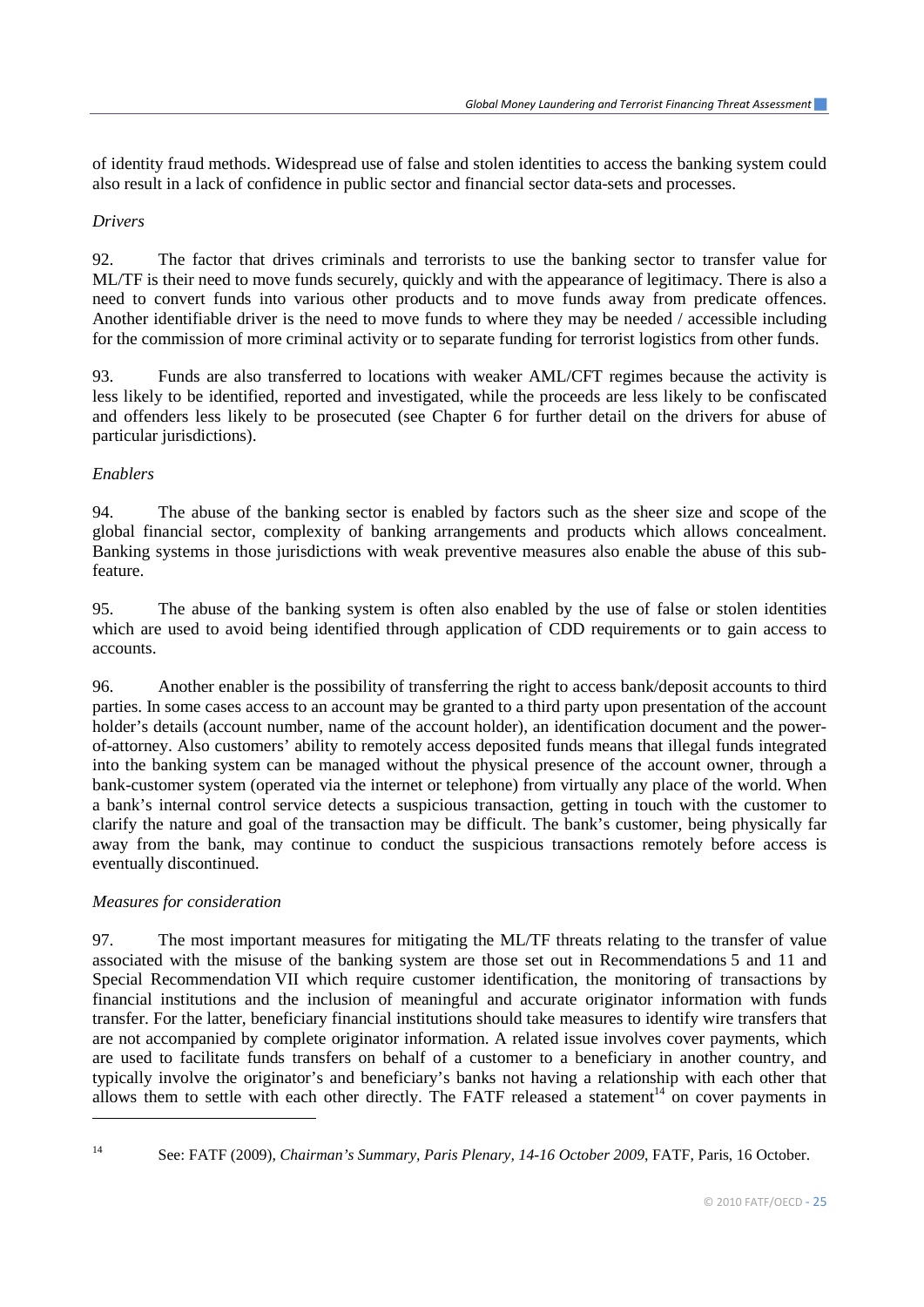of identity fraud methods. Widespread use of false and stolen identities to access the banking system could also result in a lack of confidence in public sector and financial sector data-sets and processes.

*Drivers*

92. The factor that drives criminals and terrorists to use the banking sector to transfer value for ML/TF is their need to move funds securely, quickly and with the appearance of legitimacy. There is also a need to convert funds into various other products and to move funds away from predicate offences. Another identifiable driver is the need to move funds to where they may be needed / accessible including for the commission of more criminal activity or to separate funding for terrorist logistics from other funds.

93. Funds are also transferred to locations with weaker AML/CFT regimes because the activity is less likely to be identified, reported and investigated, while the proceeds are less likely to be confiscated and offenders less likely to be prosecuted (see Chapter 6 for further detail on the drivers for abuse of particular jurisdictions).

*Enablers*

94. The abuse of the banking sector is enabled by factors such as the sheer size and scope of the global financial sector, complexity of banking arrangements and products which allows concealment. Banking systems in those jurisdictions with weak preventive measures also enable the abuse of this sub-feature.

95. The abuse of the banking system is often also enabled by the use of false or stolen identities which are used to avoid being identified through application of CDD requirements or to gain access to accounts.

96. Another enabler is the possibility of transferring the right to access bank/deposit accounts to third parties. In some cases access to an account may be granted to a third party upon presentation of the account holder's details (account number, name of the account holder), an identification document and the power-of-attorney. Also customers' ability to remotely access deposited funds means that illegal funds integrated into the banking system can be managed without the physical presence of the account owner, through a bank-customer system (operated via the internet or telephone) from virtually any place of the world. When a bank's internal control service detects a suspicious transaction, getting in touch with the customer to clarify the nature and goal of the transaction may be difficult. The bank's customer, being physically far away from the bank, may continue to conduct the suspicious transactions remotely before access is eventually discontinued.

*Measures for consideration*

97. The most important measures for mitigating the ML/TF threats relating to the transfer of value associated with the misuse of the banking system are those set out in Recommendations 5 and 11 and Special Recommendation VII which require customer identification, the monitoring of transactions by financial institutions and the inclusion of meaningful and accurate originator information with funds transfer. For the latter, beneficiary financial institutions should take measures to identify wire transfers that are not accompanied by complete originator information. A related issue involves cover payments, which are used to facilitate funds transfers on behalf of a customer to a beneficiary in another country, and typically involve the originator's and beneficiary's banks not having a relationship with each other that allows them to settle with each other directly. The FATF released a statement[14] on cover payments in

[14] See: FATF (2009), *Chairman's Summary, Paris Plenary, 14-16 October 2009*, FATF, Paris, 16 October.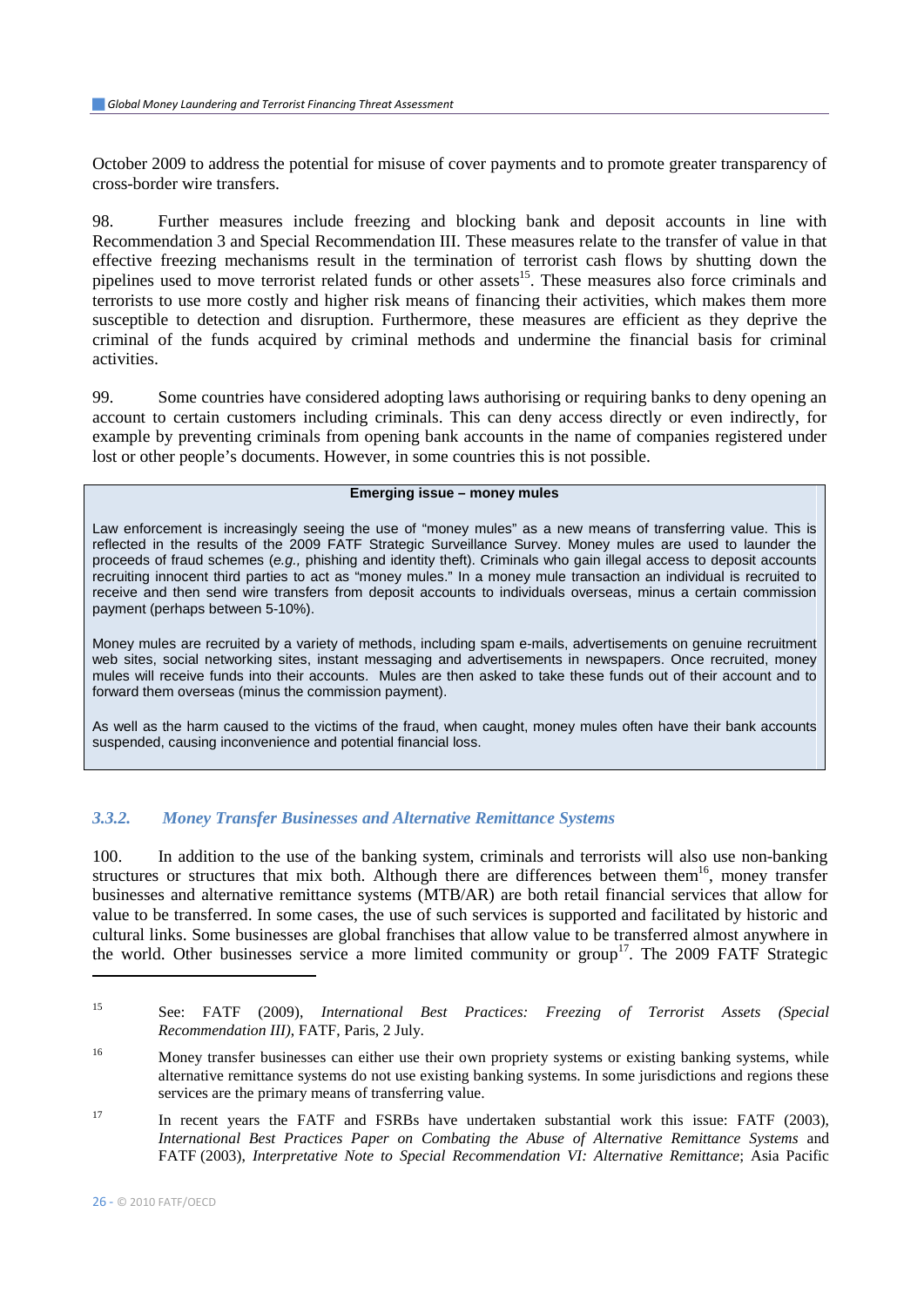October 2009 to address the potential for misuse of cover payments and to promote greater transparency of cross-border wire transfers.

98. Further measures include freezing and blocking bank and deposit accounts in line with Recommendation 3 and Special Recommendation III. These measures relate to the transfer of value in that effective freezing mechanisms result in the termination of terrorist cash flows by shutting down the pipelines used to move terrorist related funds or other assets[15]. These measures also force criminals and terrorists to use more costly and higher risk means of financing their activities, which makes them more susceptible to detection and disruption. Furthermore, these measures are efficient as they deprive the criminal of the funds acquired by criminal methods and undermine the financial basis for criminal activities.

99. Some countries have considered adopting laws authorising or requiring banks to deny opening an account to certain customers including criminals. This can deny access directly or even indirectly, for example by preventing criminals from opening bank accounts in the name of companies registered under lost or other people's documents. However, in some countries this is not possible.

**Emerging issue – money mules**

Law enforcement is increasingly seeing the use of "money mules" as a new means of transferring value. This is reflected in the results of the 2009 FATF Strategic Surveillance Survey. Money mules are used to launder the proceeds of fraud schemes (*e.g.,* phishing and identity theft). Criminals who gain illegal access to deposit accounts recruiting innocent third parties to act as "money mules." In a money mule transaction an individual is recruited to receive and then send wire transfers from deposit accounts to individuals overseas, minus a certain commission payment (perhaps between 5-10%).

Money mules are recruited by a variety of methods, including spam e-mails, advertisements on genuine recruitment web sites, social networking sites, instant messaging and advertisements in newspapers. Once recruited, money mules will receive funds into their accounts. Mules are then asked to take these funds out of their account and to forward them overseas (minus the commission payment).

As well as the harm caused to the victims of the fraud, when caught, money mules often have their bank accounts suspended, causing inconvenience and potential financial loss.

### *3.3.2. Money Transfer Businesses and Alternative Remittance Systems*

100. In addition to the use of the banking system, criminals and terrorists will also use non-banking structures or structures that mix both. Although there are differences between them[16], money transfer businesses and alternative remittance systems (MTB/AR) are both retail financial services that allow for value to be transferred. In some cases, the use of such services is supported and facilitated by historic and cultural links. Some businesses are global franchises that allow value to be transferred almost anywhere in the world. Other businesses service a more limited community or group[17]. The 2009 FATF Strategic

---

[15] See: FATF (2009), *International Best Practices: Freezing of Terrorist Assets (Special Recommendation III)*, FATF, Paris, 2 July.

[16] Money transfer businesses can either use their own propriety systems or existing banking systems, while alternative remittance systems do not use existing banking systems. In some jurisdictions and regions these services are the primary means of transferring value.

[17] In recent years the FATF and FSRBs have undertaken substantial work this issue: FATF (2003), *International Best Practices Paper on Combating the Abuse of Alternative Remittance Systems* and FATF (2003), *Interpretative Note to Special Recommendation VI: Alternative Remittance*; Asia Pacific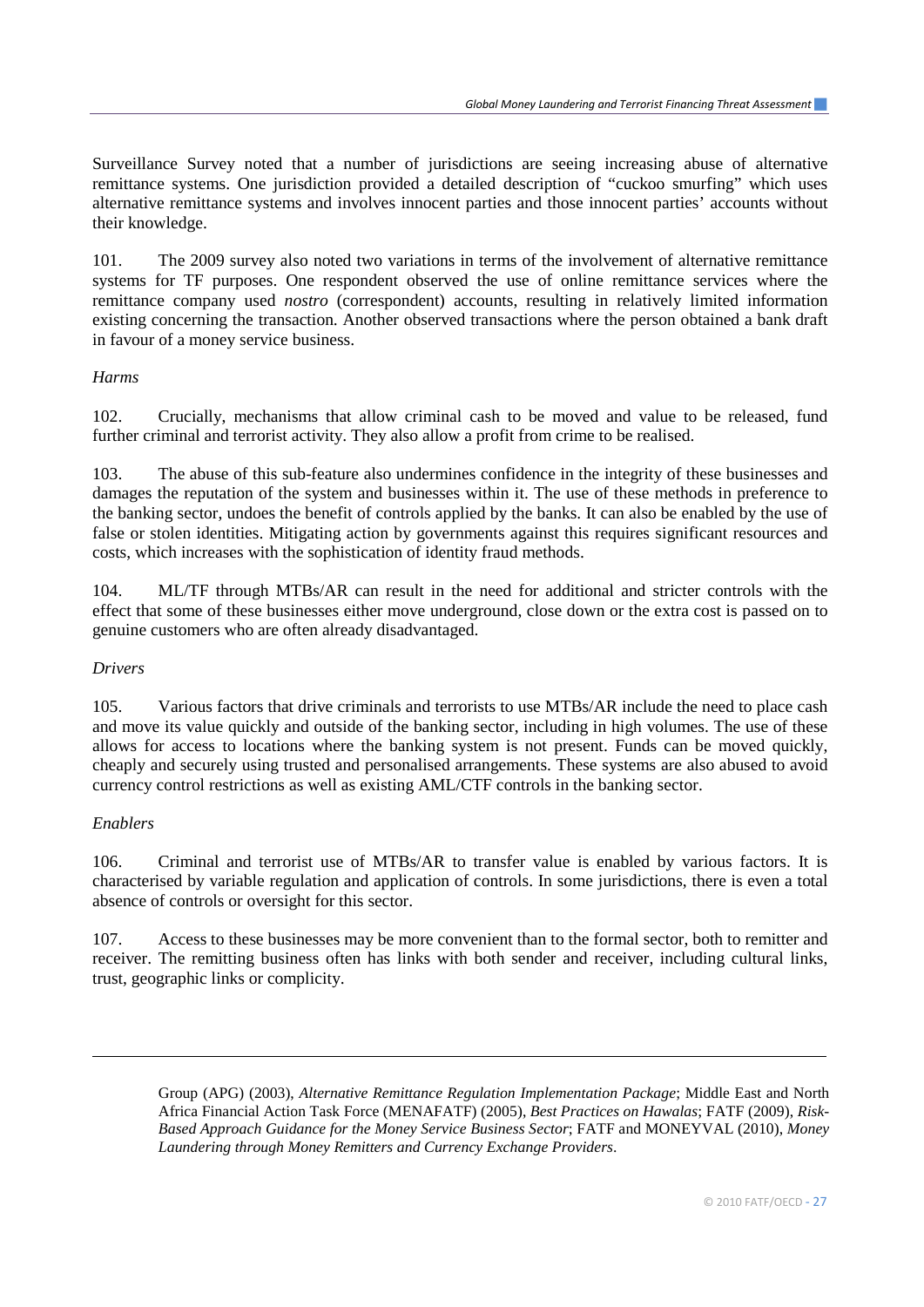Surveillance Survey noted that a number of jurisdictions are seeing increasing abuse of alternative remittance systems. One jurisdiction provided a detailed description of "cuckoo smurfing" which uses alternative remittance systems and involves innocent parties and those innocent parties' accounts without their knowledge.

101. The 2009 survey also noted two variations in terms of the involvement of alternative remittance systems for TF purposes. One respondent observed the use of online remittance services where the remittance company used *nostro* (correspondent) accounts, resulting in relatively limited information existing concerning the transaction. Another observed transactions where the person obtained a bank draft in favour of a money service business.

*Harms*

102. Crucially, mechanisms that allow criminal cash to be moved and value to be released, fund further criminal and terrorist activity. They also allow a profit from crime to be realised.

103. The abuse of this sub-feature also undermines confidence in the integrity of these businesses and damages the reputation of the system and businesses within it. The use of these methods in preference to the banking sector, undoes the benefit of controls applied by the banks. It can also be enabled by the use of false or stolen identities. Mitigating action by governments against this requires significant resources and costs, which increases with the sophistication of identity fraud methods.

104. ML/TF through MTBs/AR can result in the need for additional and stricter controls with the effect that some of these businesses either move underground, close down or the extra cost is passed on to genuine customers who are often already disadvantaged.

*Drivers*

105. Various factors that drive criminals and terrorists to use MTBs/AR include the need to place cash and move its value quickly and outside of the banking sector, including in high volumes. The use of these allows for access to locations where the banking system is not present. Funds can be moved quickly, cheaply and securely using trusted and personalised arrangements. These systems are also abused to avoid currency control restrictions as well as existing AML/CTF controls in the banking sector.

*Enablers*

106. Criminal and terrorist use of MTBs/AR to transfer value is enabled by various factors. It is characterised by variable regulation and application of controls. In some jurisdictions, there is even a total absence of controls or oversight for this sector.

107. Access to these businesses may be more convenient than to the formal sector, both to remitter and receiver. The remitting business often has links with both sender and receiver, including cultural links, trust, geographic links or complicity.

---

Group (APG) (2003), *Alternative Remittance Regulation Implementation Package*; Middle East and North Africa Financial Action Task Force (MENAFATF) (2005), *Best Practices on Hawalas*; FATF (2009), *Risk-Based Approach Guidance for the Money Service Business Sector*; FATF and MONEYVAL (2010), *Money Laundering through Money Remitters and Currency Exchange Providers*.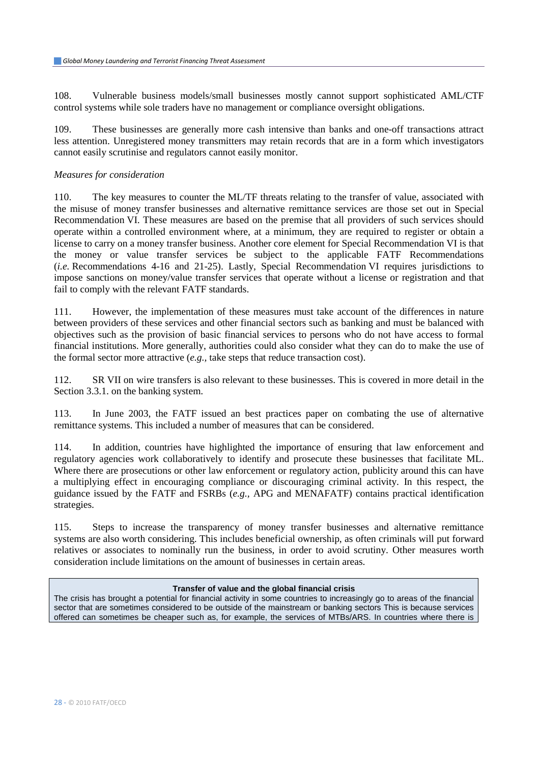108. Vulnerable business models/small businesses mostly cannot support sophisticated AML/CTF control systems while sole traders have no management or compliance oversight obligations.

109. These businesses are generally more cash intensive than banks and one-off transactions attract less attention. Unregistered money transmitters may retain records that are in a form which investigators cannot easily scrutinise and regulators cannot easily monitor.

*Measures for consideration*

110. The key measures to counter the ML/TF threats relating to the transfer of value, associated with the misuse of money transfer businesses and alternative remittance services are those set out in Special Recommendation VI. These measures are based on the premise that all providers of such services should operate within a controlled environment where, at a minimum, they are required to register or obtain a license to carry on a money transfer business. Another core element for Special Recommendation VI is that the money or value transfer services be subject to the applicable FATF Recommendations (*i.e.* Recommendations 4-16 and 21-25). Lastly, Special Recommendation VI requires jurisdictions to impose sanctions on money/value transfer services that operate without a license or registration and that fail to comply with the relevant FATF standards.

111. However, the implementation of these measures must take account of the differences in nature between providers of these services and other financial sectors such as banking and must be balanced with objectives such as the provision of basic financial services to persons who do not have access to formal financial institutions. More generally, authorities could also consider what they can do to make the use of the formal sector more attractive (*e.g.*, take steps that reduce transaction cost).

112. SR VII on wire transfers is also relevant to these businesses. This is covered in more detail in the Section 3.3.1. on the banking system.

113. In June 2003, the FATF issued an best practices paper on combating the use of alternative remittance systems. This included a number of measures that can be considered.

114. In addition, countries have highlighted the importance of ensuring that law enforcement and regulatory agencies work collaboratively to identify and prosecute these businesses that facilitate ML. Where there are prosecutions or other law enforcement or regulatory action, publicity around this can have a multiplying effect in encouraging compliance or discouraging criminal activity. In this respect, the guidance issued by the FATF and FSRBs (*e.g.*, APG and MENAFATF) contains practical identification strategies.

115. Steps to increase the transparency of money transfer businesses and alternative remittance systems are also worth considering. This includes beneficial ownership, as often criminals will put forward relatives or associates to nominally run the business, in order to avoid scrutiny. Other measures worth consideration include limitations on the amount of businesses in certain areas.

**Transfer of value and the global financial crisis**

The crisis has brought a potential for financial activity in some countries to increasingly go to areas of the financial sector that are sometimes considered to be outside of the mainstream or banking sectors This is because services offered can sometimes be cheaper such as, for example, the services of MTBs/ARS. In countries where there is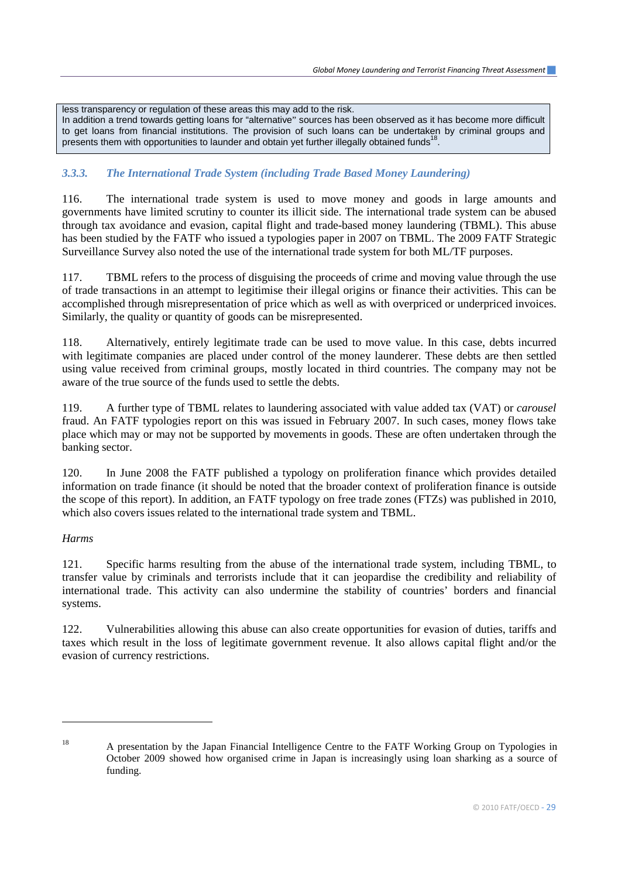less transparency or regulation of these areas this may add to the risk.
In addition a trend towards getting loans for "alternative" sources has been observed as it has become more difficult to get loans from financial institutions. The provision of such loans can be undertaken by criminal groups and presents them with opportunities to launder and obtain yet further illegally obtained funds[18].

### *3.3.3. The International Trade System (including Trade Based Money Laundering)*

116. The international trade system is used to move money and goods in large amounts and governments have limited scrutiny to counter its illicit side. The international trade system can be abused through tax avoidance and evasion, capital flight and trade-based money laundering (TBML). This abuse has been studied by the FATF who issued a typologies paper in 2007 on TBML. The 2009 FATF Strategic Surveillance Survey also noted the use of the international trade system for both ML/TF purposes.

117. TBML refers to the process of disguising the proceeds of crime and moving value through the use of trade transactions in an attempt to legitimise their illegal origins or finance their activities. This can be accomplished through misrepresentation of price which as well as with overpriced or underpriced invoices. Similarly, the quality or quantity of goods can be misrepresented.

118. Alternatively, entirely legitimate trade can be used to move value. In this case, debts incurred with legitimate companies are placed under control of the money launderer. These debts are then settled using value received from criminal groups, mostly located in third countries. The company may not be aware of the true source of the funds used to settle the debts.

119. A further type of TBML relates to laundering associated with value added tax (VAT) or *carousel* fraud. An FATF typologies report on this was issued in February 2007. In such cases, money flows take place which may or may not be supported by movements in goods. These are often undertaken through the banking sector.

120. In June 2008 the FATF published a typology on proliferation finance which provides detailed information on trade finance (it should be noted that the broader context of proliferation finance is outside the scope of this report). In addition, an FATF typology on free trade zones (FTZs) was published in 2010, which also covers issues related to the international trade system and TBML.

*Harms*

121. Specific harms resulting from the abuse of the international trade system, including TBML, to transfer value by criminals and terrorists include that it can jeopardise the credibility and reliability of international trade. This activity can also undermine the stability of countries' borders and financial systems.

122. Vulnerabilities allowing this abuse can also create opportunities for evasion of duties, tariffs and taxes which result in the loss of legitimate government revenue. It also allows capital flight and/or the evasion of currency restrictions.

---

[18] A presentation by the Japan Financial Intelligence Centre to the FATF Working Group on Typologies in October 2009 showed how organised crime in Japan is increasingly using loan sharking as a source of funding.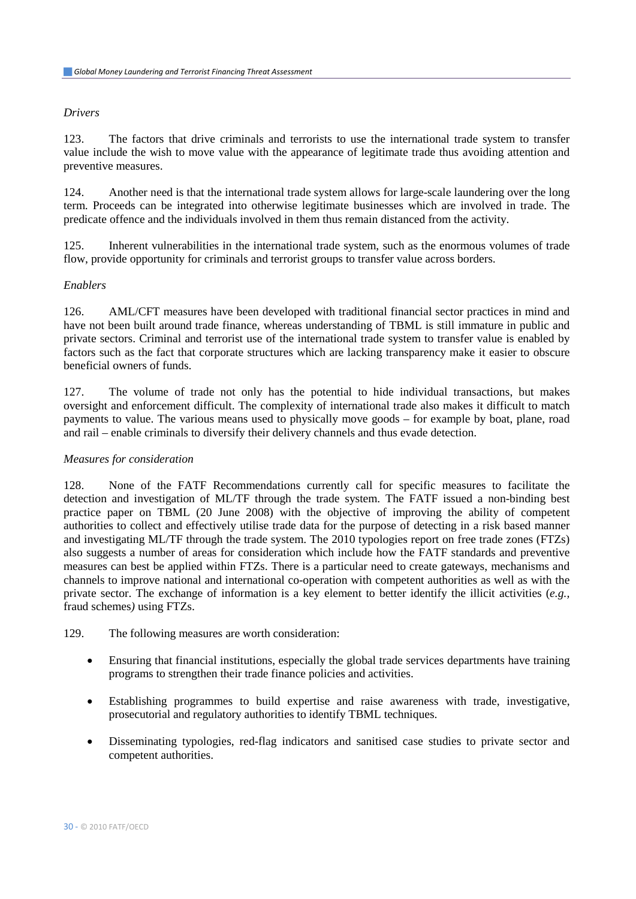*Drivers*

123. The factors that drive criminals and terrorists to use the international trade system to transfer value include the wish to move value with the appearance of legitimate trade thus avoiding attention and preventive measures.

124. Another need is that the international trade system allows for large-scale laundering over the long term. Proceeds can be integrated into otherwise legitimate businesses which are involved in trade. The predicate offence and the individuals involved in them thus remain distanced from the activity.

125. Inherent vulnerabilities in the international trade system, such as the enormous volumes of trade flow, provide opportunity for criminals and terrorist groups to transfer value across borders.

*Enablers*

126. AML/CFT measures have been developed with traditional financial sector practices in mind and have not been built around trade finance, whereas understanding of TBML is still immature in public and private sectors. Criminal and terrorist use of the international trade system to transfer value is enabled by factors such as the fact that corporate structures which are lacking transparency make it easier to obscure beneficial owners of funds.

127. The volume of trade not only has the potential to hide individual transactions, but makes oversight and enforcement difficult. The complexity of international trade also makes it difficult to match payments to value. The various means used to physically move goods – for example by boat, plane, road and rail – enable criminals to diversify their delivery channels and thus evade detection.

*Measures for consideration*

128. None of the FATF Recommendations currently call for specific measures to facilitate the detection and investigation of ML/TF through the trade system. The FATF issued a non-binding best practice paper on TBML (20 June 2008) with the objective of improving the ability of competent authorities to collect and effectively utilise trade data for the purpose of detecting in a risk based manner and investigating ML/TF through the trade system. The 2010 typologies report on free trade zones (FTZs) also suggests a number of areas for consideration which include how the FATF standards and preventive measures can best be applied within FTZs. There is a particular need to create gateways, mechanisms and channels to improve national and international co-operation with competent authorities as well as with the private sector. The exchange of information is a key element to better identify the illicit activities (*e.g.,* fraud schemes*)* using FTZs.

129. The following measures are worth consideration:

- Ensuring that financial institutions, especially the global trade services departments have training programs to strengthen their trade finance policies and activities.
- Establishing programmes to build expertise and raise awareness with trade, investigative, prosecutorial and regulatory authorities to identify TBML techniques.
- Disseminating typologies, red-flag indicators and sanitised case studies to private sector and competent authorities.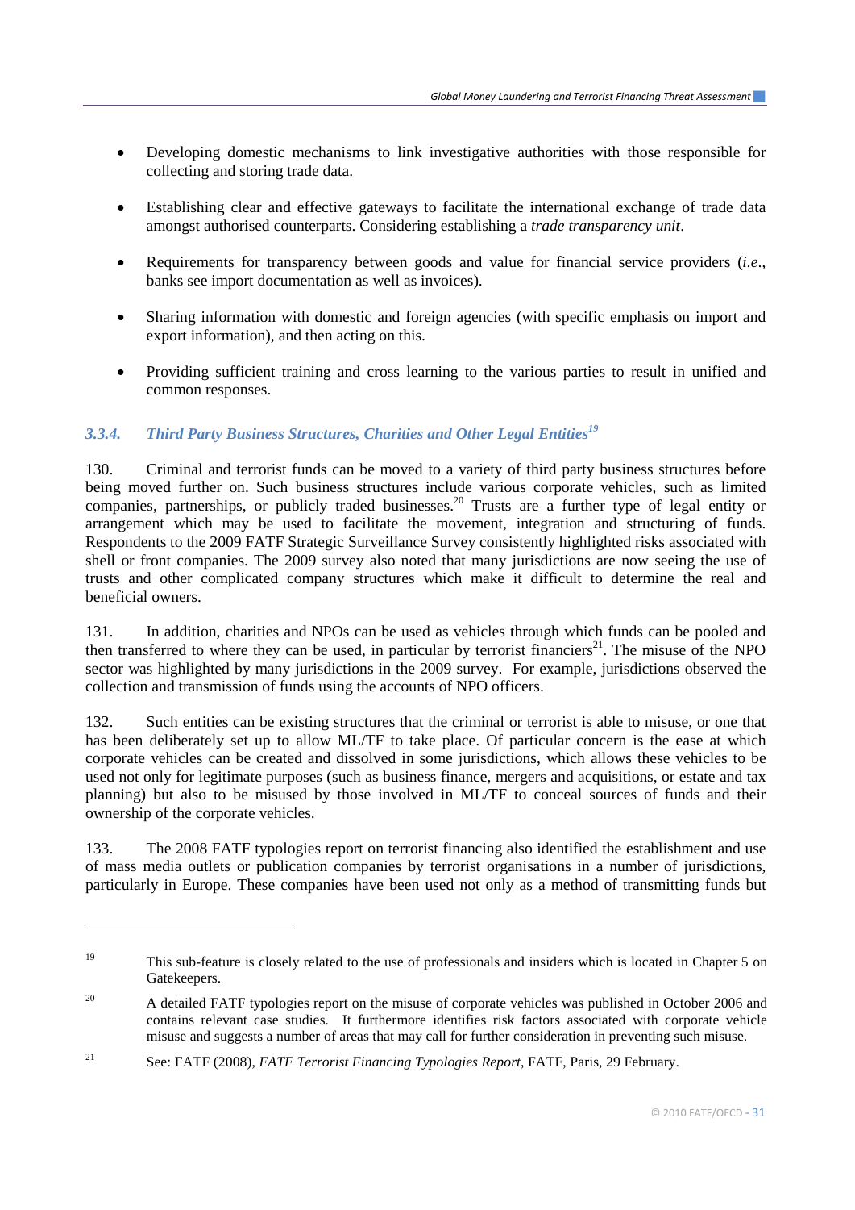- Developing domestic mechanisms to link investigative authorities with those responsible for collecting and storing trade data.

- Establishing clear and effective gateways to facilitate the international exchange of trade data amongst authorised counterparts. Considering establishing a *trade transparency unit*.

- Requirements for transparency between goods and value for financial service providers (*i.e*., banks see import documentation as well as invoices).

- Sharing information with domestic and foreign agencies (with specific emphasis on import and export information), and then acting on this.

- Providing sufficient training and cross learning to the various parties to result in unified and common responses.

### *3.3.4. Third Party Business Structures, Charities and Other Legal Entities*[19]

130. Criminal and terrorist funds can be moved to a variety of third party business structures before being moved further on. Such business structures include various corporate vehicles, such as limited companies, partnerships, or publicly traded businesses.[20] Trusts are a further type of legal entity or arrangement which may be used to facilitate the movement, integration and structuring of funds. Respondents to the 2009 FATF Strategic Surveillance Survey consistently highlighted risks associated with shell or front companies. The 2009 survey also noted that many jurisdictions are now seeing the use of trusts and other complicated company structures which make it difficult to determine the real and beneficial owners.

131. In addition, charities and NPOs can be used as vehicles through which funds can be pooled and then transferred to where they can be used, in particular by terrorist financiers[21]. The misuse of the NPO sector was highlighted by many jurisdictions in the 2009 survey. For example, jurisdictions observed the collection and transmission of funds using the accounts of NPO officers.

132. Such entities can be existing structures that the criminal or terrorist is able to misuse, or one that has been deliberately set up to allow ML/TF to take place. Of particular concern is the ease at which corporate vehicles can be created and dissolved in some jurisdictions, which allows these vehicles to be used not only for legitimate purposes (such as business finance, mergers and acquisitions, or estate and tax planning) but also to be misused by those involved in ML/TF to conceal sources of funds and their ownership of the corporate vehicles.

133. The 2008 FATF typologies report on terrorist financing also identified the establishment and use of mass media outlets or publication companies by terrorist organisations in a number of jurisdictions, particularly in Europe. These companies have been used not only as a method of transmitting funds but

---

[19] This sub-feature is closely related to the use of professionals and insiders which is located in Chapter 5 on Gatekeepers.

[20] A detailed FATF typologies report on the misuse of corporate vehicles was published in October 2006 and contains relevant case studies. It furthermore identifies risk factors associated with corporate vehicle misuse and suggests a number of areas that may call for further consideration in preventing such misuse.

[21] See: FATF (2008), *FATF Terrorist Financing Typologies Report*, FATF, Paris, 29 February.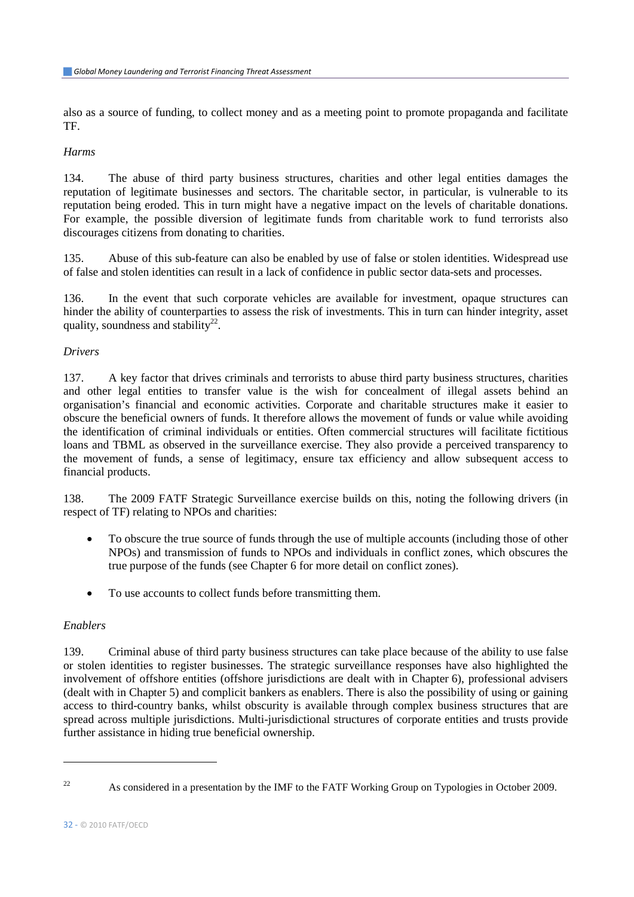also as a source of funding, to collect money and as a meeting point to promote propaganda and facilitate TF.

*Harms*

134. The abuse of third party business structures, charities and other legal entities damages the reputation of legitimate businesses and sectors. The charitable sector, in particular, is vulnerable to its reputation being eroded. This in turn might have a negative impact on the levels of charitable donations. For example, the possible diversion of legitimate funds from charitable work to fund terrorists also discourages citizens from donating to charities.

135. Abuse of this sub-feature can also be enabled by use of false or stolen identities. Widespread use of false and stolen identities can result in a lack of confidence in public sector data-sets and processes.

136. In the event that such corporate vehicles are available for investment, opaque structures can hinder the ability of counterparties to assess the risk of investments. This in turn can hinder integrity, asset quality, soundness and stability[22].

*Drivers*

137. A key factor that drives criminals and terrorists to abuse third party business structures, charities and other legal entities to transfer value is the wish for concealment of illegal assets behind an organisation's financial and economic activities. Corporate and charitable structures make it easier to obscure the beneficial owners of funds. It therefore allows the movement of funds or value while avoiding the identification of criminal individuals or entities. Often commercial structures will facilitate fictitious loans and TBML as observed in the surveillance exercise. They also provide a perceived transparency to the movement of funds, a sense of legitimacy, ensure tax efficiency and allow subsequent access to financial products.

138. The 2009 FATF Strategic Surveillance exercise builds on this, noting the following drivers (in respect of TF) relating to NPOs and charities:

- To obscure the true source of funds through the use of multiple accounts (including those of other NPOs) and transmission of funds to NPOs and individuals in conflict zones, which obscures the true purpose of the funds (see Chapter 6 for more detail on conflict zones).
- To use accounts to collect funds before transmitting them.

*Enablers*

139. Criminal abuse of third party business structures can take place because of the ability to use false or stolen identities to register businesses. The strategic surveillance responses have also highlighted the involvement of offshore entities (offshore jurisdictions are dealt with in Chapter 6), professional advisers (dealt with in Chapter 5) and complicit bankers as enablers. There is also the possibility of using or gaining access to third-country banks, whilst obscurity is available through complex business structures that are spread across multiple jurisdictions. Multi-jurisdictional structures of corporate entities and trusts provide further assistance in hiding true beneficial ownership.

---

[22] As considered in a presentation by the IMF to the FATF Working Group on Typologies in October 2009.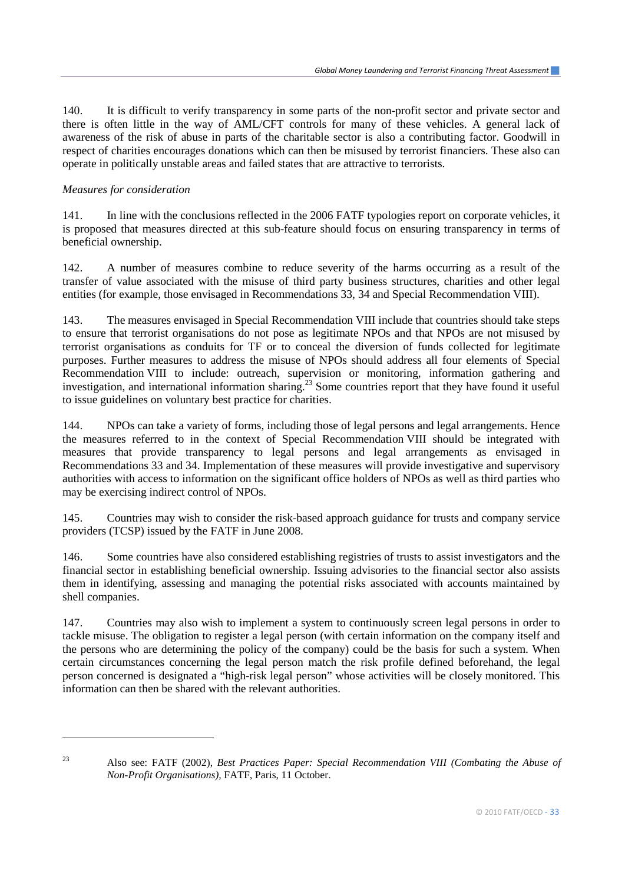140. It is difficult to verify transparency in some parts of the non-profit sector and private sector and there is often little in the way of AML/CFT controls for many of these vehicles. A general lack of awareness of the risk of abuse in parts of the charitable sector is also a contributing factor. Goodwill in respect of charities encourages donations which can then be misused by terrorist financiers. These also can operate in politically unstable areas and failed states that are attractive to terrorists.

*Measures for consideration*

141. In line with the conclusions reflected in the 2006 FATF typologies report on corporate vehicles, it is proposed that measures directed at this sub-feature should focus on ensuring transparency in terms of beneficial ownership.

142. A number of measures combine to reduce severity of the harms occurring as a result of the transfer of value associated with the misuse of third party business structures, charities and other legal entities (for example, those envisaged in Recommendations 33, 34 and Special Recommendation VIII).

143. The measures envisaged in Special Recommendation VIII include that countries should take steps to ensure that terrorist organisations do not pose as legitimate NPOs and that NPOs are not misused by terrorist organisations as conduits for TF or to conceal the diversion of funds collected for legitimate purposes. Further measures to address the misuse of NPOs should address all four elements of Special Recommendation VIII to include: outreach, supervision or monitoring, information gathering and investigation, and international information sharing.[23] Some countries report that they have found it useful to issue guidelines on voluntary best practice for charities.

144. NPOs can take a variety of forms, including those of legal persons and legal arrangements. Hence the measures referred to in the context of Special Recommendation VIII should be integrated with measures that provide transparency to legal persons and legal arrangements as envisaged in Recommendations 33 and 34. Implementation of these measures will provide investigative and supervisory authorities with access to information on the significant office holders of NPOs as well as third parties who may be exercising indirect control of NPOs.

145. Countries may wish to consider the risk-based approach guidance for trusts and company service providers (TCSP) issued by the FATF in June 2008.

146. Some countries have also considered establishing registries of trusts to assist investigators and the financial sector in establishing beneficial ownership. Issuing advisories to the financial sector also assists them in identifying, assessing and managing the potential risks associated with accounts maintained by shell companies.

147. Countries may also wish to implement a system to continuously screen legal persons in order to tackle misuse. The obligation to register a legal person (with certain information on the company itself and the persons who are determining the policy of the company) could be the basis for such a system. When certain circumstances concerning the legal person match the risk profile defined beforehand, the legal person concerned is designated a "high-risk legal person" whose activities will be closely monitored. This information can then be shared with the relevant authorities.

---

[23] Also see: FATF (2002), *Best Practices Paper: Special Recommendation VIII (Combating the Abuse of Non-Profit Organisations),* FATF, Paris, 11 October.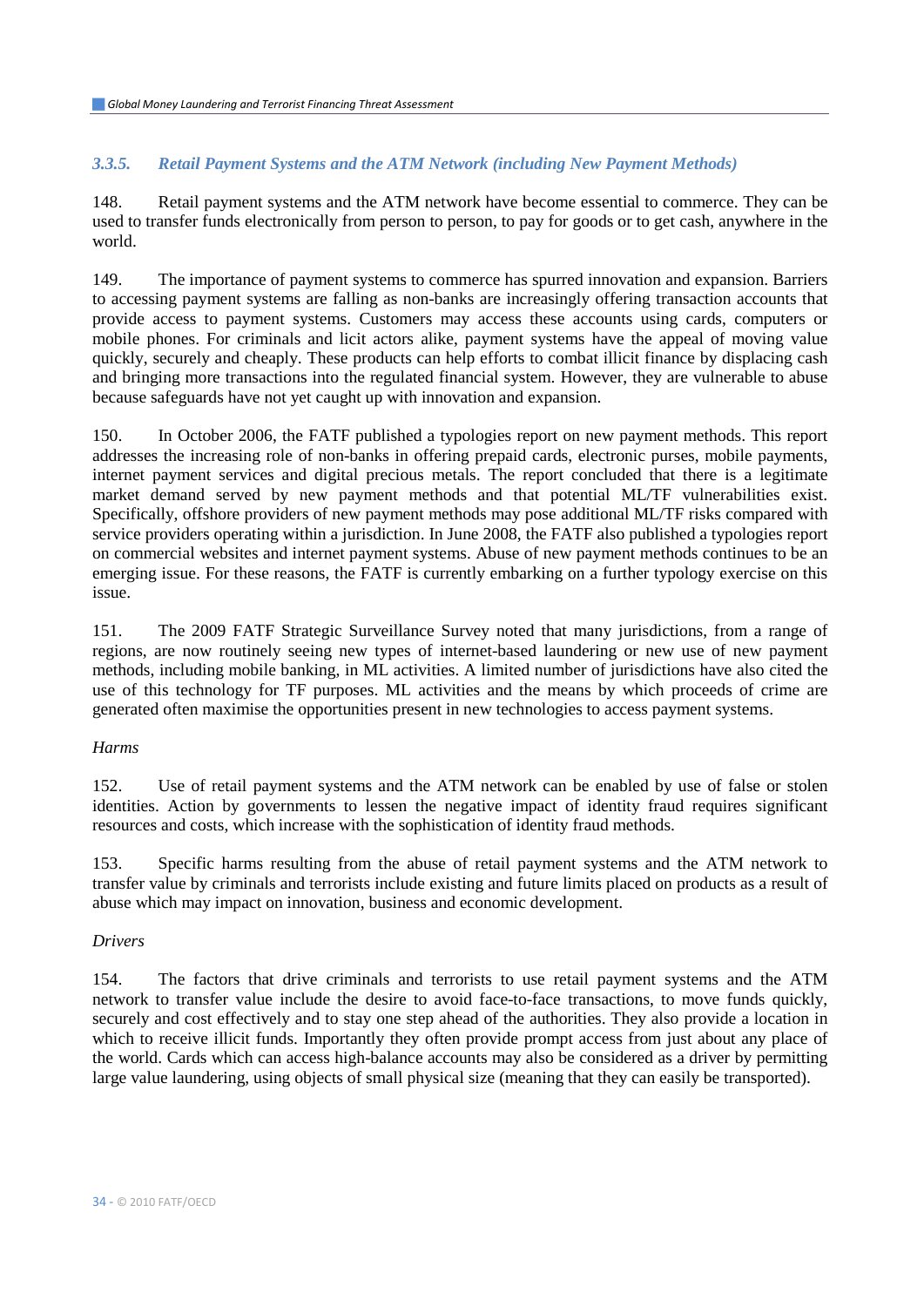### *3.3.5. Retail Payment Systems and the ATM Network (including New Payment Methods)*

148. Retail payment systems and the ATM network have become essential to commerce. They can be used to transfer funds electronically from person to person, to pay for goods or to get cash, anywhere in the world.

149. The importance of payment systems to commerce has spurred innovation and expansion. Barriers to accessing payment systems are falling as non-banks are increasingly offering transaction accounts that provide access to payment systems. Customers may access these accounts using cards, computers or mobile phones. For criminals and licit actors alike, payment systems have the appeal of moving value quickly, securely and cheaply. These products can help efforts to combat illicit finance by displacing cash and bringing more transactions into the regulated financial system. However, they are vulnerable to abuse because safeguards have not yet caught up with innovation and expansion.

150. In October 2006, the FATF published a typologies report on new payment methods. This report addresses the increasing role of non-banks in offering prepaid cards, electronic purses, mobile payments, internet payment services and digital precious metals. The report concluded that there is a legitimate market demand served by new payment methods and that potential ML/TF vulnerabilities exist. Specifically, offshore providers of new payment methods may pose additional ML/TF risks compared with service providers operating within a jurisdiction. In June 2008, the FATF also published a typologies report on commercial websites and internet payment systems. Abuse of new payment methods continues to be an emerging issue. For these reasons, the FATF is currently embarking on a further typology exercise on this issue.

151. The 2009 FATF Strategic Surveillance Survey noted that many jurisdictions, from a range of regions, are now routinely seeing new types of internet-based laundering or new use of new payment methods, including mobile banking, in ML activities. A limited number of jurisdictions have also cited the use of this technology for TF purposes. ML activities and the means by which proceeds of crime are generated often maximise the opportunities present in new technologies to access payment systems.

*Harms*

152. Use of retail payment systems and the ATM network can be enabled by use of false or stolen identities. Action by governments to lessen the negative impact of identity fraud requires significant resources and costs, which increase with the sophistication of identity fraud methods.

153. Specific harms resulting from the abuse of retail payment systems and the ATM network to transfer value by criminals and terrorists include existing and future limits placed on products as a result of abuse which may impact on innovation, business and economic development.

*Drivers*

154. The factors that drive criminals and terrorists to use retail payment systems and the ATM network to transfer value include the desire to avoid face-to-face transactions, to move funds quickly, securely and cost effectively and to stay one step ahead of the authorities. They also provide a location in which to receive illicit funds. Importantly they often provide prompt access from just about any place of the world. Cards which can access high-balance accounts may also be considered as a driver by permitting large value laundering, using objects of small physical size (meaning that they can easily be transported).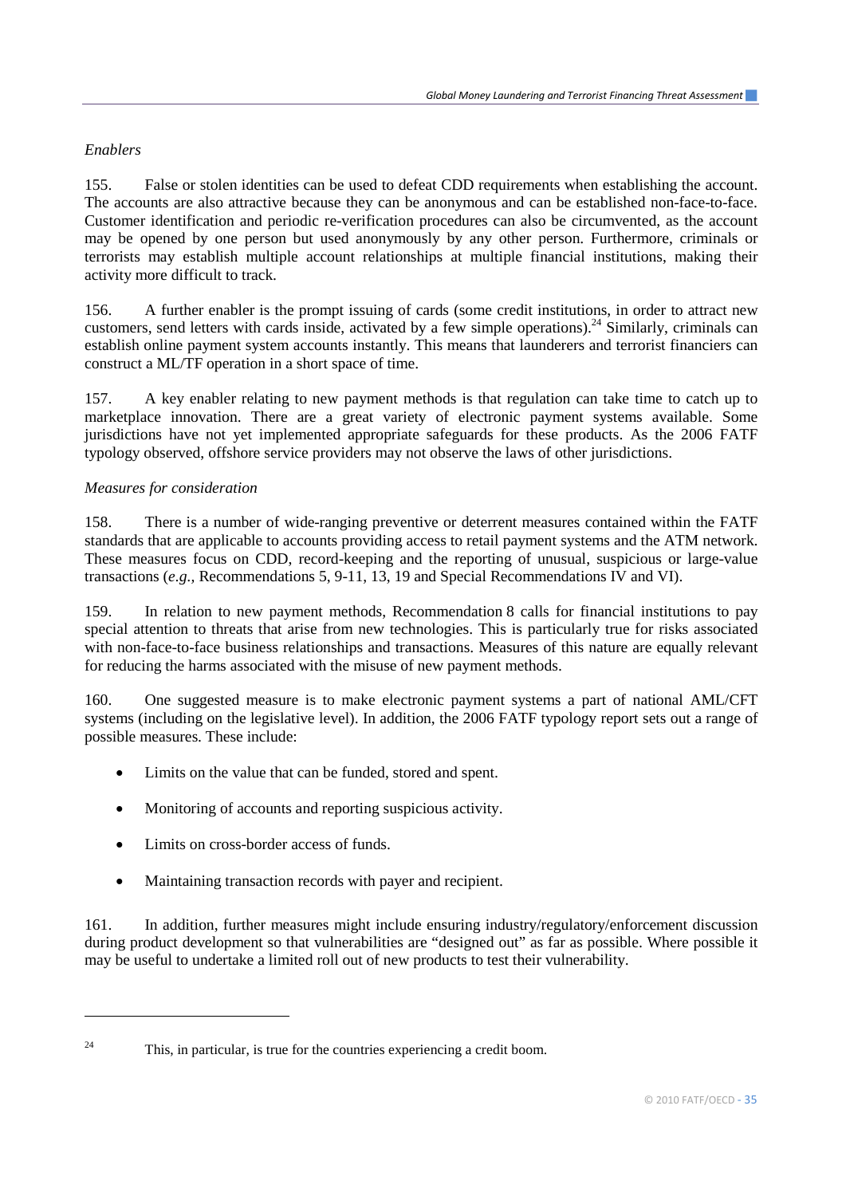*Enablers*

155. False or stolen identities can be used to defeat CDD requirements when establishing the account. The accounts are also attractive because they can be anonymous and can be established non-face-to-face. Customer identification and periodic re-verification procedures can also be circumvented, as the account may be opened by one person but used anonymously by any other person. Furthermore, criminals or terrorists may establish multiple account relationships at multiple financial institutions, making their activity more difficult to track.

156. A further enabler is the prompt issuing of cards (some credit institutions, in order to attract new customers, send letters with cards inside, activated by a few simple operations).[24] Similarly, criminals can establish online payment system accounts instantly. This means that launderers and terrorist financiers can construct a ML/TF operation in a short space of time.

157. A key enabler relating to new payment methods is that regulation can take time to catch up to marketplace innovation. There are a great variety of electronic payment systems available. Some jurisdictions have not yet implemented appropriate safeguards for these products. As the 2006 FATF typology observed, offshore service providers may not observe the laws of other jurisdictions.

*Measures for consideration*

158. There is a number of wide-ranging preventive or deterrent measures contained within the FATF standards that are applicable to accounts providing access to retail payment systems and the ATM network. These measures focus on CDD, record-keeping and the reporting of unusual, suspicious or large-value transactions (*e.g.,* Recommendations 5, 9-11, 13, 19 and Special Recommendations IV and VI).

159. In relation to new payment methods, Recommendation 8 calls for financial institutions to pay special attention to threats that arise from new technologies. This is particularly true for risks associated with non-face-to-face business relationships and transactions. Measures of this nature are equally relevant for reducing the harms associated with the misuse of new payment methods.

160. One suggested measure is to make electronic payment systems a part of national AML/CFT systems (including on the legislative level). In addition, the 2006 FATF typology report sets out a range of possible measures. These include:

- Limits on the value that can be funded, stored and spent.
- Monitoring of accounts and reporting suspicious activity.
- Limits on cross-border access of funds.
- Maintaining transaction records with payer and recipient.

161. In addition, further measures might include ensuring industry/regulatory/enforcement discussion during product development so that vulnerabilities are "designed out" as far as possible. Where possible it may be useful to undertake a limited roll out of new products to test their vulnerability.

---

[24] This, in particular, is true for the countries experiencing a credit boom.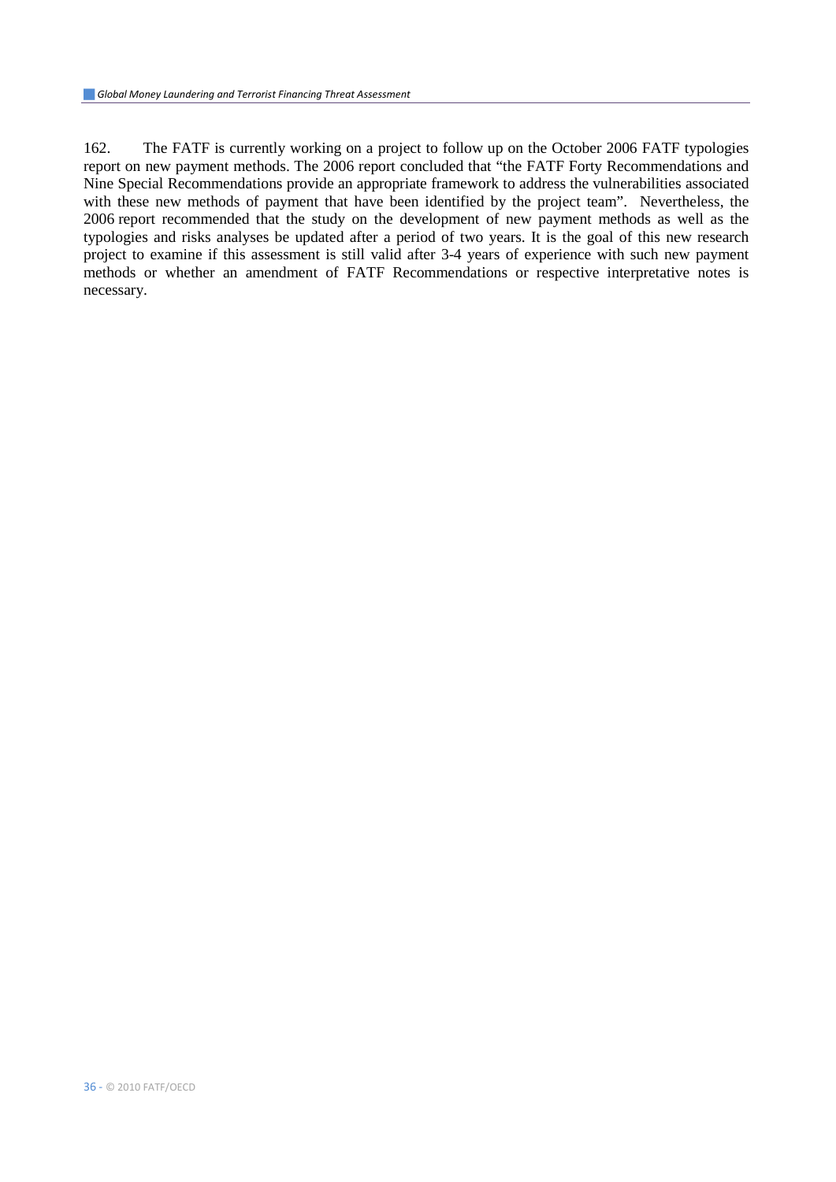162. The FATF is currently working on a project to follow up on the October 2006 FATF typologies report on new payment methods. The 2006 report concluded that "the FATF Forty Recommendations and Nine Special Recommendations provide an appropriate framework to address the vulnerabilities associated with these new methods of payment that have been identified by the project team". Nevertheless, the 2006 report recommended that the study on the development of new payment methods as well as the typologies and risks analyses be updated after a period of two years. It is the goal of this new research project to examine if this assessment is still valid after 3-4 years of experience with such new payment methods or whether an amendment of FATF Recommendations or respective interpretative notes is necessary.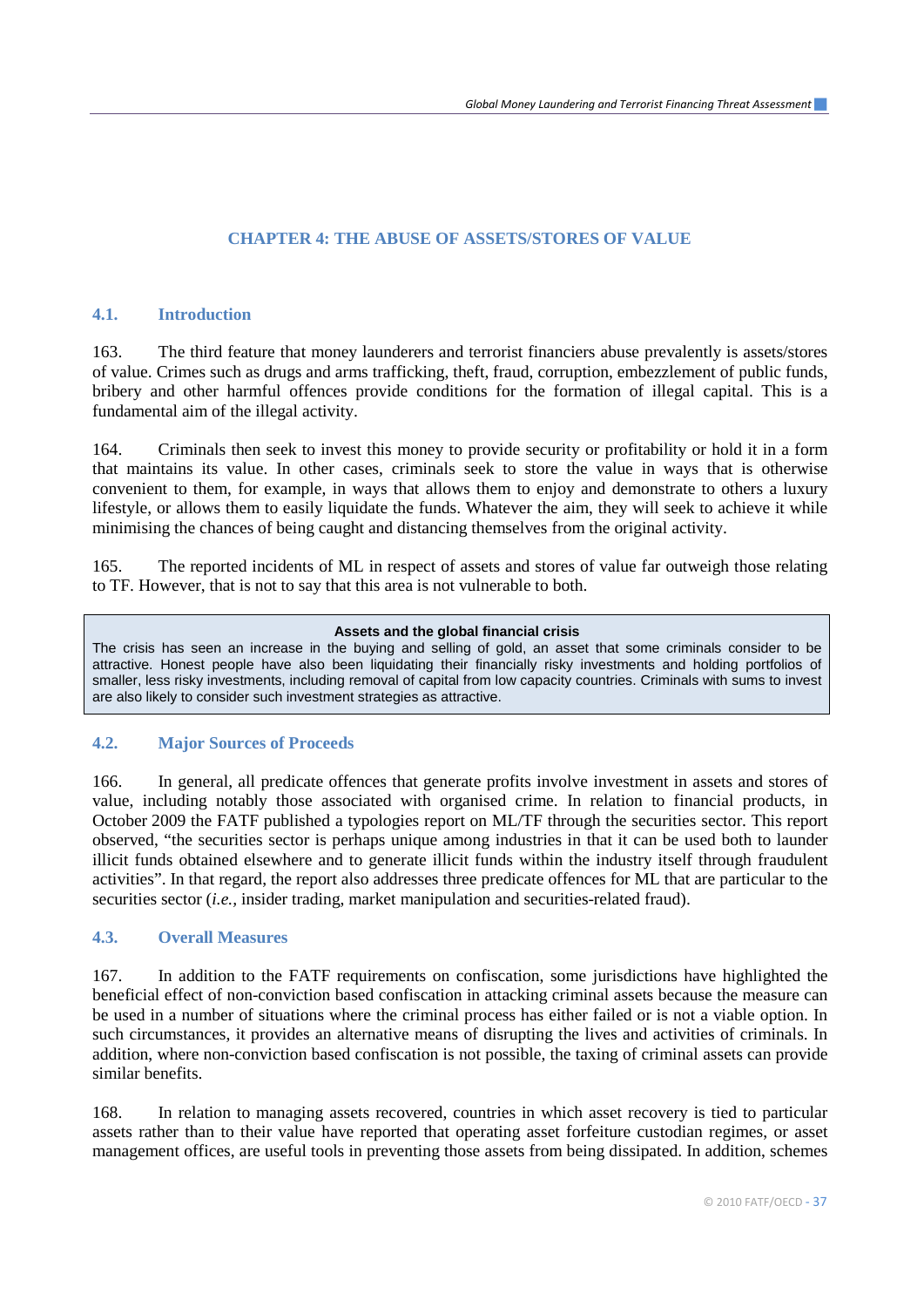# CHAPTER 4: THE ABUSE OF ASSETS/STORES OF VALUE

## 4.1. Introduction

163. The third feature that money launderers and terrorist financiers abuse prevalently is assets/stores of value. Crimes such as drugs and arms trafficking, theft, fraud, corruption, embezzlement of public funds, bribery and other harmful offences provide conditions for the formation of illegal capital. This is a fundamental aim of the illegal activity.

164. Criminals then seek to invest this money to provide security or profitability or hold it in a form that maintains its value. In other cases, criminals seek to store the value in ways that is otherwise convenient to them, for example, in ways that allows them to enjoy and demonstrate to others a luxury lifestyle, or allows them to easily liquidate the funds. Whatever the aim, they will seek to achieve it while minimising the chances of being caught and distancing themselves from the original activity.

165. The reported incidents of ML in respect of assets and stores of value far outweigh those relating to TF. However, that is not to say that this area is not vulnerable to both.

> **Assets and the global financial crisis**
>
> The crisis has seen an increase in the buying and selling of gold, an asset that some criminals consider to be attractive. Honest people have also been liquidating their financially risky investments and holding portfolios of smaller, less risky investments, including removal of capital from low capacity countries. Criminals with sums to invest are also likely to consider such investment strategies as attractive.

## 4.2. Major Sources of Proceeds

166. In general, all predicate offences that generate profits involve investment in assets and stores of value, including notably those associated with organised crime. In relation to financial products, in October 2009 the FATF published a typologies report on ML/TF through the securities sector. This report observed, "the securities sector is perhaps unique among industries in that it can be used both to launder illicit funds obtained elsewhere and to generate illicit funds within the industry itself through fraudulent activities". In that regard, the report also addresses three predicate offences for ML that are particular to the securities sector (*i.e.,* insider trading, market manipulation and securities-related fraud).

## 4.3. Overall Measures

167. In addition to the FATF requirements on confiscation, some jurisdictions have highlighted the beneficial effect of non-conviction based confiscation in attacking criminal assets because the measure can be used in a number of situations where the criminal process has either failed or is not a viable option. In such circumstances, it provides an alternative means of disrupting the lives and activities of criminals. In addition, where non-conviction based confiscation is not possible, the taxing of criminal assets can provide similar benefits.

168. In relation to managing assets recovered, countries in which asset recovery is tied to particular assets rather than to their value have reported that operating asset forfeiture custodian regimes, or asset management offices, are useful tools in preventing those assets from being dissipated. In addition, schemes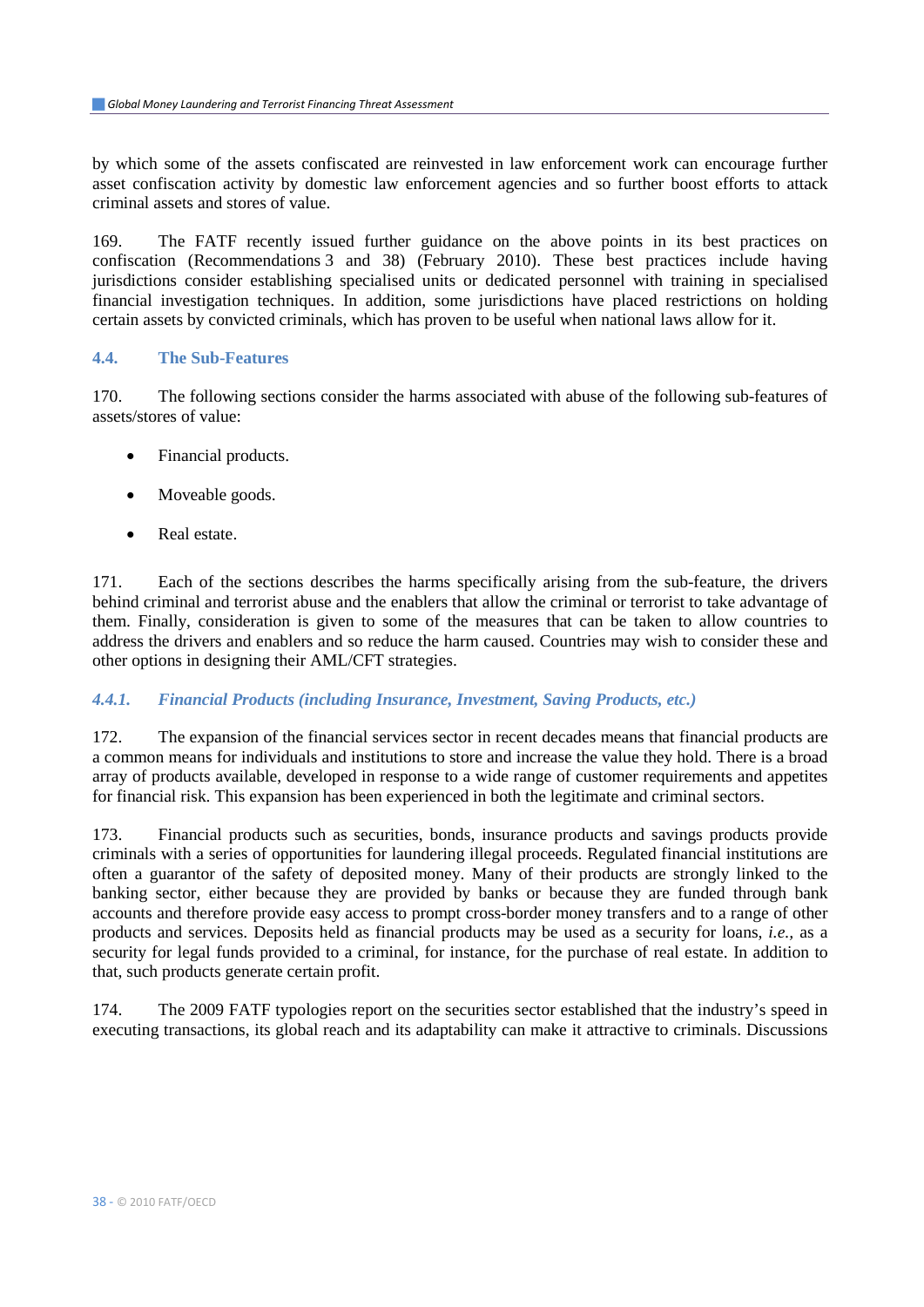by which some of the assets confiscated are reinvested in law enforcement work can encourage further asset confiscation activity by domestic law enforcement agencies and so further boost efforts to attack criminal assets and stores of value.

169. The FATF recently issued further guidance on the above points in its best practices on confiscation (Recommendations 3 and 38) (February 2010). These best practices include having jurisdictions consider establishing specialised units or dedicated personnel with training in specialised financial investigation techniques. In addition, some jurisdictions have placed restrictions on holding certain assets by convicted criminals, which has proven to be useful when national laws allow for it.

## 4.4. The Sub-Features

170. The following sections consider the harms associated with abuse of the following sub-features of assets/stores of value:

- Financial products.
- Moveable goods.
- Real estate.

171. Each of the sections describes the harms specifically arising from the sub-feature, the drivers behind criminal and terrorist abuse and the enablers that allow the criminal or terrorist to take advantage of them. Finally, consideration is given to some of the measures that can be taken to allow countries to address the drivers and enablers and so reduce the harm caused. Countries may wish to consider these and other options in designing their AML/CFT strategies.

### *4.4.1. Financial Products (including Insurance, Investment, Saving Products, etc.)*

172. The expansion of the financial services sector in recent decades means that financial products are a common means for individuals and institutions to store and increase the value they hold. There is a broad array of products available, developed in response to a wide range of customer requirements and appetites for financial risk. This expansion has been experienced in both the legitimate and criminal sectors.

173. Financial products such as securities, bonds, insurance products and savings products provide criminals with a series of opportunities for laundering illegal proceeds. Regulated financial institutions are often a guarantor of the safety of deposited money. Many of their products are strongly linked to the banking sector, either because they are provided by banks or because they are funded through bank accounts and therefore provide easy access to prompt cross-border money transfers and to a range of other products and services. Deposits held as financial products may be used as a security for loans, *i.e.*, as a security for legal funds provided to a criminal, for instance, for the purchase of real estate. In addition to that, such products generate certain profit.

174. The 2009 FATF typologies report on the securities sector established that the industry's speed in executing transactions, its global reach and its adaptability can make it attractive to criminals. Discussions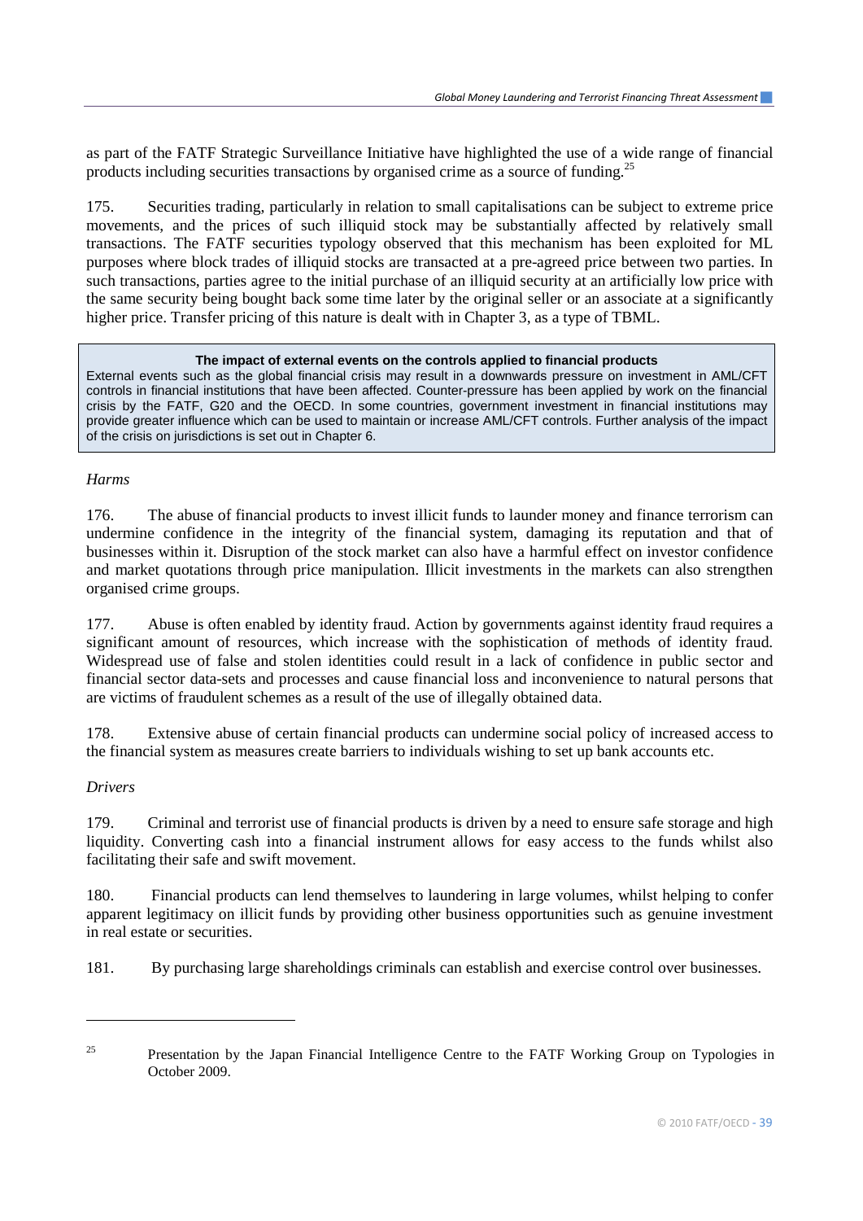as part of the FATF Strategic Surveillance Initiative have highlighted the use of a wide range of financial products including securities transactions by organised crime as a source of funding.[25]

175. Securities trading, particularly in relation to small capitalisations can be subject to extreme price movements, and the prices of such illiquid stock may be substantially affected by relatively small transactions. The FATF securities typology observed that this mechanism has been exploited for ML purposes where block trades of illiquid stocks are transacted at a pre-agreed price between two parties. In such transactions, parties agree to the initial purchase of an illiquid security at an artificially low price with the same security being bought back some time later by the original seller or an associate at a significantly higher price. Transfer pricing of this nature is dealt with in Chapter 3, as a type of TBML.

> **The impact of external events on the controls applied to financial products**
>
> External events such as the global financial crisis may result in a downwards pressure on investment in AML/CFT controls in financial institutions that have been affected. Counter-pressure has been applied by work on the financial crisis by the FATF, G20 and the OECD. In some countries, government investment in financial institutions may provide greater influence which can be used to maintain or increase AML/CFT controls. Further analysis of the impact of the crisis on jurisdictions is set out in Chapter 6.

*Harms*

176. The abuse of financial products to invest illicit funds to launder money and finance terrorism can undermine confidence in the integrity of the financial system, damaging its reputation and that of businesses within it. Disruption of the stock market can also have a harmful effect on investor confidence and market quotations through price manipulation. Illicit investments in the markets can also strengthen organised crime groups.

177. Abuse is often enabled by identity fraud. Action by governments against identity fraud requires a significant amount of resources, which increase with the sophistication of methods of identity fraud. Widespread use of false and stolen identities could result in a lack of confidence in public sector and financial sector data-sets and processes and cause financial loss and inconvenience to natural persons that are victims of fraudulent schemes as a result of the use of illegally obtained data.

178. Extensive abuse of certain financial products can undermine social policy of increased access to the financial system as measures create barriers to individuals wishing to set up bank accounts etc.

*Drivers*

179. Criminal and terrorist use of financial products is driven by a need to ensure safe storage and high liquidity. Converting cash into a financial instrument allows for easy access to the funds whilst also facilitating their safe and swift movement.

180. Financial products can lend themselves to laundering in large volumes, whilst helping to confer apparent legitimacy on illicit funds by providing other business opportunities such as genuine investment in real estate or securities.

181. By purchasing large shareholdings criminals can establish and exercise control over businesses.

---

[25] Presentation by the Japan Financial Intelligence Centre to the FATF Working Group on Typologies in October 2009.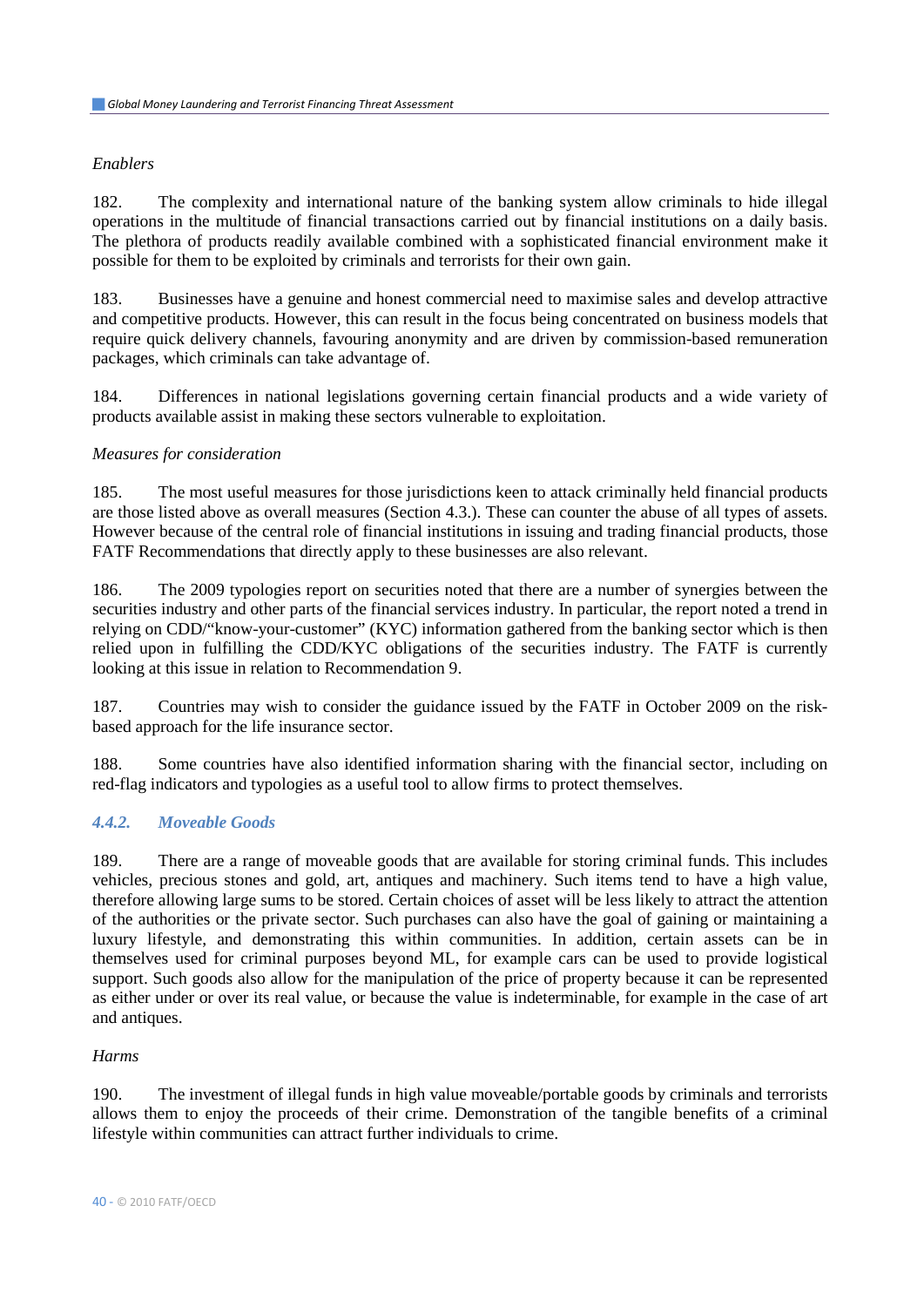*Enablers*

182. The complexity and international nature of the banking system allow criminals to hide illegal operations in the multitude of financial transactions carried out by financial institutions on a daily basis. The plethora of products readily available combined with a sophisticated financial environment make it possible for them to be exploited by criminals and terrorists for their own gain.

183. Businesses have a genuine and honest commercial need to maximise sales and develop attractive and competitive products. However, this can result in the focus being concentrated on business models that require quick delivery channels, favouring anonymity and are driven by commission-based remuneration packages, which criminals can take advantage of.

184. Differences in national legislations governing certain financial products and a wide variety of products available assist in making these sectors vulnerable to exploitation.

*Measures for consideration*

185. The most useful measures for those jurisdictions keen to attack criminally held financial products are those listed above as overall measures (Section 4.3.). These can counter the abuse of all types of assets. However because of the central role of financial institutions in issuing and trading financial products, those FATF Recommendations that directly apply to these businesses are also relevant.

186. The 2009 typologies report on securities noted that there are a number of synergies between the securities industry and other parts of the financial services industry. In particular, the report noted a trend in relying on CDD/"know-your-customer" (KYC) information gathered from the banking sector which is then relied upon in fulfilling the CDD/KYC obligations of the securities industry. The FATF is currently looking at this issue in relation to Recommendation 9.

187. Countries may wish to consider the guidance issued by the FATF in October 2009 on the risk-based approach for the life insurance sector.

188. Some countries have also identified information sharing with the financial sector, including on red-flag indicators and typologies as a useful tool to allow firms to protect themselves.

### *4.4.2. Moveable Goods*

189. There are a range of moveable goods that are available for storing criminal funds. This includes vehicles, precious stones and gold, art, antiques and machinery. Such items tend to have a high value, therefore allowing large sums to be stored. Certain choices of asset will be less likely to attract the attention of the authorities or the private sector. Such purchases can also have the goal of gaining or maintaining a luxury lifestyle, and demonstrating this within communities. In addition, certain assets can be in themselves used for criminal purposes beyond ML, for example cars can be used to provide logistical support. Such goods also allow for the manipulation of the price of property because it can be represented as either under or over its real value, or because the value is indeterminable, for example in the case of art and antiques.

*Harms*

190. The investment of illegal funds in high value moveable/portable goods by criminals and terrorists allows them to enjoy the proceeds of their crime. Demonstration of the tangible benefits of a criminal lifestyle within communities can attract further individuals to crime.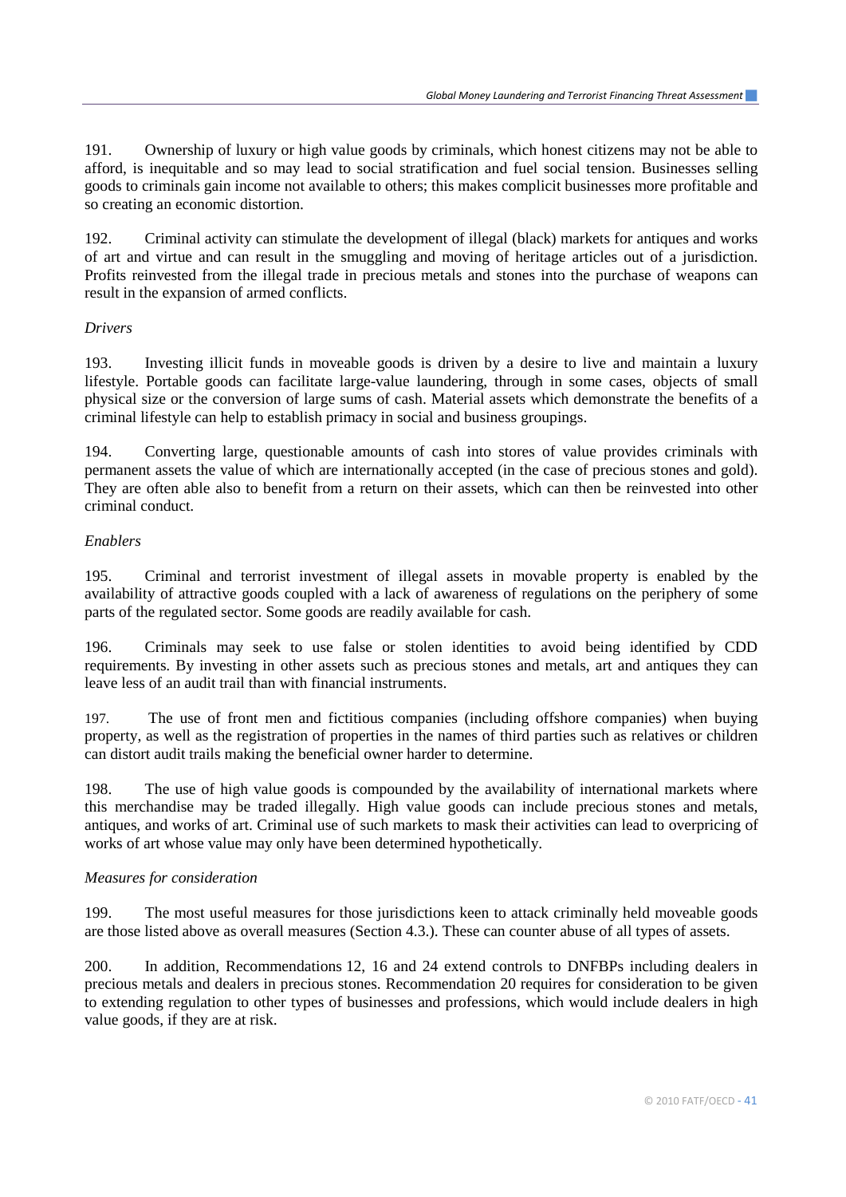191. Ownership of luxury or high value goods by criminals, which honest citizens may not be able to afford, is inequitable and so may lead to social stratification and fuel social tension. Businesses selling goods to criminals gain income not available to others; this makes complicit businesses more profitable and so creating an economic distortion.

192. Criminal activity can stimulate the development of illegal (black) markets for antiques and works of art and virtue and can result in the smuggling and moving of heritage articles out of a jurisdiction. Profits reinvested from the illegal trade in precious metals and stones into the purchase of weapons can result in the expansion of armed conflicts.

*Drivers*

193. Investing illicit funds in moveable goods is driven by a desire to live and maintain a luxury lifestyle. Portable goods can facilitate large-value laundering, through in some cases, objects of small physical size or the conversion of large sums of cash. Material assets which demonstrate the benefits of a criminal lifestyle can help to establish primacy in social and business groupings.

194. Converting large, questionable amounts of cash into stores of value provides criminals with permanent assets the value of which are internationally accepted (in the case of precious stones and gold). They are often able also to benefit from a return on their assets, which can then be reinvested into other criminal conduct.

*Enablers*

195. Criminal and terrorist investment of illegal assets in movable property is enabled by the availability of attractive goods coupled with a lack of awareness of regulations on the periphery of some parts of the regulated sector. Some goods are readily available for cash.

196. Criminals may seek to use false or stolen identities to avoid being identified by CDD requirements. By investing in other assets such as precious stones and metals, art and antiques they can leave less of an audit trail than with financial instruments.

197. The use of front men and fictitious companies (including offshore companies) when buying property, as well as the registration of properties in the names of third parties such as relatives or children can distort audit trails making the beneficial owner harder to determine.

198. The use of high value goods is compounded by the availability of international markets where this merchandise may be traded illegally. High value goods can include precious stones and metals, antiques, and works of art. Criminal use of such markets to mask their activities can lead to overpricing of works of art whose value may only have been determined hypothetically.

*Measures for consideration*

199. The most useful measures for those jurisdictions keen to attack criminally held moveable goods are those listed above as overall measures (Section 4.3.). These can counter abuse of all types of assets.

200. In addition, Recommendations 12, 16 and 24 extend controls to DNFBPs including dealers in precious metals and dealers in precious stones. Recommendation 20 requires for consideration to be given to extending regulation to other types of businesses and professions, which would include dealers in high value goods, if they are at risk.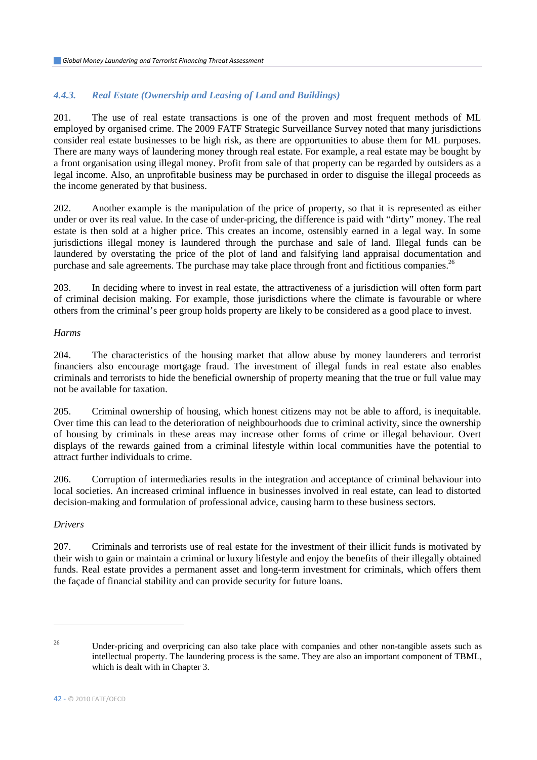### *4.4.3. Real Estate (Ownership and Leasing of Land and Buildings)*

201. The use of real estate transactions is one of the proven and most frequent methods of ML employed by organised crime. The 2009 FATF Strategic Surveillance Survey noted that many jurisdictions consider real estate businesses to be high risk, as there are opportunities to abuse them for ML purposes. There are many ways of laundering money through real estate. For example, a real estate may be bought by a front organisation using illegal money. Profit from sale of that property can be regarded by outsiders as a legal income. Also, an unprofitable business may be purchased in order to disguise the illegal proceeds as the income generated by that business.

202. Another example is the manipulation of the price of property, so that it is represented as either under or over its real value. In the case of under-pricing, the difference is paid with "dirty" money. The real estate is then sold at a higher price. This creates an income, ostensibly earned in a legal way. In some jurisdictions illegal money is laundered through the purchase and sale of land. Illegal funds can be laundered by overstating the price of the plot of land and falsifying land appraisal documentation and purchase and sale agreements. The purchase may take place through front and fictitious companies.[26]

203. In deciding where to invest in real estate, the attractiveness of a jurisdiction will often form part of criminal decision making. For example, those jurisdictions where the climate is favourable or where others from the criminal's peer group holds property are likely to be considered as a good place to invest.

*Harms*

204. The characteristics of the housing market that allow abuse by money launderers and terrorist financiers also encourage mortgage fraud. The investment of illegal funds in real estate also enables criminals and terrorists to hide the beneficial ownership of property meaning that the true or full value may not be available for taxation.

205. Criminal ownership of housing, which honest citizens may not be able to afford, is inequitable. Over time this can lead to the deterioration of neighbourhoods due to criminal activity, since the ownership of housing by criminals in these areas may increase other forms of crime or illegal behaviour. Overt displays of the rewards gained from a criminal lifestyle within local communities have the potential to attract further individuals to crime.

206. Corruption of intermediaries results in the integration and acceptance of criminal behaviour into local societies. An increased criminal influence in businesses involved in real estate, can lead to distorted decision-making and formulation of professional advice, causing harm to these business sectors.

*Drivers*

207. Criminals and terrorists use of real estate for the investment of their illicit funds is motivated by their wish to gain or maintain a criminal or luxury lifestyle and enjoy the benefits of their illegally obtained funds. Real estate provides a permanent asset and long-term investment for criminals, which offers them the façade of financial stability and can provide security for future loans.

---

[26] Under-pricing and overpricing can also take place with companies and other non-tangible assets such as intellectual property. The laundering process is the same. They are also an important component of TBML, which is dealt with in Chapter 3.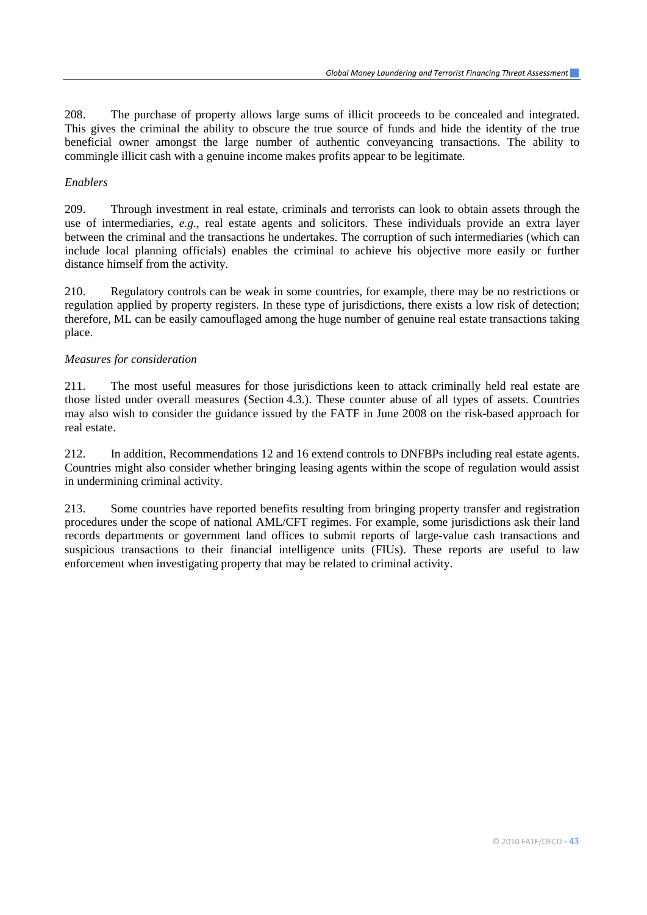208. The purchase of property allows large sums of illicit proceeds to be concealed and integrated. This gives the criminal the ability to obscure the true source of funds and hide the identity of the true beneficial owner amongst the large number of authentic conveyancing transactions. The ability to commingle illicit cash with a genuine income makes profits appear to be legitimate.

*Enablers*

209. Through investment in real estate, criminals and terrorists can look to obtain assets through the use of intermediaries, *e.g.*, real estate agents and solicitors. These individuals provide an extra layer between the criminal and the transactions he undertakes. The corruption of such intermediaries (which can include local planning officials) enables the criminal to achieve his objective more easily or further distance himself from the activity.

210. Regulatory controls can be weak in some countries, for example, there may be no restrictions or regulation applied by property registers. In these type of jurisdictions, there exists a low risk of detection; therefore, ML can be easily camouflaged among the huge number of genuine real estate transactions taking place.

*Measures for consideration*

211. The most useful measures for those jurisdictions keen to attack criminally held real estate are those listed under overall measures (Section 4.3.). These counter abuse of all types of assets. Countries may also wish to consider the guidance issued by the FATF in June 2008 on the risk-based approach for real estate.

212. In addition, Recommendations 12 and 16 extend controls to DNFBPs including real estate agents. Countries might also consider whether bringing leasing agents within the scope of regulation would assist in undermining criminal activity.

213. Some countries have reported benefits resulting from bringing property transfer and registration procedures under the scope of national AML/CFT regimes. For example, some jurisdictions ask their land records departments or government land offices to submit reports of large-value cash transactions and suspicious transactions to their financial intelligence units (FIUs). These reports are useful to law enforcement when investigating property that may be related to criminal activity.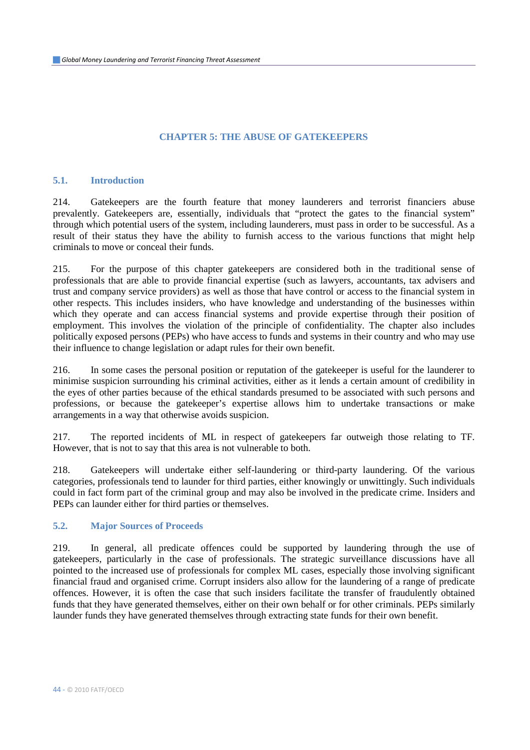# CHAPTER 5: THE ABUSE OF GATEKEEPERS

## 5.1. Introduction

214. Gatekeepers are the fourth feature that money launderers and terrorist financiers abuse prevalently. Gatekeepers are, essentially, individuals that "protect the gates to the financial system" through which potential users of the system, including launderers, must pass in order to be successful. As a result of their status they have the ability to furnish access to the various functions that might help criminals to move or conceal their funds.

215. For the purpose of this chapter gatekeepers are considered both in the traditional sense of professionals that are able to provide financial expertise (such as lawyers, accountants, tax advisers and trust and company service providers) as well as those that have control or access to the financial system in other respects. This includes insiders, who have knowledge and understanding of the businesses within which they operate and can access financial systems and provide expertise through their position of employment. This involves the violation of the principle of confidentiality. The chapter also includes politically exposed persons (PEPs) who have access to funds and systems in their country and who may use their influence to change legislation or adapt rules for their own benefit.

216. In some cases the personal position or reputation of the gatekeeper is useful for the launderer to minimise suspicion surrounding his criminal activities, either as it lends a certain amount of credibility in the eyes of other parties because of the ethical standards presumed to be associated with such persons and professions, or because the gatekeeper's expertise allows him to undertake transactions or make arrangements in a way that otherwise avoids suspicion.

217. The reported incidents of ML in respect of gatekeepers far outweigh those relating to TF. However, that is not to say that this area is not vulnerable to both.

218. Gatekeepers will undertake either self-laundering or third-party laundering. Of the various categories, professionals tend to launder for third parties, either knowingly or unwittingly. Such individuals could in fact form part of the criminal group and may also be involved in the predicate crime. Insiders and PEPs can launder either for third parties or themselves.

## 5.2. Major Sources of Proceeds

219. In general, all predicate offences could be supported by laundering through the use of gatekeepers, particularly in the case of professionals. The strategic surveillance discussions have all pointed to the increased use of professionals for complex ML cases, especially those involving significant financial fraud and organised crime. Corrupt insiders also allow for the laundering of a range of predicate offences. However, it is often the case that such insiders facilitate the transfer of fraudulently obtained funds that they have generated themselves, either on their own behalf or for other criminals. PEPs similarly launder funds they have generated themselves through extracting state funds for their own benefit.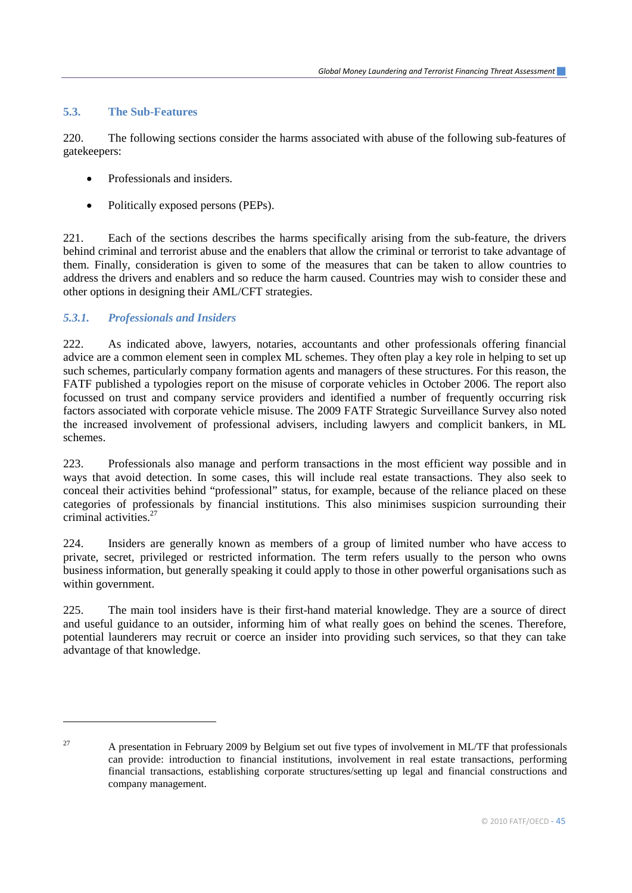## 5.3. The Sub-Features

220. The following sections consider the harms associated with abuse of the following sub-features of gatekeepers:

- Professionals and insiders.
- Politically exposed persons (PEPs).

221. Each of the sections describes the harms specifically arising from the sub-feature, the drivers behind criminal and terrorist abuse and the enablers that allow the criminal or terrorist to take advantage of them. Finally, consideration is given to some of the measures that can be taken to allow countries to address the drivers and enablers and so reduce the harm caused. Countries may wish to consider these and other options in designing their AML/CFT strategies.

### *5.3.1. Professionals and Insiders*

222. As indicated above, lawyers, notaries, accountants and other professionals offering financial advice are a common element seen in complex ML schemes. They often play a key role in helping to set up such schemes, particularly company formation agents and managers of these structures. For this reason, the FATF published a typologies report on the misuse of corporate vehicles in October 2006. The report also focussed on trust and company service providers and identified a number of frequently occurring risk factors associated with corporate vehicle misuse. The 2009 FATF Strategic Surveillance Survey also noted the increased involvement of professional advisers, including lawyers and complicit bankers, in ML schemes.

223. Professionals also manage and perform transactions in the most efficient way possible and in ways that avoid detection. In some cases, this will include real estate transactions. They also seek to conceal their activities behind "professional" status, for example, because of the reliance placed on these categories of professionals by financial institutions. This also minimises suspicion surrounding their criminal activities.[27]

224. Insiders are generally known as members of a group of limited number who have access to private, secret, privileged or restricted information. The term refers usually to the person who owns business information, but generally speaking it could apply to those in other powerful organisations such as within government.

225. The main tool insiders have is their first-hand material knowledge. They are a source of direct and useful guidance to an outsider, informing him of what really goes on behind the scenes. Therefore, potential launderers may recruit or coerce an insider into providing such services, so that they can take advantage of that knowledge.

---

[27] A presentation in February 2009 by Belgium set out five types of involvement in ML/TF that professionals can provide: introduction to financial institutions, involvement in real estate transactions, performing financial transactions, establishing corporate structures/setting up legal and financial constructions and company management.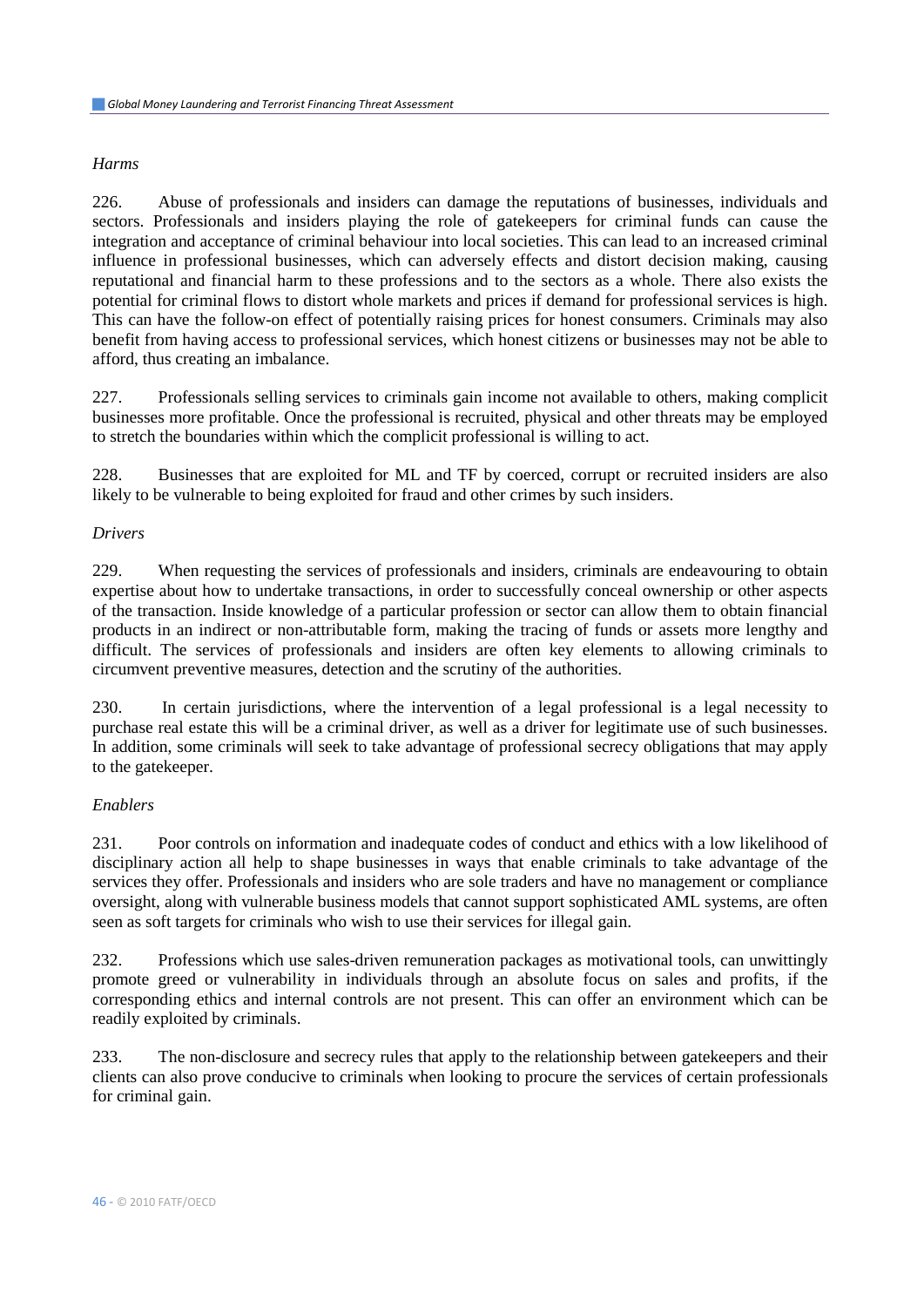*Harms*

226. Abuse of professionals and insiders can damage the reputations of businesses, individuals and sectors. Professionals and insiders playing the role of gatekeepers for criminal funds can cause the integration and acceptance of criminal behaviour into local societies. This can lead to an increased criminal influence in professional businesses, which can adversely effects and distort decision making, causing reputational and financial harm to these professions and to the sectors as a whole. There also exists the potential for criminal flows to distort whole markets and prices if demand for professional services is high. This can have the follow-on effect of potentially raising prices for honest consumers. Criminals may also benefit from having access to professional services, which honest citizens or businesses may not be able to afford, thus creating an imbalance.

227. Professionals selling services to criminals gain income not available to others, making complicit businesses more profitable. Once the professional is recruited, physical and other threats may be employed to stretch the boundaries within which the complicit professional is willing to act.

228. Businesses that are exploited for ML and TF by coerced, corrupt or recruited insiders are also likely to be vulnerable to being exploited for fraud and other crimes by such insiders.

*Drivers*

229. When requesting the services of professionals and insiders, criminals are endeavouring to obtain expertise about how to undertake transactions, in order to successfully conceal ownership or other aspects of the transaction. Inside knowledge of a particular profession or sector can allow them to obtain financial products in an indirect or non-attributable form, making the tracing of funds or assets more lengthy and difficult. The services of professionals and insiders are often key elements to allowing criminals to circumvent preventive measures, detection and the scrutiny of the authorities.

230. In certain jurisdictions, where the intervention of a legal professional is a legal necessity to purchase real estate this will be a criminal driver, as well as a driver for legitimate use of such businesses. In addition, some criminals will seek to take advantage of professional secrecy obligations that may apply to the gatekeeper.

*Enablers*

231. Poor controls on information and inadequate codes of conduct and ethics with a low likelihood of disciplinary action all help to shape businesses in ways that enable criminals to take advantage of the services they offer. Professionals and insiders who are sole traders and have no management or compliance oversight, along with vulnerable business models that cannot support sophisticated AML systems, are often seen as soft targets for criminals who wish to use their services for illegal gain.

232. Professions which use sales-driven remuneration packages as motivational tools, can unwittingly promote greed or vulnerability in individuals through an absolute focus on sales and profits, if the corresponding ethics and internal controls are not present. This can offer an environment which can be readily exploited by criminals.

233. The non-disclosure and secrecy rules that apply to the relationship between gatekeepers and their clients can also prove conducive to criminals when looking to procure the services of certain professionals for criminal gain.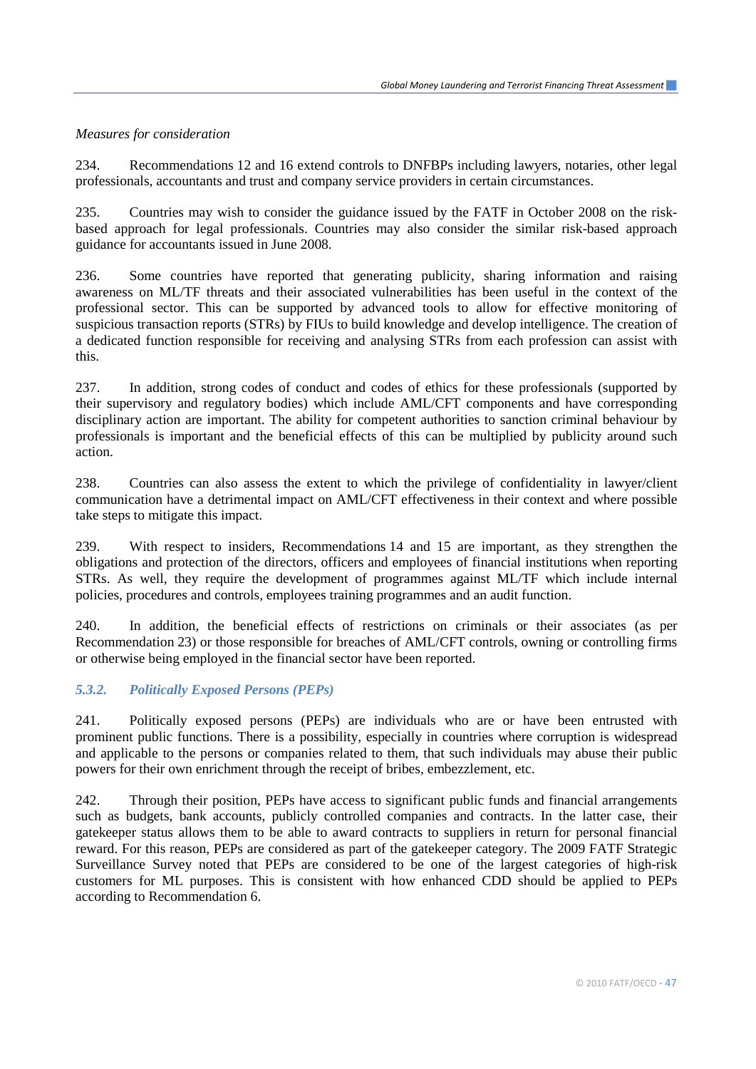*Measures for consideration*

234. Recommendations 12 and 16 extend controls to DNFBPs including lawyers, notaries, other legal professionals, accountants and trust and company service providers in certain circumstances.

235. Countries may wish to consider the guidance issued by the FATF in October 2008 on the risk-based approach for legal professionals. Countries may also consider the similar risk-based approach guidance for accountants issued in June 2008.

236. Some countries have reported that generating publicity, sharing information and raising awareness on ML/TF threats and their associated vulnerabilities has been useful in the context of the professional sector. This can be supported by advanced tools to allow for effective monitoring of suspicious transaction reports (STRs) by FIUs to build knowledge and develop intelligence. The creation of a dedicated function responsible for receiving and analysing STRs from each profession can assist with this.

237. In addition, strong codes of conduct and codes of ethics for these professionals (supported by their supervisory and regulatory bodies) which include AML/CFT components and have corresponding disciplinary action are important. The ability for competent authorities to sanction criminal behaviour by professionals is important and the beneficial effects of this can be multiplied by publicity around such action.

238. Countries can also assess the extent to which the privilege of confidentiality in lawyer/client communication have a detrimental impact on AML/CFT effectiveness in their context and where possible take steps to mitigate this impact.

239. With respect to insiders, Recommendations 14 and 15 are important, as they strengthen the obligations and protection of the directors, officers and employees of financial institutions when reporting STRs. As well, they require the development of programmes against ML/TF which include internal policies, procedures and controls, employees training programmes and an audit function.

240. In addition, the beneficial effects of restrictions on criminals or their associates (as per Recommendation 23) or those responsible for breaches of AML/CFT controls, owning or controlling firms or otherwise being employed in the financial sector have been reported.

### *5.3.2. Politically Exposed Persons (PEPs)*

241. Politically exposed persons (PEPs) are individuals who are or have been entrusted with prominent public functions. There is a possibility, especially in countries where corruption is widespread and applicable to the persons or companies related to them, that such individuals may abuse their public powers for their own enrichment through the receipt of bribes, embezzlement, etc.

242. Through their position, PEPs have access to significant public funds and financial arrangements such as budgets, bank accounts, publicly controlled companies and contracts. In the latter case, their gatekeeper status allows them to be able to award contracts to suppliers in return for personal financial reward. For this reason, PEPs are considered as part of the gatekeeper category. The 2009 FATF Strategic Surveillance Survey noted that PEPs are considered to be one of the largest categories of high-risk customers for ML purposes. This is consistent with how enhanced CDD should be applied to PEPs according to Recommendation 6.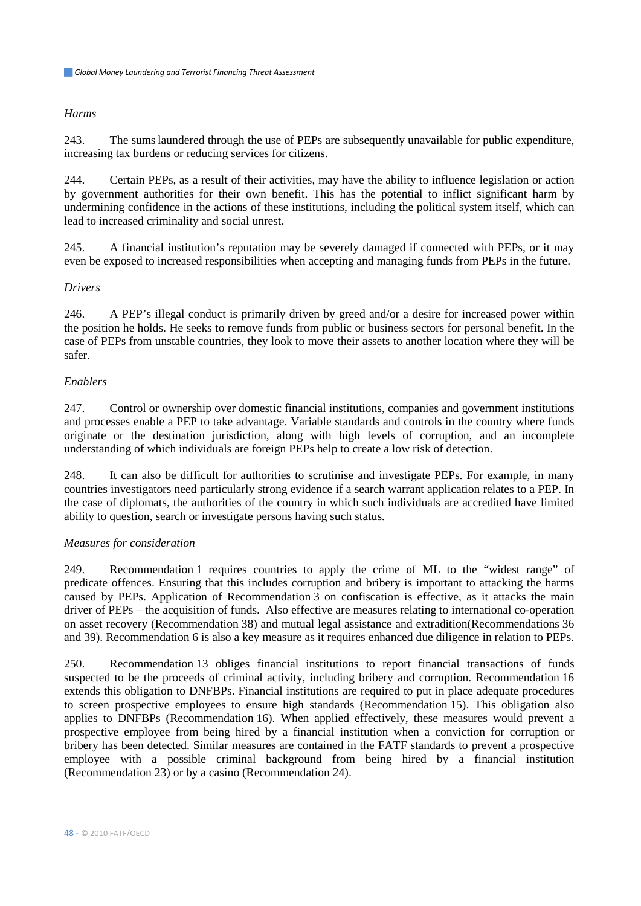*Harms*

243. The sums laundered through the use of PEPs are subsequently unavailable for public expenditure, increasing tax burdens or reducing services for citizens.

244. Certain PEPs, as a result of their activities, may have the ability to influence legislation or action by government authorities for their own benefit. This has the potential to inflict significant harm by undermining confidence in the actions of these institutions, including the political system itself, which can lead to increased criminality and social unrest.

245. A financial institution's reputation may be severely damaged if connected with PEPs, or it may even be exposed to increased responsibilities when accepting and managing funds from PEPs in the future.

*Drivers*

246. A PEP's illegal conduct is primarily driven by greed and/or a desire for increased power within the position he holds. He seeks to remove funds from public or business sectors for personal benefit. In the case of PEPs from unstable countries, they look to move their assets to another location where they will be safer.

*Enablers*

247. Control or ownership over domestic financial institutions, companies and government institutions and processes enable a PEP to take advantage. Variable standards and controls in the country where funds originate or the destination jurisdiction, along with high levels of corruption, and an incomplete understanding of which individuals are foreign PEPs help to create a low risk of detection.

248. It can also be difficult for authorities to scrutinise and investigate PEPs. For example, in many countries investigators need particularly strong evidence if a search warrant application relates to a PEP. In the case of diplomats, the authorities of the country in which such individuals are accredited have limited ability to question, search or investigate persons having such status.

*Measures for consideration*

249. Recommendation 1 requires countries to apply the crime of ML to the "widest range" of predicate offences. Ensuring that this includes corruption and bribery is important to attacking the harms caused by PEPs. Application of Recommendation 3 on confiscation is effective, as it attacks the main driver of PEPs – the acquisition of funds. Also effective are measures relating to international co-operation on asset recovery (Recommendation 38) and mutual legal assistance and extradition(Recommendations 36 and 39). Recommendation 6 is also a key measure as it requires enhanced due diligence in relation to PEPs.

250. Recommendation 13 obliges financial institutions to report financial transactions of funds suspected to be the proceeds of criminal activity, including bribery and corruption. Recommendation 16 extends this obligation to DNFBPs. Financial institutions are required to put in place adequate procedures to screen prospective employees to ensure high standards (Recommendation 15). This obligation also applies to DNFBPs (Recommendation 16). When applied effectively, these measures would prevent a prospective employee from being hired by a financial institution when a conviction for corruption or bribery has been detected. Similar measures are contained in the FATF standards to prevent a prospective employee with a possible criminal background from being hired by a financial institution (Recommendation 23) or by a casino (Recommendation 24).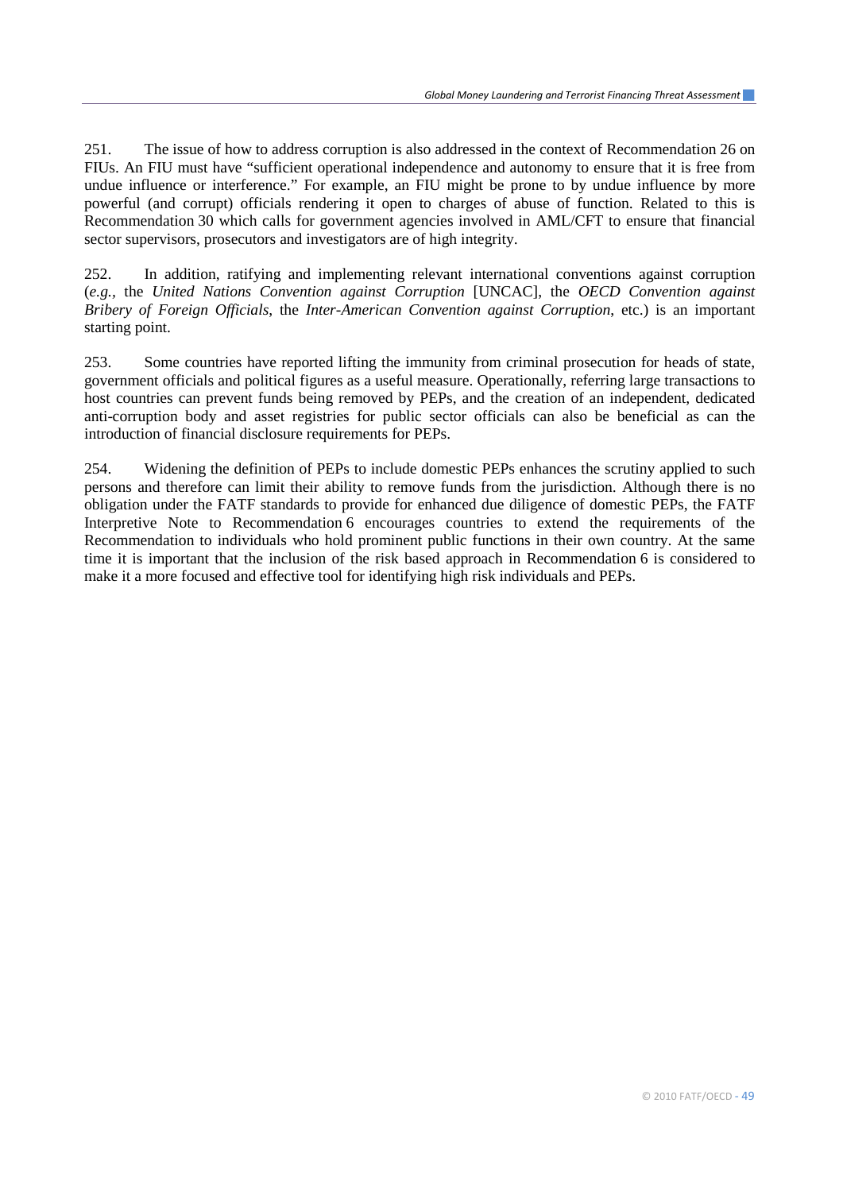251. The issue of how to address corruption is also addressed in the context of Recommendation 26 on FIUs. An FIU must have "sufficient operational independence and autonomy to ensure that it is free from undue influence or interference." For example, an FIU might be prone to by undue influence by more powerful (and corrupt) officials rendering it open to charges of abuse of function. Related to this is Recommendation 30 which calls for government agencies involved in AML/CFT to ensure that financial sector supervisors, prosecutors and investigators are of high integrity.

252. In addition, ratifying and implementing relevant international conventions against corruption (*e.g.*, the *United Nations Convention against Corruption* [UNCAC], the *OECD Convention against Bribery of Foreign Officials*, the *Inter-American Convention against Corruption*, etc.) is an important starting point.

253. Some countries have reported lifting the immunity from criminal prosecution for heads of state, government officials and political figures as a useful measure. Operationally, referring large transactions to host countries can prevent funds being removed by PEPs, and the creation of an independent, dedicated anti-corruption body and asset registries for public sector officials can also be beneficial as can the introduction of financial disclosure requirements for PEPs.

254. Widening the definition of PEPs to include domestic PEPs enhances the scrutiny applied to such persons and therefore can limit their ability to remove funds from the jurisdiction. Although there is no obligation under the FATF standards to provide for enhanced due diligence of domestic PEPs, the FATF Interpretive Note to Recommendation 6 encourages countries to extend the requirements of the Recommendation to individuals who hold prominent public functions in their own country. At the same time it is important that the inclusion of the risk based approach in Recommendation 6 is considered to make it a more focused and effective tool for identifying high risk individuals and PEPs.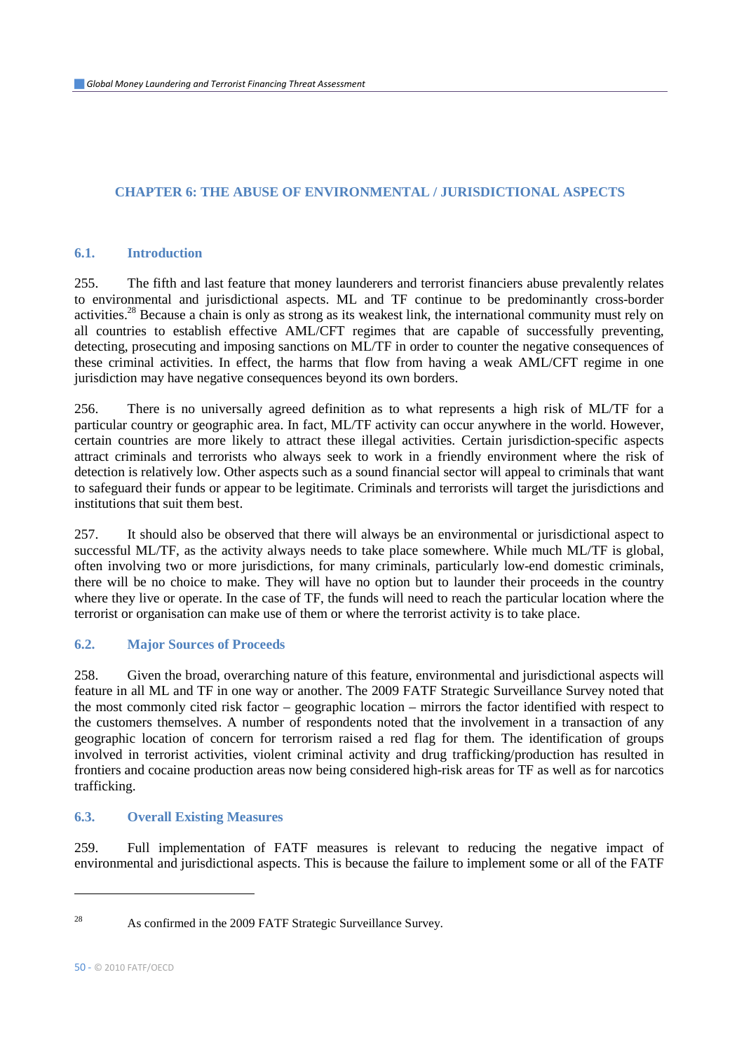## CHAPTER 6: THE ABUSE OF ENVIRONMENTAL / JURISDICTIONAL ASPECTS

### 6.1. Introduction

255. The fifth and last feature that money launderers and terrorist financiers abuse prevalently relates to environmental and jurisdictional aspects. ML and TF continue to be predominantly cross-border activities.[28] Because a chain is only as strong as its weakest link, the international community must rely on all countries to establish effective AML/CFT regimes that are capable of successfully preventing, detecting, prosecuting and imposing sanctions on ML/TF in order to counter the negative consequences of these criminal activities. In effect, the harms that flow from having a weak AML/CFT regime in one jurisdiction may have negative consequences beyond its own borders.

256. There is no universally agreed definition as to what represents a high risk of ML/TF for a particular country or geographic area. In fact, ML/TF activity can occur anywhere in the world. However, certain countries are more likely to attract these illegal activities. Certain jurisdiction-specific aspects attract criminals and terrorists who always seek to work in a friendly environment where the risk of detection is relatively low. Other aspects such as a sound financial sector will appeal to criminals that want to safeguard their funds or appear to be legitimate. Criminals and terrorists will target the jurisdictions and institutions that suit them best.

257. It should also be observed that there will always be an environmental or jurisdictional aspect to successful ML/TF, as the activity always needs to take place somewhere. While much ML/TF is global, often involving two or more jurisdictions, for many criminals, particularly low-end domestic criminals, there will be no choice to make. They will have no option but to launder their proceeds in the country where they live or operate. In the case of TF, the funds will need to reach the particular location where the terrorist or organisation can make use of them or where the terrorist activity is to take place.

### 6.2. Major Sources of Proceeds

258. Given the broad, overarching nature of this feature, environmental and jurisdictional aspects will feature in all ML and TF in one way or another. The 2009 FATF Strategic Surveillance Survey noted that the most commonly cited risk factor – geographic location – mirrors the factor identified with respect to the customers themselves. A number of respondents noted that the involvement in a transaction of any geographic location of concern for terrorism raised a red flag for them. The identification of groups involved in terrorist activities, violent criminal activity and drug trafficking/production has resulted in frontiers and cocaine production areas now being considered high-risk areas for TF as well as for narcotics trafficking.

### 6.3. Overall Existing Measures

259. Full implementation of FATF measures is relevant to reducing the negative impact of environmental and jurisdictional aspects. This is because the failure to implement some or all of the FATF

---

[28] As confirmed in the 2009 FATF Strategic Surveillance Survey.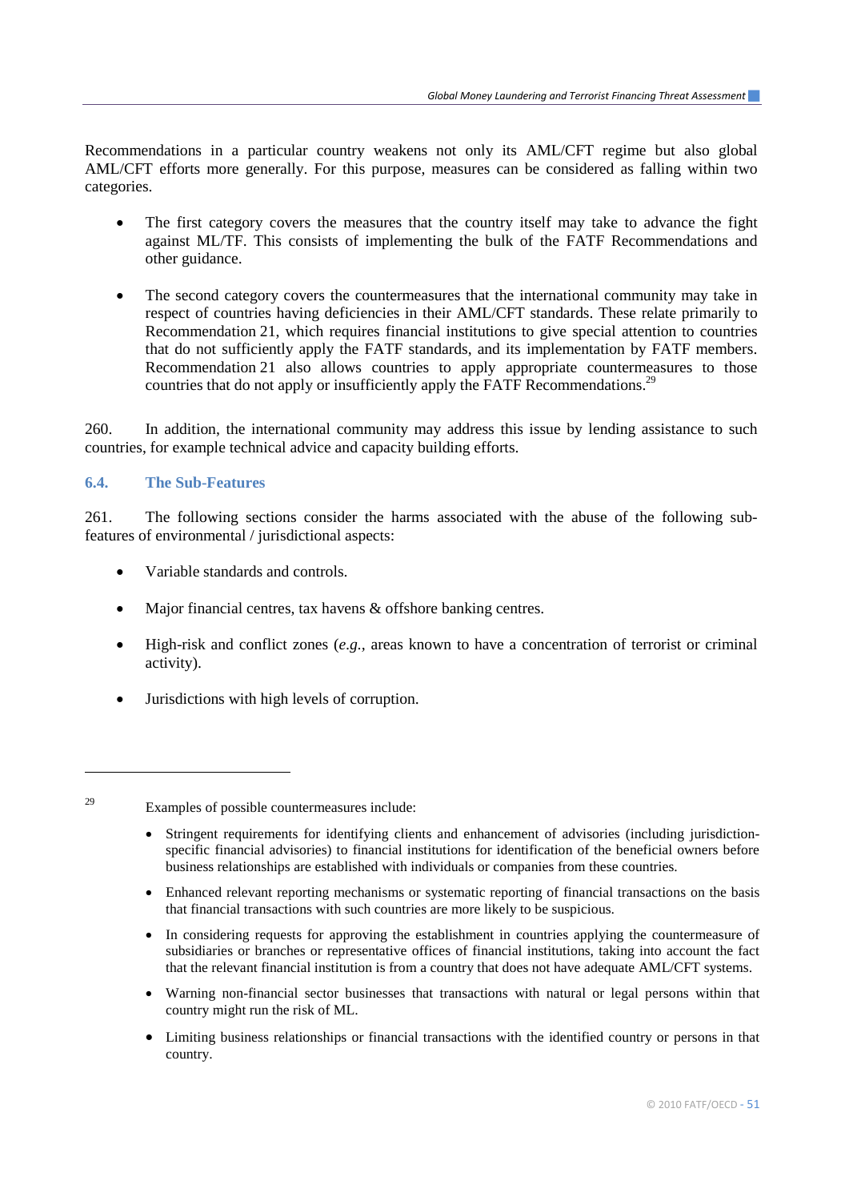Recommendations in a particular country weakens not only its AML/CFT regime but also global AML/CFT efforts more generally. For this purpose, measures can be considered as falling within two categories.

- The first category covers the measures that the country itself may take to advance the fight against ML/TF. This consists of implementing the bulk of the FATF Recommendations and other guidance.

- The second category covers the countermeasures that the international community may take in respect of countries having deficiencies in their AML/CFT standards. These relate primarily to Recommendation 21, which requires financial institutions to give special attention to countries that do not sufficiently apply the FATF standards, and its implementation by FATF members. Recommendation 21 also allows countries to apply appropriate countermeasures to those countries that do not apply or insufficiently apply the FATF Recommendations.[29]

260. In addition, the international community may address this issue by lending assistance to such countries, for example technical advice and capacity building efforts.

### 6.4. The Sub-Features

261. The following sections consider the harms associated with the abuse of the following sub-features of environmental / jurisdictional aspects:

- Variable standards and controls.

- Major financial centres, tax havens & offshore banking centres.

- High-risk and conflict zones (*e.g.,* areas known to have a concentration of terrorist or criminal activity).

- Jurisdictions with high levels of corruption.

---

[29] Examples of possible countermeasures include:

- Stringent requirements for identifying clients and enhancement of advisories (including jurisdiction-specific financial advisories) to financial institutions for identification of the beneficial owners before business relationships are established with individuals or companies from these countries.

- Enhanced relevant reporting mechanisms or systematic reporting of financial transactions on the basis that financial transactions with such countries are more likely to be suspicious.

- In considering requests for approving the establishment in countries applying the countermeasure of subsidiaries or branches or representative offices of financial institutions, taking into account the fact that the relevant financial institution is from a country that does not have adequate AML/CFT systems.

- Warning non-financial sector businesses that transactions with natural or legal persons within that country might run the risk of ML.

- Limiting business relationships or financial transactions with the identified country or persons in that country.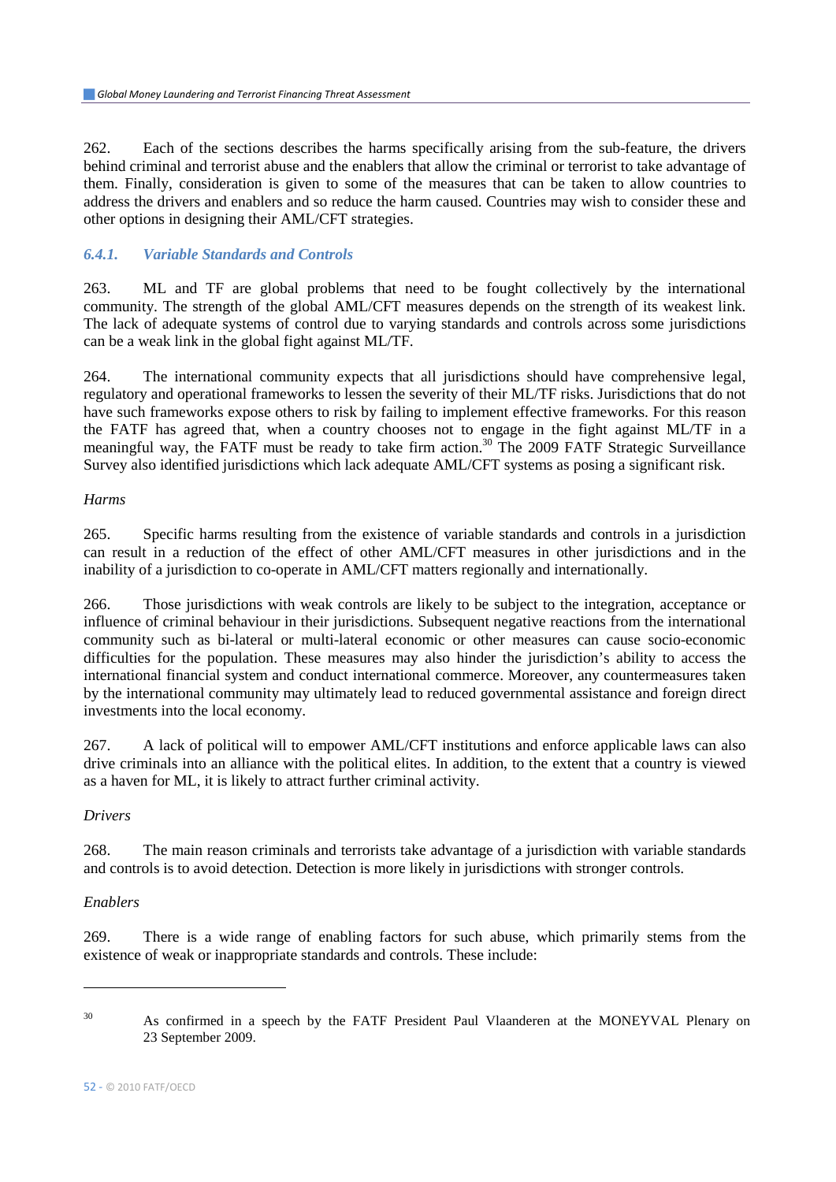262. Each of the sections describes the harms specifically arising from the sub-feature, the drivers behind criminal and terrorist abuse and the enablers that allow the criminal or terrorist to take advantage of them. Finally, consideration is given to some of the measures that can be taken to allow countries to address the drivers and enablers and so reduce the harm caused. Countries may wish to consider these and other options in designing their AML/CFT strategies.

### *6.4.1. Variable Standards and Controls*

263. ML and TF are global problems that need to be fought collectively by the international community. The strength of the global AML/CFT measures depends on the strength of its weakest link. The lack of adequate systems of control due to varying standards and controls across some jurisdictions can be a weak link in the global fight against ML/TF.

264. The international community expects that all jurisdictions should have comprehensive legal, regulatory and operational frameworks to lessen the severity of their ML/TF risks. Jurisdictions that do not have such frameworks expose others to risk by failing to implement effective frameworks. For this reason the FATF has agreed that, when a country chooses not to engage in the fight against ML/TF in a meaningful way, the FATF must be ready to take firm action.[30] The 2009 FATF Strategic Surveillance Survey also identified jurisdictions which lack adequate AML/CFT systems as posing a significant risk.

*Harms*

265. Specific harms resulting from the existence of variable standards and controls in a jurisdiction can result in a reduction of the effect of other AML/CFT measures in other jurisdictions and in the inability of a jurisdiction to co-operate in AML/CFT matters regionally and internationally.

266. Those jurisdictions with weak controls are likely to be subject to the integration, acceptance or influence of criminal behaviour in their jurisdictions. Subsequent negative reactions from the international community such as bi-lateral or multi-lateral economic or other measures can cause socio-economic difficulties for the population. These measures may also hinder the jurisdiction's ability to access the international financial system and conduct international commerce. Moreover, any countermeasures taken by the international community may ultimately lead to reduced governmental assistance and foreign direct investments into the local economy.

267. A lack of political will to empower AML/CFT institutions and enforce applicable laws can also drive criminals into an alliance with the political elites. In addition, to the extent that a country is viewed as a haven for ML, it is likely to attract further criminal activity.

*Drivers*

268. The main reason criminals and terrorists take advantage of a jurisdiction with variable standards and controls is to avoid detection. Detection is more likely in jurisdictions with stronger controls.

*Enablers*

269. There is a wide range of enabling factors for such abuse, which primarily stems from the existence of weak or inappropriate standards and controls. These include:

---

[30] As confirmed in a speech by the FATF President Paul Vlaanderen at the MONEYVAL Plenary on 23 September 2009.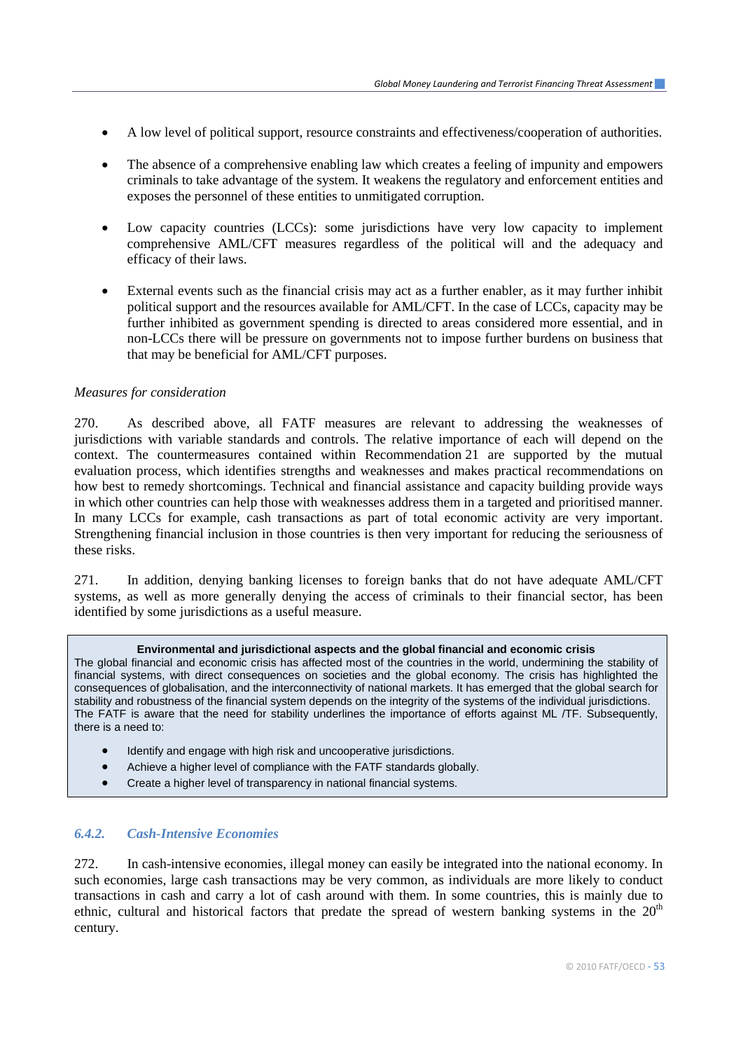- A low level of political support, resource constraints and effectiveness/cooperation of authorities.

- The absence of a comprehensive enabling law which creates a feeling of impunity and empowers criminals to take advantage of the system. It weakens the regulatory and enforcement entities and exposes the personnel of these entities to unmitigated corruption.

- Low capacity countries (LCCs): some jurisdictions have very low capacity to implement comprehensive AML/CFT measures regardless of the political will and the adequacy and efficacy of their laws.

- External events such as the financial crisis may act as a further enabler, as it may further inhibit political support and the resources available for AML/CFT. In the case of LCCs, capacity may be further inhibited as government spending is directed to areas considered more essential, and in non-LCCs there will be pressure on governments not to impose further burdens on business that that may be beneficial for AML/CFT purposes.

*Measures for consideration*

270. As described above, all FATF measures are relevant to addressing the weaknesses of jurisdictions with variable standards and controls. The relative importance of each will depend on the context. The countermeasures contained within Recommendation 21 are supported by the mutual evaluation process, which identifies strengths and weaknesses and makes practical recommendations on how best to remedy shortcomings. Technical and financial assistance and capacity building provide ways in which other countries can help those with weaknesses address them in a targeted and prioritised manner. In many LCCs for example, cash transactions as part of total economic activity are very important. Strengthening financial inclusion in those countries is then very important for reducing the seriousness of these risks.

271. In addition, denying banking licenses to foreign banks that do not have adequate AML/CFT systems, as well as more generally denying the access of criminals to their financial sector, has been identified by some jurisdictions as a useful measure.

> **Environmental and jurisdictional aspects and the global financial and economic crisis**
>
> The global financial and economic crisis has affected most of the countries in the world, undermining the stability of financial systems, with direct consequences on societies and the global economy. The crisis has highlighted the consequences of globalisation, and the interconnectivity of national markets. It has emerged that the global search for stability and robustness of the financial system depends on the integrity of the systems of the individual jurisdictions. The FATF is aware that the need for stability underlines the importance of efforts against ML /TF. Subsequently, there is a need to:
>
> - Identify and engage with high risk and uncooperative jurisdictions.
> - Achieve a higher level of compliance with the FATF standards globally.
> - Create a higher level of transparency in national financial systems.

### *6.4.2. Cash-Intensive Economies*

272. In cash-intensive economies, illegal money can easily be integrated into the national economy. In such economies, large cash transactions may be very common, as individuals are more likely to conduct transactions in cash and carry a lot of cash around with them. In some countries, this is mainly due to ethnic, cultural and historical factors that predate the spread of western banking systems in the 20th century.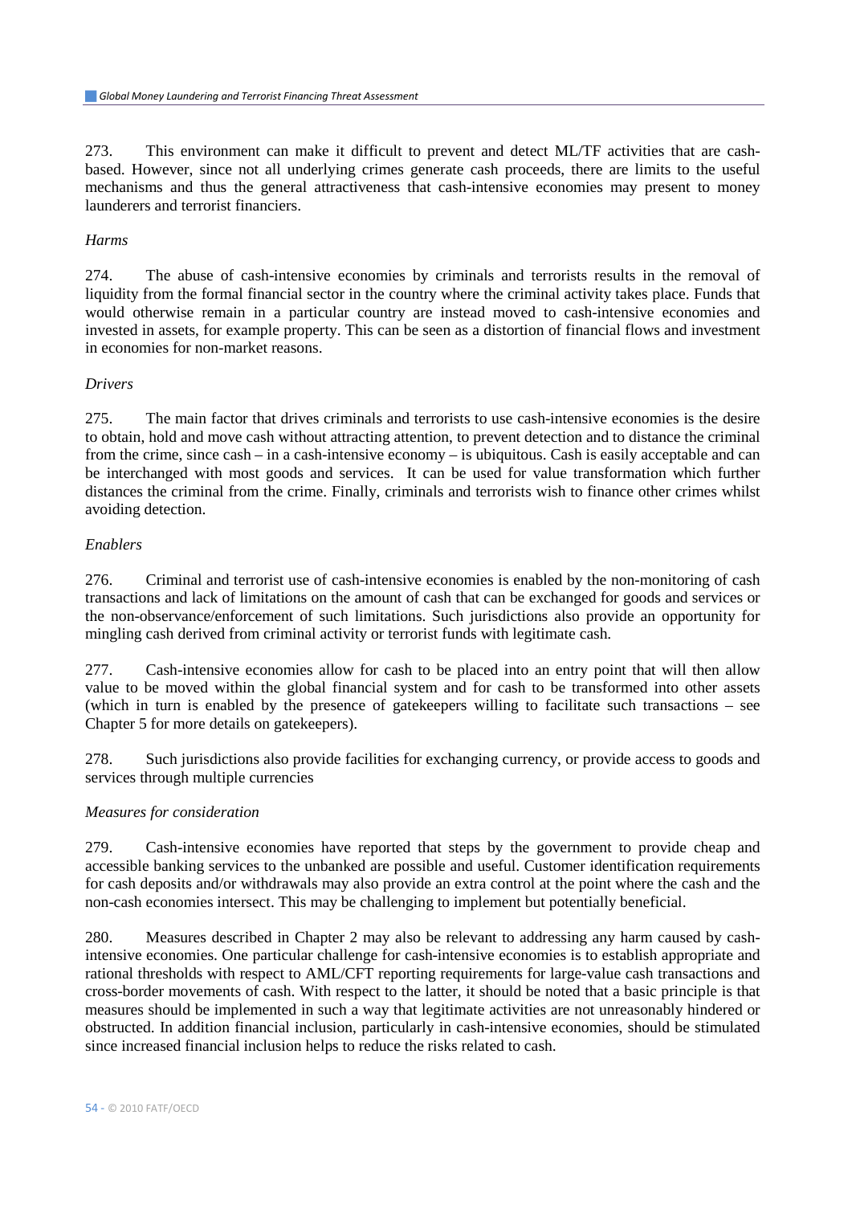273. This environment can make it difficult to prevent and detect ML/TF activities that are cash-based. However, since not all underlying crimes generate cash proceeds, there are limits to the useful mechanisms and thus the general attractiveness that cash-intensive economies may present to money launderers and terrorist financiers.

*Harms*

274. The abuse of cash-intensive economies by criminals and terrorists results in the removal of liquidity from the formal financial sector in the country where the criminal activity takes place. Funds that would otherwise remain in a particular country are instead moved to cash-intensive economies and invested in assets, for example property. This can be seen as a distortion of financial flows and investment in economies for non-market reasons.

*Drivers*

275. The main factor that drives criminals and terrorists to use cash-intensive economies is the desire to obtain, hold and move cash without attracting attention, to prevent detection and to distance the criminal from the crime, since cash – in a cash-intensive economy – is ubiquitous. Cash is easily acceptable and can be interchanged with most goods and services. It can be used for value transformation which further distances the criminal from the crime. Finally, criminals and terrorists wish to finance other crimes whilst avoiding detection.

*Enablers*

276. Criminal and terrorist use of cash-intensive economies is enabled by the non-monitoring of cash transactions and lack of limitations on the amount of cash that can be exchanged for goods and services or the non-observance/enforcement of such limitations. Such jurisdictions also provide an opportunity for mingling cash derived from criminal activity or terrorist funds with legitimate cash.

277. Cash-intensive economies allow for cash to be placed into an entry point that will then allow value to be moved within the global financial system and for cash to be transformed into other assets (which in turn is enabled by the presence of gatekeepers willing to facilitate such transactions – see Chapter 5 for more details on gatekeepers).

278. Such jurisdictions also provide facilities for exchanging currency, or provide access to goods and services through multiple currencies

*Measures for consideration*

279. Cash-intensive economies have reported that steps by the government to provide cheap and accessible banking services to the unbanked are possible and useful. Customer identification requirements for cash deposits and/or withdrawals may also provide an extra control at the point where the cash and the non-cash economies intersect. This may be challenging to implement but potentially beneficial.

280. Measures described in Chapter 2 may also be relevant to addressing any harm caused by cash-intensive economies. One particular challenge for cash-intensive economies is to establish appropriate and rational thresholds with respect to AML/CFT reporting requirements for large-value cash transactions and cross-border movements of cash. With respect to the latter, it should be noted that a basic principle is that measures should be implemented in such a way that legitimate activities are not unreasonably hindered or obstructed. In addition financial inclusion, particularly in cash-intensive economies, should be stimulated since increased financial inclusion helps to reduce the risks related to cash.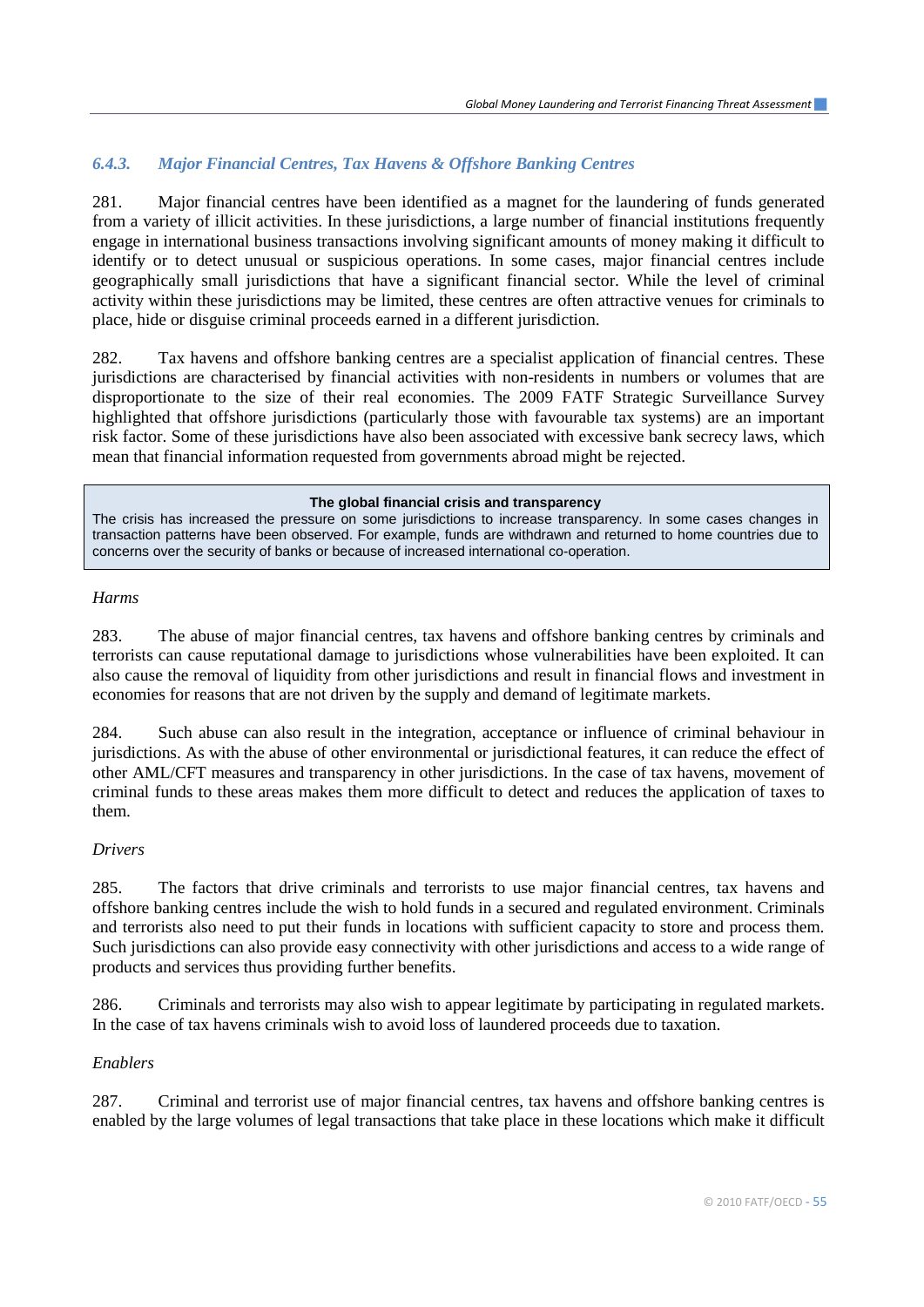### *6.4.3. Major Financial Centres, Tax Havens & Offshore Banking Centres*

281. Major financial centres have been identified as a magnet for the laundering of funds generated from a variety of illicit activities. In these jurisdictions, a large number of financial institutions frequently engage in international business transactions involving significant amounts of money making it difficult to identify or to detect unusual or suspicious operations. In some cases, major financial centres include geographically small jurisdictions that have a significant financial sector. While the level of criminal activity within these jurisdictions may be limited, these centres are often attractive venues for criminals to place, hide or disguise criminal proceeds earned in a different jurisdiction.

282. Tax havens and offshore banking centres are a specialist application of financial centres. These jurisdictions are characterised by financial activities with non-residents in numbers or volumes that are disproportionate to the size of their real economies. The 2009 FATF Strategic Surveillance Survey highlighted that offshore jurisdictions (particularly those with favourable tax systems) are an important risk factor. Some of these jurisdictions have also been associated with excessive bank secrecy laws, which mean that financial information requested from governments abroad might be rejected.

> **The global financial crisis and transparency**
>
> The crisis has increased the pressure on some jurisdictions to increase transparency. In some cases changes in transaction patterns have been observed. For example, funds are withdrawn and returned to home countries due to concerns over the security of banks or because of increased international co-operation.

*Harms*

283. The abuse of major financial centres, tax havens and offshore banking centres by criminals and terrorists can cause reputational damage to jurisdictions whose vulnerabilities have been exploited. It can also cause the removal of liquidity from other jurisdictions and result in financial flows and investment in economies for reasons that are not driven by the supply and demand of legitimate markets.

284. Such abuse can also result in the integration, acceptance or influence of criminal behaviour in jurisdictions. As with the abuse of other environmental or jurisdictional features, it can reduce the effect of other AML/CFT measures and transparency in other jurisdictions. In the case of tax havens, movement of criminal funds to these areas makes them more difficult to detect and reduces the application of taxes to them.

*Drivers*

285. The factors that drive criminals and terrorists to use major financial centres, tax havens and offshore banking centres include the wish to hold funds in a secured and regulated environment. Criminals and terrorists also need to put their funds in locations with sufficient capacity to store and process them. Such jurisdictions can also provide easy connectivity with other jurisdictions and access to a wide range of products and services thus providing further benefits.

286. Criminals and terrorists may also wish to appear legitimate by participating in regulated markets. In the case of tax havens criminals wish to avoid loss of laundered proceeds due to taxation.

*Enablers*

287. Criminal and terrorist use of major financial centres, tax havens and offshore banking centres is enabled by the large volumes of legal transactions that take place in these locations which make it difficult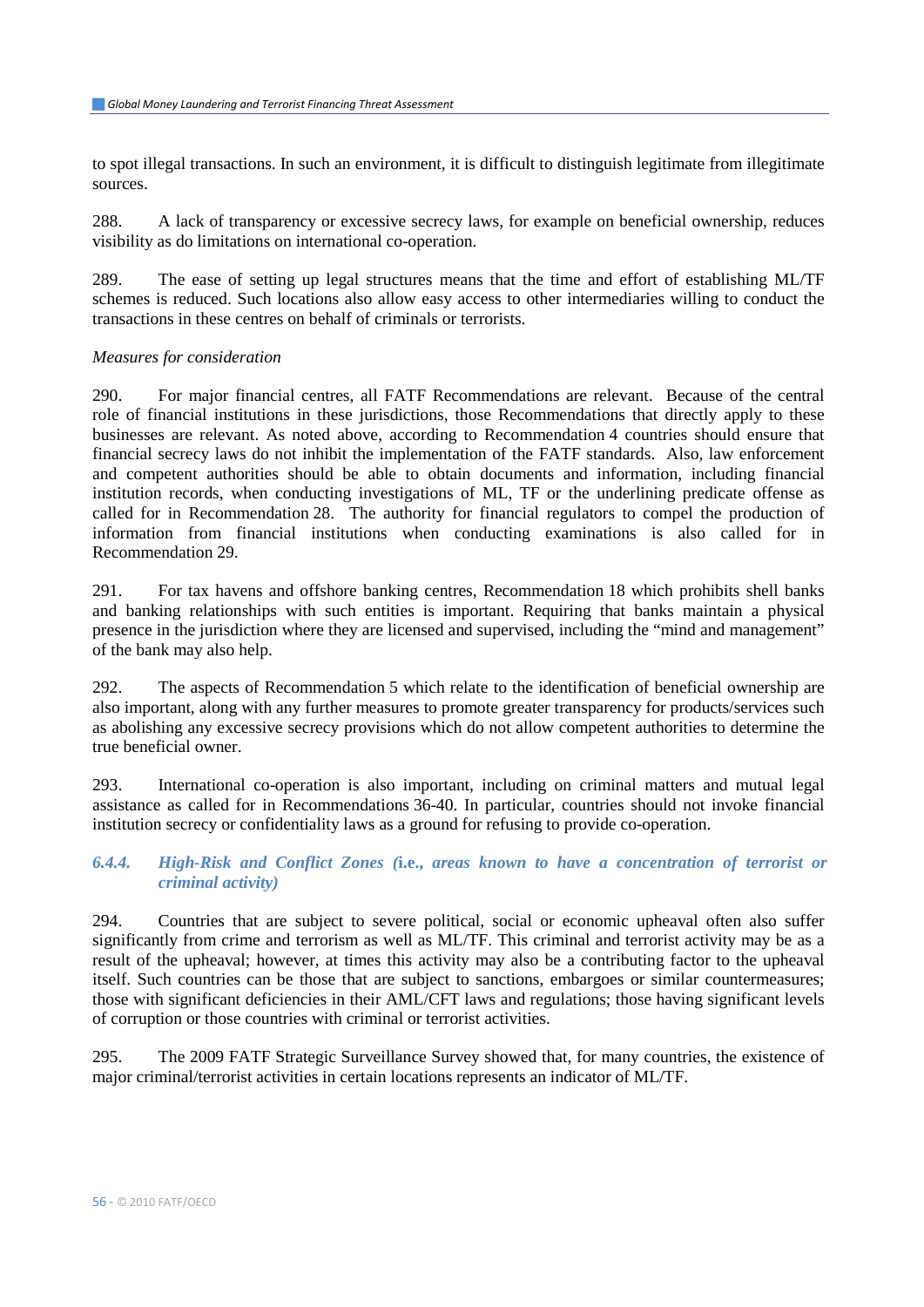to spot illegal transactions. In such an environment, it is difficult to distinguish legitimate from illegitimate sources.

288. A lack of transparency or excessive secrecy laws, for example on beneficial ownership, reduces visibility as do limitations on international co-operation.

289. The ease of setting up legal structures means that the time and effort of establishing ML/TF schemes is reduced. Such locations also allow easy access to other intermediaries willing to conduct the transactions in these centres on behalf of criminals or terrorists.

*Measures for consideration*

290. For major financial centres, all FATF Recommendations are relevant. Because of the central role of financial institutions in these jurisdictions, those Recommendations that directly apply to these businesses are relevant. As noted above, according to Recommendation 4 countries should ensure that financial secrecy laws do not inhibit the implementation of the FATF standards. Also, law enforcement and competent authorities should be able to obtain documents and information, including financial institution records, when conducting investigations of ML, TF or the underlining predicate offense as called for in Recommendation 28. The authority for financial regulators to compel the production of information from financial institutions when conducting examinations is also called for in Recommendation 29.

291. For tax havens and offshore banking centres, Recommendation 18 which prohibits shell banks and banking relationships with such entities is important. Requiring that banks maintain a physical presence in the jurisdiction where they are licensed and supervised, including the "mind and management" of the bank may also help.

292. The aspects of Recommendation 5 which relate to the identification of beneficial ownership are also important, along with any further measures to promote greater transparency for products/services such as abolishing any excessive secrecy provisions which do not allow competent authorities to determine the true beneficial owner.

293. International co-operation is also important, including on criminal matters and mutual legal assistance as called for in Recommendations 36-40. In particular, countries should not invoke financial institution secrecy or confidentiality laws as a ground for refusing to provide co-operation.

#### *6.4.4. High-Risk and Conflict Zones (i.e., areas known to have a concentration of terrorist or criminal activity)*

294. Countries that are subject to severe political, social or economic upheaval often also suffer significantly from crime and terrorism as well as ML/TF. This criminal and terrorist activity may be as a result of the upheaval; however, at times this activity may also be a contributing factor to the upheaval itself. Such countries can be those that are subject to sanctions, embargoes or similar countermeasures; those with significant deficiencies in their AML/CFT laws and regulations; those having significant levels of corruption or those countries with criminal or terrorist activities.

295. The 2009 FATF Strategic Surveillance Survey showed that, for many countries, the existence of major criminal/terrorist activities in certain locations represents an indicator of ML/TF.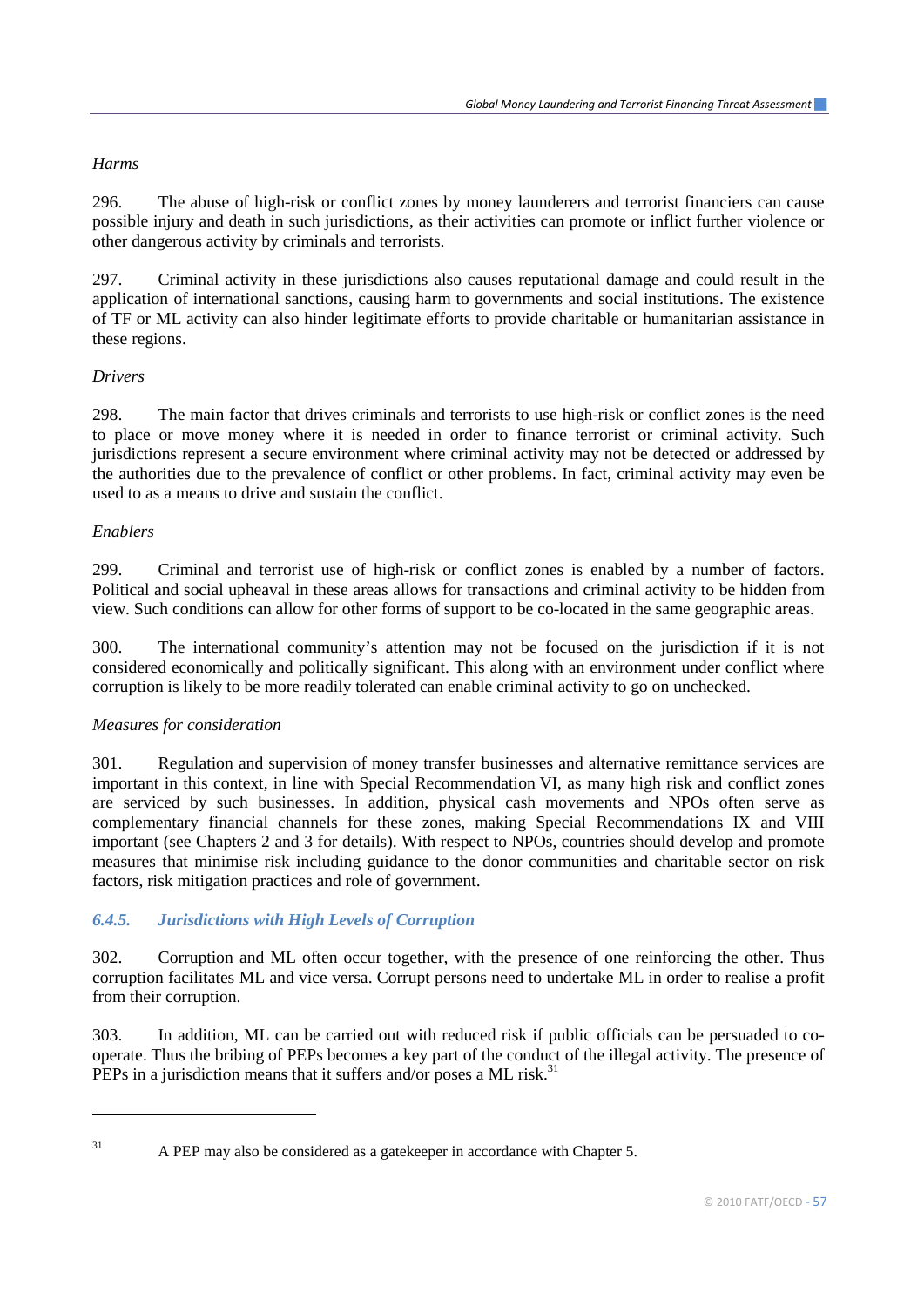*Harms*

296. The abuse of high-risk or conflict zones by money launderers and terrorist financiers can cause possible injury and death in such jurisdictions, as their activities can promote or inflict further violence or other dangerous activity by criminals and terrorists.

297. Criminal activity in these jurisdictions also causes reputational damage and could result in the application of international sanctions, causing harm to governments and social institutions. The existence of TF or ML activity can also hinder legitimate efforts to provide charitable or humanitarian assistance in these regions.

*Drivers*

298. The main factor that drives criminals and terrorists to use high-risk or conflict zones is the need to place or move money where it is needed in order to finance terrorist or criminal activity. Such jurisdictions represent a secure environment where criminal activity may not be detected or addressed by the authorities due to the prevalence of conflict or other problems. In fact, criminal activity may even be used to as a means to drive and sustain the conflict.

*Enablers*

299. Criminal and terrorist use of high-risk or conflict zones is enabled by a number of factors. Political and social upheaval in these areas allows for transactions and criminal activity to be hidden from view. Such conditions can allow for other forms of support to be co-located in the same geographic areas.

300. The international community's attention may not be focused on the jurisdiction if it is not considered economically and politically significant. This along with an environment under conflict where corruption is likely to be more readily tolerated can enable criminal activity to go on unchecked.

*Measures for consideration*

301. Regulation and supervision of money transfer businesses and alternative remittance services are important in this context, in line with Special Recommendation VI, as many high risk and conflict zones are serviced by such businesses. In addition, physical cash movements and NPOs often serve as complementary financial channels for these zones, making Special Recommendations IX and VIII important (see Chapters 2 and 3 for details). With respect to NPOs, countries should develop and promote measures that minimise risk including guidance to the donor communities and charitable sector on risk factors, risk mitigation practices and role of government.

### *6.4.5. Jurisdictions with High Levels of Corruption*

302. Corruption and ML often occur together, with the presence of one reinforcing the other. Thus corruption facilitates ML and vice versa. Corrupt persons need to undertake ML in order to realise a profit from their corruption.

303. In addition, ML can be carried out with reduced risk if public officials can be persuaded to co-operate. Thus the bribing of PEPs becomes a key part of the conduct of the illegal activity. The presence of PEPs in a jurisdiction means that it suffers and/or poses a ML risk.[31]

---

[31] A PEP may also be considered as a gatekeeper in accordance with Chapter 5.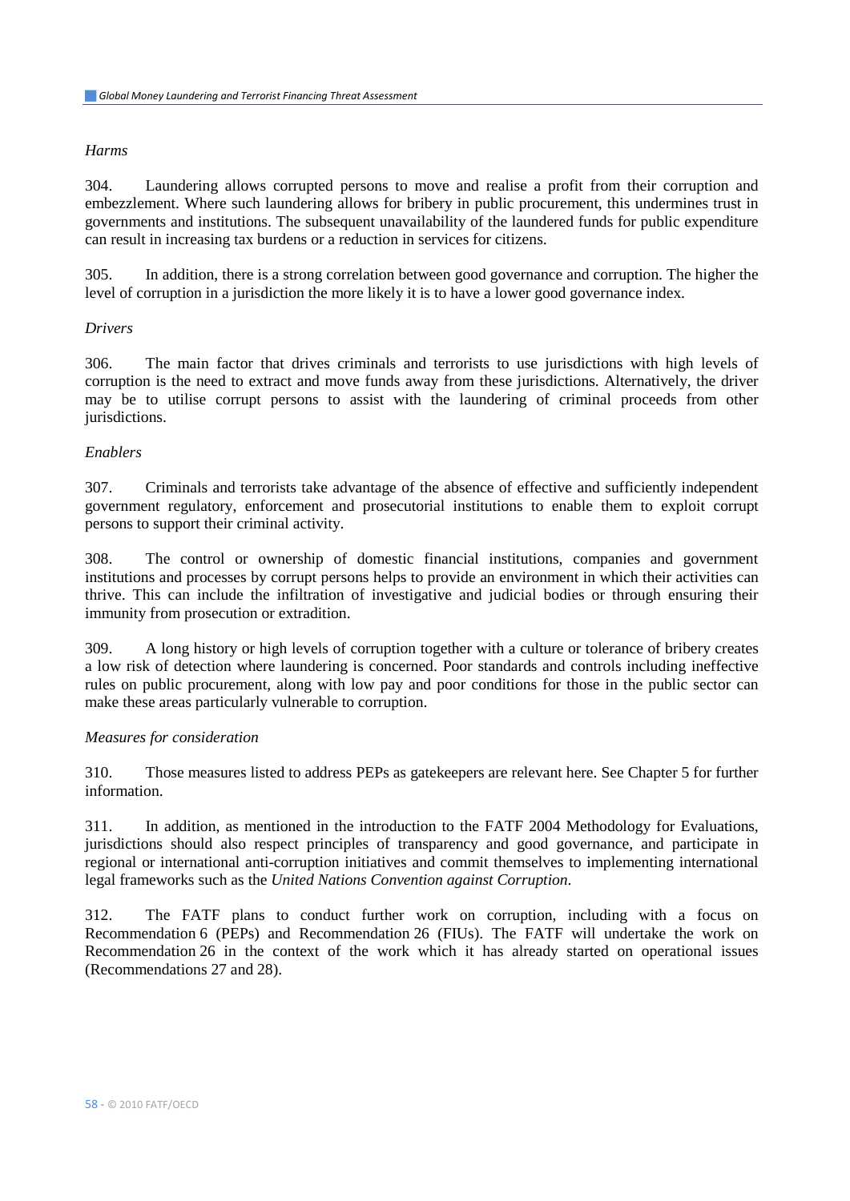*Harms*

304. Laundering allows corrupted persons to move and realise a profit from their corruption and embezzlement. Where such laundering allows for bribery in public procurement, this undermines trust in governments and institutions. The subsequent unavailability of the laundered funds for public expenditure can result in increasing tax burdens or a reduction in services for citizens.

305. In addition, there is a strong correlation between good governance and corruption. The higher the level of corruption in a jurisdiction the more likely it is to have a lower good governance index.

*Drivers*

306. The main factor that drives criminals and terrorists to use jurisdictions with high levels of corruption is the need to extract and move funds away from these jurisdictions. Alternatively, the driver may be to utilise corrupt persons to assist with the laundering of criminal proceeds from other jurisdictions.

*Enablers*

307. Criminals and terrorists take advantage of the absence of effective and sufficiently independent government regulatory, enforcement and prosecutorial institutions to enable them to exploit corrupt persons to support their criminal activity.

308. The control or ownership of domestic financial institutions, companies and government institutions and processes by corrupt persons helps to provide an environment in which their activities can thrive. This can include the infiltration of investigative and judicial bodies or through ensuring their immunity from prosecution or extradition.

309. A long history or high levels of corruption together with a culture or tolerance of bribery creates a low risk of detection where laundering is concerned. Poor standards and controls including ineffective rules on public procurement, along with low pay and poor conditions for those in the public sector can make these areas particularly vulnerable to corruption.

*Measures for consideration*

310. Those measures listed to address PEPs as gatekeepers are relevant here. See Chapter 5 for further information.

311. In addition, as mentioned in the introduction to the FATF 2004 Methodology for Evaluations, jurisdictions should also respect principles of transparency and good governance, and participate in regional or international anti-corruption initiatives and commit themselves to implementing international legal frameworks such as the *United Nations Convention against Corruption*.

312. The FATF plans to conduct further work on corruption, including with a focus on Recommendation 6 (PEPs) and Recommendation 26 (FIUs). The FATF will undertake the work on Recommendation 26 in the context of the work which it has already started on operational issues (Recommendations 27 and 28).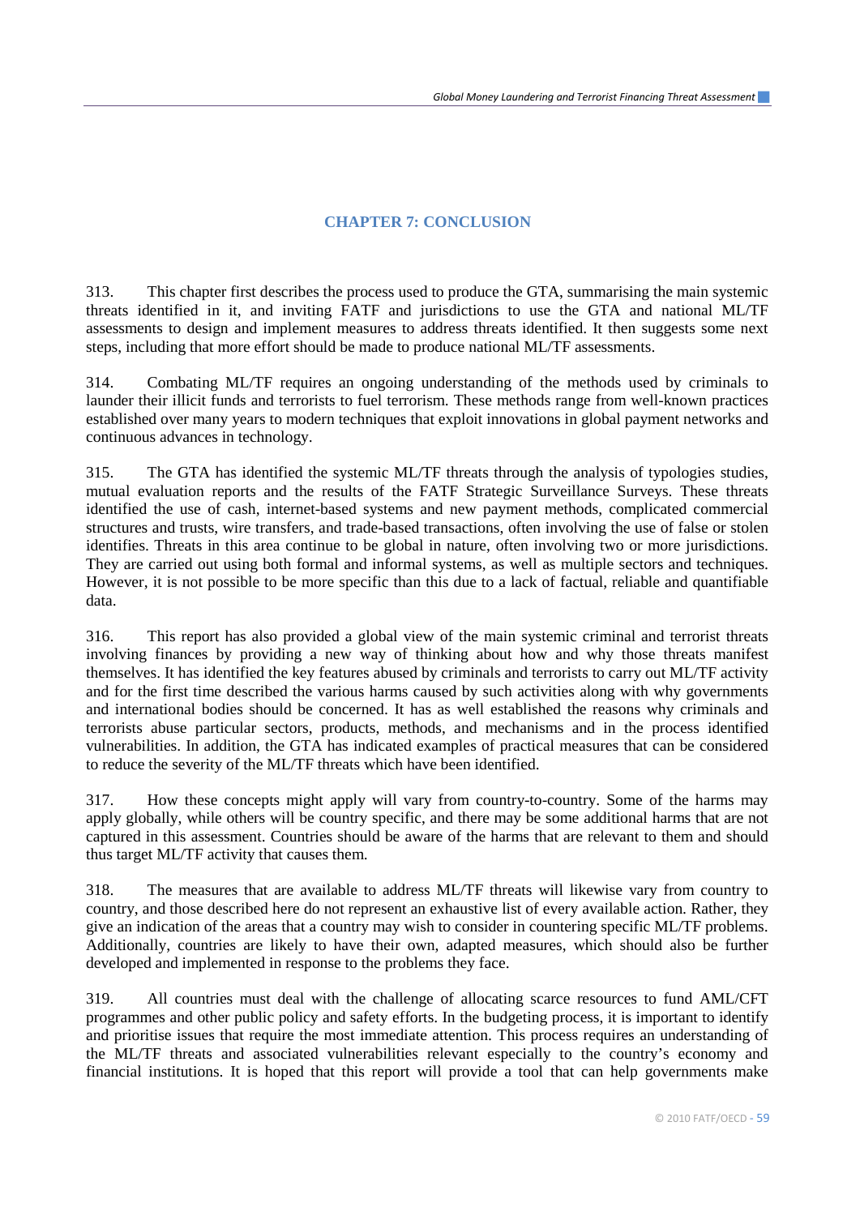## CHAPTER 7: CONCLUSION

313. This chapter first describes the process used to produce the GTA, summarising the main systemic threats identified in it, and inviting FATF and jurisdictions to use the GTA and national ML/TF assessments to design and implement measures to address threats identified. It then suggests some next steps, including that more effort should be made to produce national ML/TF assessments.

314. Combating ML/TF requires an ongoing understanding of the methods used by criminals to launder their illicit funds and terrorists to fuel terrorism. These methods range from well-known practices established over many years to modern techniques that exploit innovations in global payment networks and continuous advances in technology.

315. The GTA has identified the systemic ML/TF threats through the analysis of typologies studies, mutual evaluation reports and the results of the FATF Strategic Surveillance Surveys. These threats identified the use of cash, internet-based systems and new payment methods, complicated commercial structures and trusts, wire transfers, and trade-based transactions, often involving the use of false or stolen identifies. Threats in this area continue to be global in nature, often involving two or more jurisdictions. They are carried out using both formal and informal systems, as well as multiple sectors and techniques. However, it is not possible to be more specific than this due to a lack of factual, reliable and quantifiable data.

316. This report has also provided a global view of the main systemic criminal and terrorist threats involving finances by providing a new way of thinking about how and why those threats manifest themselves. It has identified the key features abused by criminals and terrorists to carry out ML/TF activity and for the first time described the various harms caused by such activities along with why governments and international bodies should be concerned. It has as well established the reasons why criminals and terrorists abuse particular sectors, products, methods, and mechanisms and in the process identified vulnerabilities. In addition, the GTA has indicated examples of practical measures that can be considered to reduce the severity of the ML/TF threats which have been identified.

317. How these concepts might apply will vary from country-to-country. Some of the harms may apply globally, while others will be country specific, and there may be some additional harms that are not captured in this assessment. Countries should be aware of the harms that are relevant to them and should thus target ML/TF activity that causes them.

318. The measures that are available to address ML/TF threats will likewise vary from country to country, and those described here do not represent an exhaustive list of every available action. Rather, they give an indication of the areas that a country may wish to consider in countering specific ML/TF problems. Additionally, countries are likely to have their own, adapted measures, which should also be further developed and implemented in response to the problems they face.

319. All countries must deal with the challenge of allocating scarce resources to fund AML/CFT programmes and other public policy and safety efforts. In the budgeting process, it is important to identify and prioritise issues that require the most immediate attention. This process requires an understanding of the ML/TF threats and associated vulnerabilities relevant especially to the country's economy and financial institutions. It is hoped that this report will provide a tool that can help governments make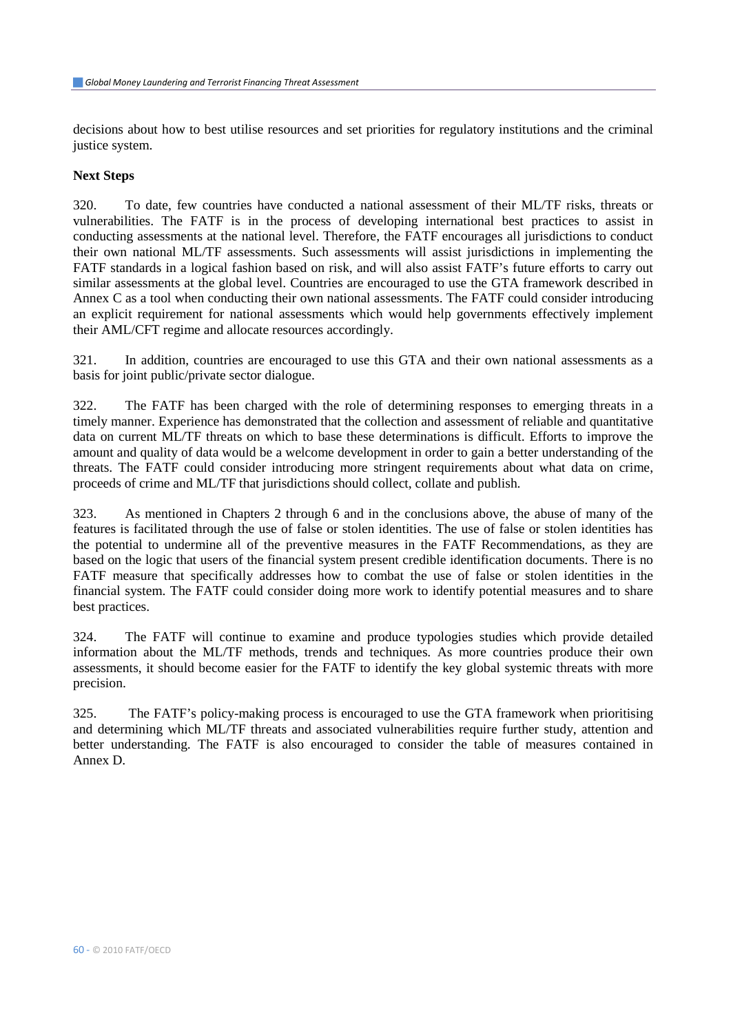decisions about how to best utilise resources and set priorities for regulatory institutions and the criminal justice system.

**Next Steps**

320. To date, few countries have conducted a national assessment of their ML/TF risks, threats or vulnerabilities. The FATF is in the process of developing international best practices to assist in conducting assessments at the national level. Therefore, the FATF encourages all jurisdictions to conduct their own national ML/TF assessments. Such assessments will assist jurisdictions in implementing the FATF standards in a logical fashion based on risk, and will also assist FATF's future efforts to carry out similar assessments at the global level. Countries are encouraged to use the GTA framework described in Annex C as a tool when conducting their own national assessments. The FATF could consider introducing an explicit requirement for national assessments which would help governments effectively implement their AML/CFT regime and allocate resources accordingly.

321. In addition, countries are encouraged to use this GTA and their own national assessments as a basis for joint public/private sector dialogue.

322. The FATF has been charged with the role of determining responses to emerging threats in a timely manner. Experience has demonstrated that the collection and assessment of reliable and quantitative data on current ML/TF threats on which to base these determinations is difficult. Efforts to improve the amount and quality of data would be a welcome development in order to gain a better understanding of the threats. The FATF could consider introducing more stringent requirements about what data on crime, proceeds of crime and ML/TF that jurisdictions should collect, collate and publish.

323. As mentioned in Chapters 2 through 6 and in the conclusions above, the abuse of many of the features is facilitated through the use of false or stolen identities. The use of false or stolen identities has the potential to undermine all of the preventive measures in the FATF Recommendations, as they are based on the logic that users of the financial system present credible identification documents. There is no FATF measure that specifically addresses how to combat the use of false or stolen identities in the financial system. The FATF could consider doing more work to identify potential measures and to share best practices.

324. The FATF will continue to examine and produce typologies studies which provide detailed information about the ML/TF methods, trends and techniques. As more countries produce their own assessments, it should become easier for the FATF to identify the key global systemic threats with more precision.

325. The FATF's policy-making process is encouraged to use the GTA framework when prioritising and determining which ML/TF threats and associated vulnerabilities require further study, attention and better understanding. The FATF is also encouraged to consider the table of measures contained in Annex D.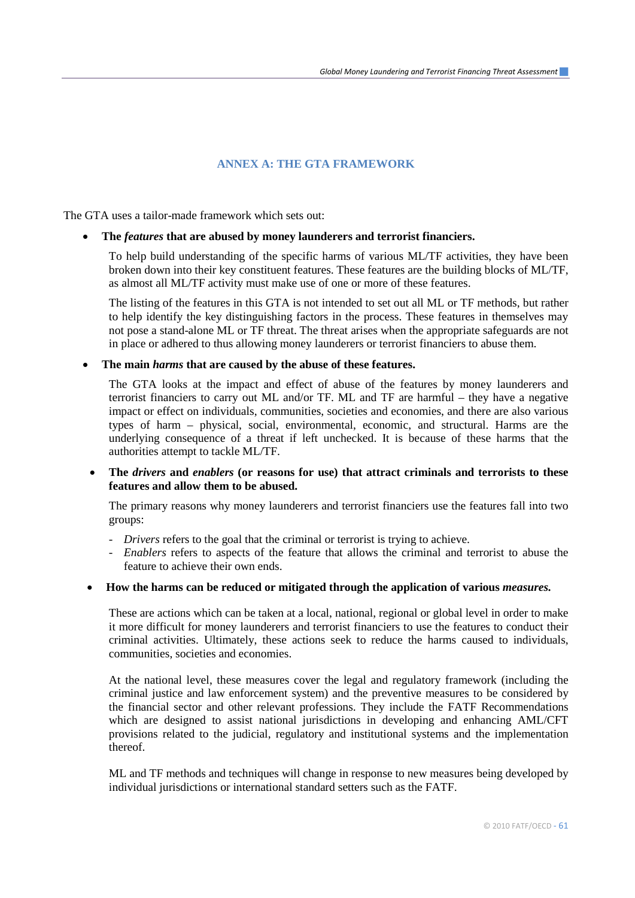## ANNEX A: THE GTA FRAMEWORK

The GTA uses a tailor-made framework which sets out:

- **The *features* that are abused by money launderers and terrorist financiers.**

  To help build understanding of the specific harms of various ML/TF activities, they have been broken down into their key constituent features. These features are the building blocks of ML/TF, as almost all ML/TF activity must make use of one or more of these features.

  The listing of the features in this GTA is not intended to set out all ML or TF methods, but rather to help identify the key distinguishing factors in the process. These features in themselves may not pose a stand-alone ML or TF threat. The threat arises when the appropriate safeguards are not in place or adhered to thus allowing money launderers or terrorist financiers to abuse them.

- **The main *harms* that are caused by the abuse of these features.**

  The GTA looks at the impact and effect of abuse of the features by money launderers and terrorist financiers to carry out ML and/or TF. ML and TF are harmful – they have a negative impact or effect on individuals, communities, societies and economies, and there are also various types of harm – physical, social, environmental, economic, and structural. Harms are the underlying consequence of a threat if left unchecked. It is because of these harms that the authorities attempt to tackle ML/TF.

- **The *drivers* and *enablers* (or reasons for use) that attract criminals and terrorists to these features and allow them to be abused.**

  The primary reasons why money launderers and terrorist financiers use the features fall into two groups:

  - *Drivers* refers to the goal that the criminal or terrorist is trying to achieve.
  - *Enablers* refers to aspects of the feature that allows the criminal and terrorist to abuse the feature to achieve their own ends.

- **How the harms can be reduced or mitigated through the application of various *measures.***

  These are actions which can be taken at a local, national, regional or global level in order to make it more difficult for money launderers and terrorist financiers to use the features to conduct their criminal activities. Ultimately, these actions seek to reduce the harms caused to individuals, communities, societies and economies.

  At the national level, these measures cover the legal and regulatory framework (including the criminal justice and law enforcement system) and the preventive measures to be considered by the financial sector and other relevant professions. They include the FATF Recommendations which are designed to assist national jurisdictions in developing and enhancing AML/CFT provisions related to the judicial, regulatory and institutional systems and the implementation thereof.

  ML and TF methods and techniques will change in response to new measures being developed by individual jurisdictions or international standard setters such as the FATF.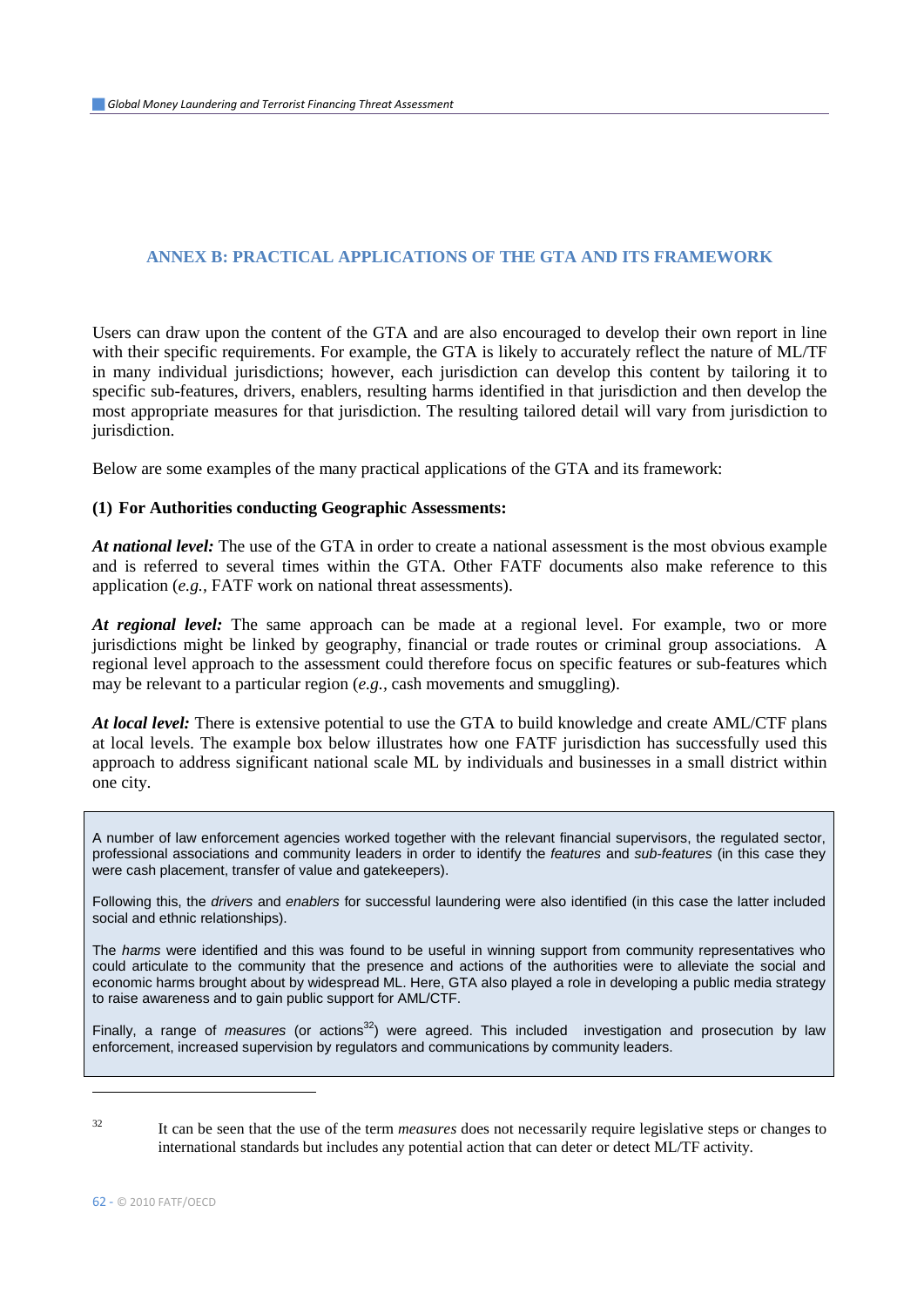## ANNEX B: PRACTICAL APPLICATIONS OF THE GTA AND ITS FRAMEWORK

Users can draw upon the content of the GTA and are also encouraged to develop their own report in line with their specific requirements. For example, the GTA is likely to accurately reflect the nature of ML/TF in many individual jurisdictions; however, each jurisdiction can develop this content by tailoring it to specific sub-features, drivers, enablers, resulting harms identified in that jurisdiction and then develop the most appropriate measures for that jurisdiction. The resulting tailored detail will vary from jurisdiction to jurisdiction.

Below are some examples of the many practical applications of the GTA and its framework:

**(1) For Authorities conducting Geographic Assessments:**

***At national level:*** The use of the GTA in order to create a national assessment is the most obvious example and is referred to several times within the GTA. Other FATF documents also make reference to this application (*e.g.,* FATF work on national threat assessments).

***At regional level:*** The same approach can be made at a regional level. For example, two or more jurisdictions might be linked by geography, financial or trade routes or criminal group associations. A regional level approach to the assessment could therefore focus on specific features or sub-features which may be relevant to a particular region (*e.g.,* cash movements and smuggling).

***At local level:*** There is extensive potential to use the GTA to build knowledge and create AML/CTF plans at local levels. The example box below illustrates how one FATF jurisdiction has successfully used this approach to address significant national scale ML by individuals and businesses in a small district within one city.

> A number of law enforcement agencies worked together with the relevant financial supervisors, the regulated sector, professional associations and community leaders in order to identify the *features* and *sub-features* (in this case they were cash placement, transfer of value and gatekeepers).
>
> Following this, the *drivers* and *enablers* for successful laundering were also identified (in this case the latter included social and ethnic relationships).
>
> The *harms* were identified and this was found to be useful in winning support from community representatives who could articulate to the community that the presence and actions of the authorities were to alleviate the social and economic harms brought about by widespread ML. Here, GTA also played a role in developing a public media strategy to raise awareness and to gain public support for AML/CTF.
>
> Finally, a range of *measures* (or actions[32]) were agreed. This included investigation and prosecution by law enforcement, increased supervision by regulators and communications by community leaders.

---

[32] It can be seen that the use of the term *measures* does not necessarily require legislative steps or changes to international standards but includes any potential action that can deter or detect ML/TF activity.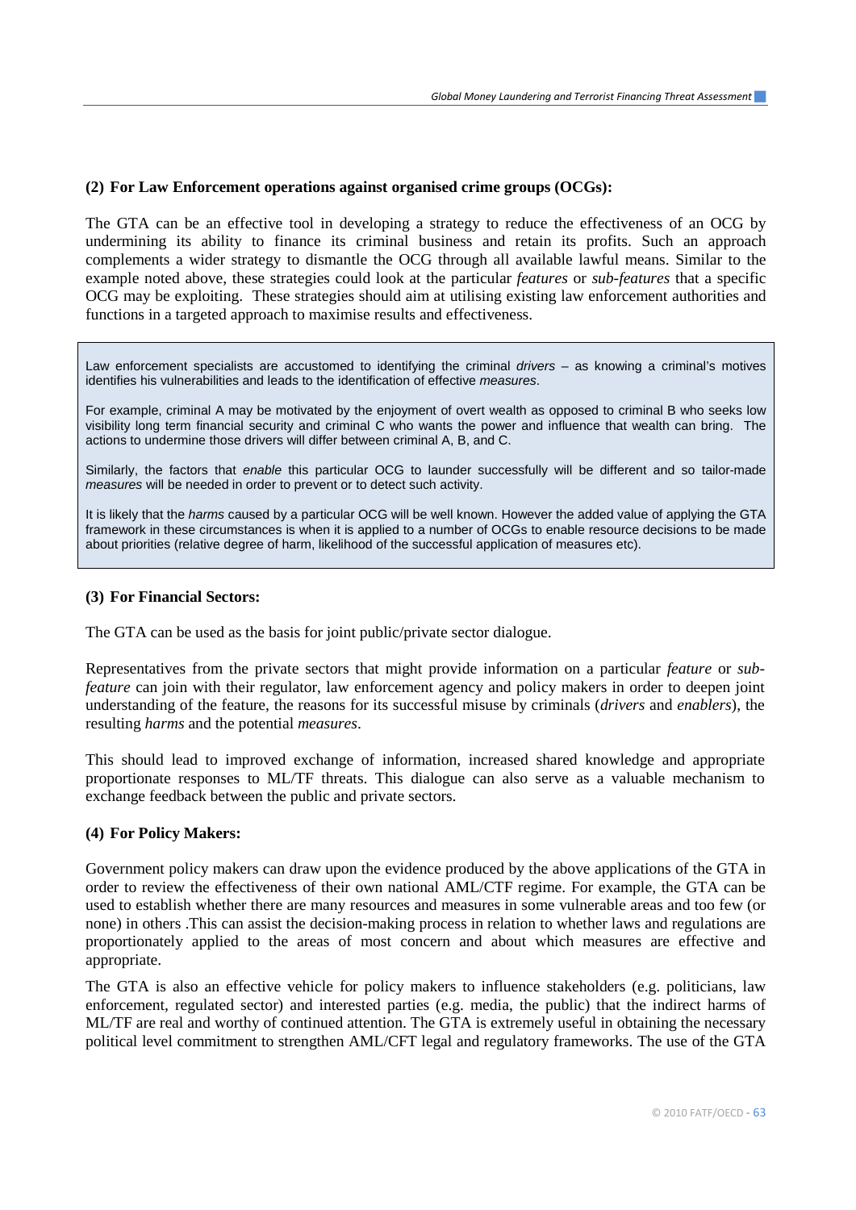**(2) For Law Enforcement operations against organised crime groups (OCGs):**

The GTA can be an effective tool in developing a strategy to reduce the effectiveness of an OCG by undermining its ability to finance its criminal business and retain its profits. Such an approach complements a wider strategy to dismantle the OCG through all available lawful means. Similar to the example noted above, these strategies could look at the particular *features* or *sub-features* that a specific OCG may be exploiting. These strategies should aim at utilising existing law enforcement authorities and functions in a targeted approach to maximise results and effectiveness.

> Law enforcement specialists are accustomed to identifying the criminal *drivers* – as knowing a criminal's motives identifies his vulnerabilities and leads to the identification of effective *measures*.
>
> For example, criminal A may be motivated by the enjoyment of overt wealth as opposed to criminal B who seeks low visibility long term financial security and criminal C who wants the power and influence that wealth can bring. The actions to undermine those drivers will differ between criminal A, B, and C.
>
> Similarly, the factors that *enable* this particular OCG to launder successfully will be different and so tailor-made *measures* will be needed in order to prevent or to detect such activity.
>
> It is likely that the *harms* caused by a particular OCG will be well known. However the added value of applying the GTA framework in these circumstances is when it is applied to a number of OCGs to enable resource decisions to be made about priorities (relative degree of harm, likelihood of the successful application of measures etc).

**(3) For Financial Sectors:**

The GTA can be used as the basis for joint public/private sector dialogue.

Representatives from the private sectors that might provide information on a particular *feature* or *sub-feature* can join with their regulator, law enforcement agency and policy makers in order to deepen joint understanding of the feature, the reasons for its successful misuse by criminals (*drivers* and *enablers*), the resulting *harms* and the potential *measures*.

This should lead to improved exchange of information, increased shared knowledge and appropriate proportionate responses to ML/TF threats. This dialogue can also serve as a valuable mechanism to exchange feedback between the public and private sectors.

**(4) For Policy Makers:**

Government policy makers can draw upon the evidence produced by the above applications of the GTA in order to review the effectiveness of their own national AML/CTF regime. For example, the GTA can be used to establish whether there are many resources and measures in some vulnerable areas and too few (or none) in others .This can assist the decision-making process in relation to whether laws and regulations are proportionately applied to the areas of most concern and about which measures are effective and appropriate.

The GTA is also an effective vehicle for policy makers to influence stakeholders (e.g. politicians, law enforcement, regulated sector) and interested parties (e.g. media, the public) that the indirect harms of ML/TF are real and worthy of continued attention. The GTA is extremely useful in obtaining the necessary political level commitment to strengthen AML/CFT legal and regulatory frameworks. The use of the GTA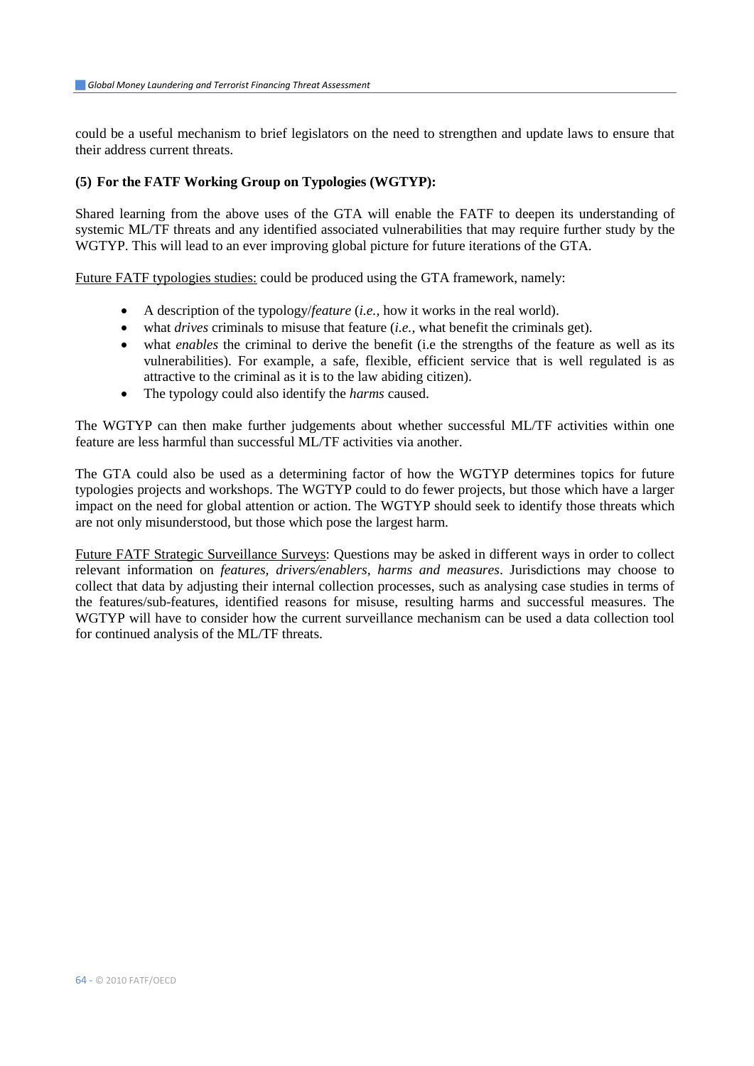could be a useful mechanism to brief legislators on the need to strengthen and update laws to ensure that their address current threats.

**(5) For the FATF Working Group on Typologies (WGTYP):**

Shared learning from the above uses of the GTA will enable the FATF to deepen its understanding of systemic ML/TF threats and any identified associated vulnerabilities that may require further study by the WGTYP. This will lead to an ever improving global picture for future iterations of the GTA.

<u>Future FATF typologies studies:</u> could be produced using the GTA framework, namely:

- A description of the typology/*feature* (*i.e.,* how it works in the real world).
- what *drives* criminals to misuse that feature (*i.e.,* what benefit the criminals get).
- what *enables* the criminal to derive the benefit (i.e the strengths of the feature as well as its vulnerabilities). For example, a safe, flexible, efficient service that is well regulated is as attractive to the criminal as it is to the law abiding citizen).
- The typology could also identify the *harms* caused.

The WGTYP can then make further judgements about whether successful ML/TF activities within one feature are less harmful than successful ML/TF activities via another.

The GTA could also be used as a determining factor of how the WGTYP determines topics for future typologies projects and workshops. The WGTYP could to do fewer projects, but those which have a larger impact on the need for global attention or action. The WGTYP should seek to identify those threats which are not only misunderstood, but those which pose the largest harm.

<u>Future FATF Strategic Surveillance Surveys</u>: Questions may be asked in different ways in order to collect relevant information on *features, drivers/enablers, harms and measures*. Jurisdictions may choose to collect that data by adjusting their internal collection processes, such as analysing case studies in terms of the features/sub-features, identified reasons for misuse, resulting harms and successful measures. The WGTYP will have to consider how the current surveillance mechanism can be used a data collection tool for continued analysis of the ML/TF threats.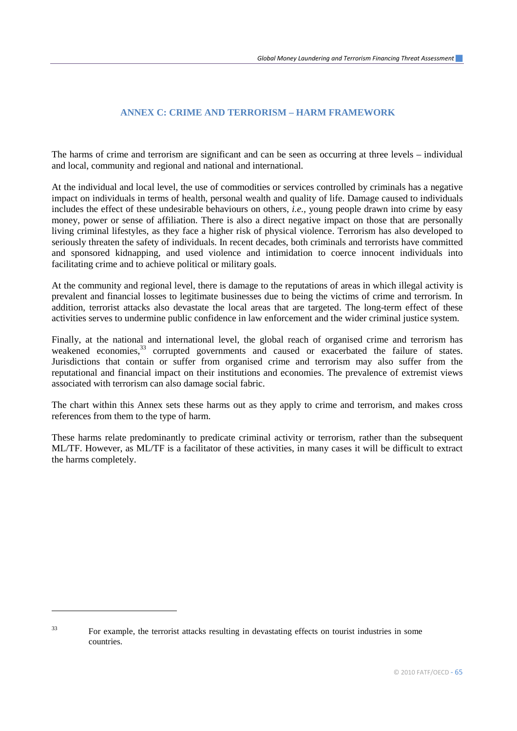## ANNEX C: CRIME AND TERRORISM – HARM FRAMEWORK

The harms of crime and terrorism are significant and can be seen as occurring at three levels – individual and local, community and regional and national and international.

At the individual and local level, the use of commodities or services controlled by criminals has a negative impact on individuals in terms of health, personal wealth and quality of life. Damage caused to individuals includes the effect of these undesirable behaviours on others, *i.e.,* young people drawn into crime by easy money, power or sense of affiliation. There is also a direct negative impact on those that are personally living criminal lifestyles, as they face a higher risk of physical violence. Terrorism has also developed to seriously threaten the safety of individuals. In recent decades, both criminals and terrorists have committed and sponsored kidnapping, and used violence and intimidation to coerce innocent individuals into facilitating crime and to achieve political or military goals.

At the community and regional level, there is damage to the reputations of areas in which illegal activity is prevalent and financial losses to legitimate businesses due to being the victims of crime and terrorism. In addition, terrorist attacks also devastate the local areas that are targeted. The long-term effect of these activities serves to undermine public confidence in law enforcement and the wider criminal justice system.

Finally, at the national and international level, the global reach of organised crime and terrorism has weakened economies,[33] corrupted governments and caused or exacerbated the failure of states. Jurisdictions that contain or suffer from organised crime and terrorism may also suffer from the reputational and financial impact on their institutions and economies. The prevalence of extremist views associated with terrorism can also damage social fabric.

The chart within this Annex sets these harms out as they apply to crime and terrorism, and makes cross references from them to the type of harm.

These harms relate predominantly to predicate criminal activity or terrorism, rather than the subsequent ML/TF. However, as ML/TF is a facilitator of these activities, in many cases it will be difficult to extract the harms completely.

---

[33] For example, the terrorist attacks resulting in devastating effects on tourist industries in some countries.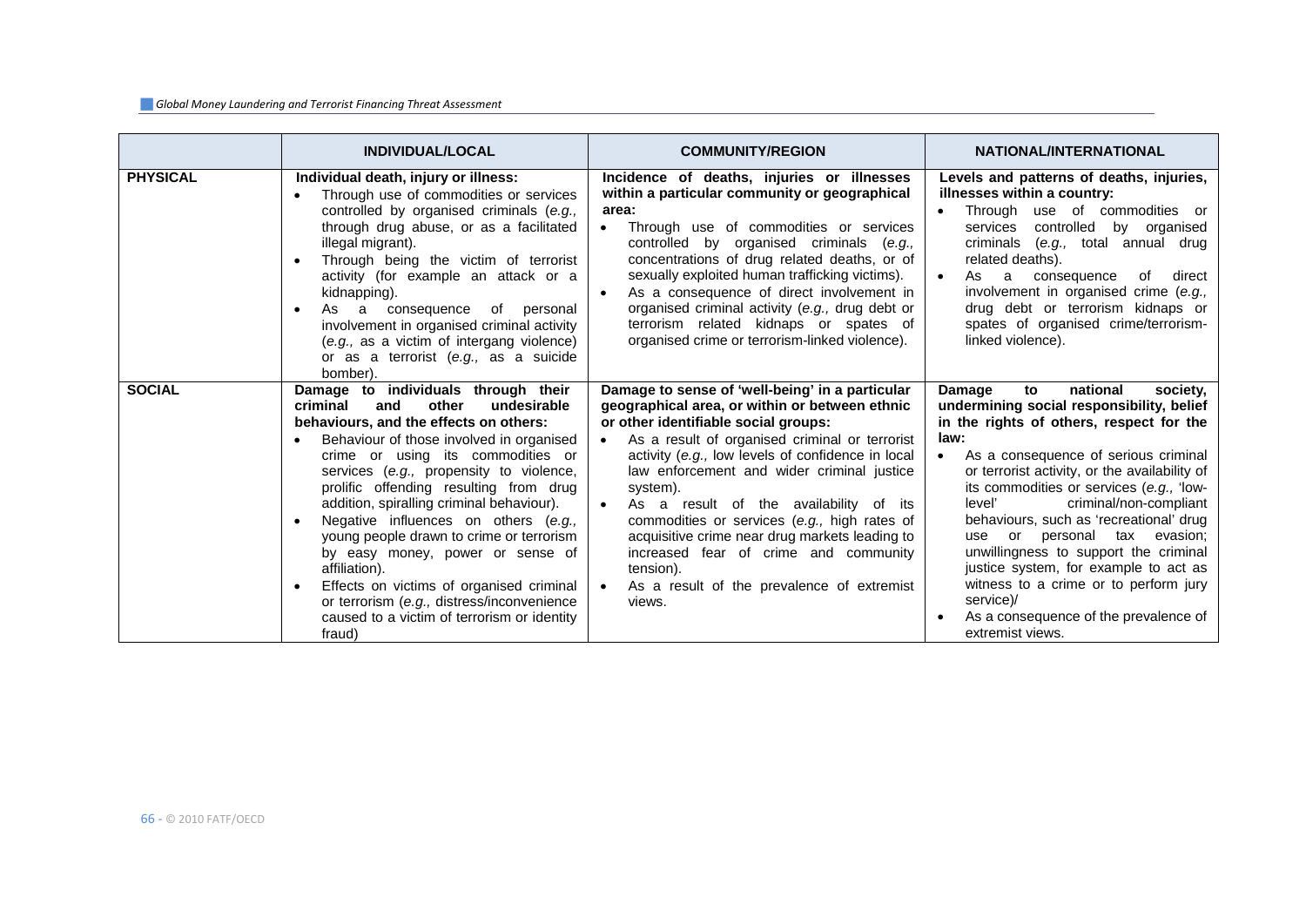| | INDIVIDUAL/LOCAL | COMMUNITY/REGION | NATIONAL/INTERNATIONAL |
|---|---|---|---|
| **PHYSICAL** | **Individual death, injury or illness:**<br>• Through use of commodities or services controlled by organised criminals (*e.g.,* through drug abuse, or as a facilitated illegal migrant).<br>• Through being the victim of terrorist activity (for example an attack or a kidnapping).<br>• As a consequence of personal involvement in organised criminal activity (*e.g.,* as a victim of intergang violence) or as a terrorist (*e.g.,* as a suicide bomber). | **Incidence of deaths, injuries or illnesses within a particular community or geographical area:**<br>• Through use of commodities or services controlled by organised criminals (*e.g.,* concentrations of drug related deaths, or of sexually exploited human trafficking victims).<br>• As a consequence of direct involvement in organised criminal activity (*e.g.,* drug debt or terrorism related kidnaps or spates of organised crime or terrorism-linked violence). | **Levels and patterns of deaths, injuries, illnesses within a country:**<br>• Through use of commodities or services controlled by organised criminals (*e.g.,* total annual drug related deaths).<br>• As a consequence of direct involvement in organised crime (*e.g.,* drug debt or terrorism kidnaps or spates of organised crime/terrorism-linked violence). |
| **SOCIAL** | **Damage to individuals through their criminal and other undesirable behaviours, and the effects on others:**<br>• Behaviour of those involved in organised crime or using its commodities or services (*e.g.,* propensity to violence, prolific offending resulting from drug addition, spiralling criminal behaviour).<br>• Negative influences on others (*e.g.,* young people drawn to crime or terrorism by easy money, power or sense of affiliation).<br>• Effects on victims of organised criminal or terrorism (*e.g.,* distress/inconvenience caused to a victim of terrorism or identity fraud) | **Damage to sense of 'well-being' in a particular geographical area, or within or between ethnic or other identifiable social groups:**<br>• As a result of organised criminal or terrorist activity (*e.g.,* low levels of confidence in local law enforcement and wider criminal justice system).<br>• As a result of the availability of its commodities or services (*e.g.,* high rates of acquisitive crime near drug markets leading to increased fear of crime and community tension).<br>• As a result of the prevalence of extremist views. | **Damage to national society, undermining social responsibility, belief in the rights of others, respect for the law:**<br>• As a consequence of serious criminal or terrorist activity, or the availability of its commodities or services (*e.g.,* 'low-level' criminal/non-compliant behaviours, such as 'recreational' drug use or personal tax evasion; unwillingness to support the criminal justice system, for example to act as witness to a crime or to perform jury service)/<br>• As a consequence of the prevalence of extremist views. |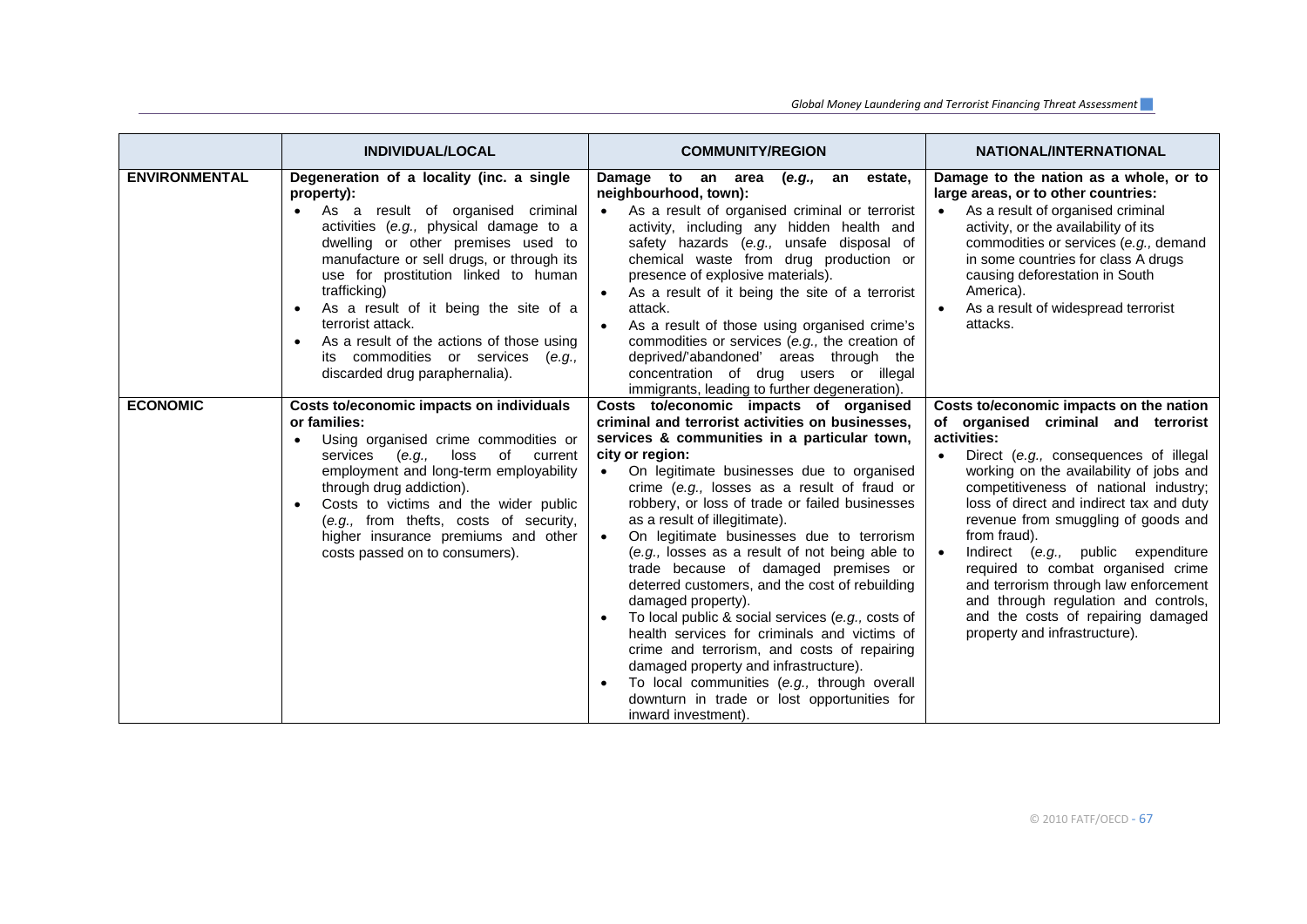| | INDIVIDUAL/LOCAL | COMMUNITY/REGION | NATIONAL/INTERNATIONAL |
|---|---|---|---|
| **ENVIRONMENTAL** | **Degeneration of a locality (inc. a single property):**<br>• As a result of organised criminal activities (*e.g.,* physical damage to a dwelling or other premises used to manufacture or sell drugs, or through its use for prostitution linked to human trafficking)<br>• As a result of it being the site of a terrorist attack.<br>• As a result of the actions of those using its commodities or services (*e.g.,* discarded drug paraphernalia). | **Damage to an area (*e.g.,* an estate, neighbourhood, town):**<br>• As a result of organised criminal or terrorist activity, including any hidden health and safety hazards (*e.g.,* unsafe disposal of chemical waste from drug production or presence of explosive materials).<br>• As a result of it being the site of a terrorist attack.<br>• As a result of those using organised crime's commodities or services (*e.g.,* the creation of deprived/'abandoned' areas through the concentration of drug users or illegal immigrants, leading to further degeneration). | **Damage to the nation as a whole, or to large areas, or to other countries:**<br>• As a result of organised criminal activity, or the availability of its commodities or services (*e.g.,* demand in some countries for class A drugs causing deforestation in South America).<br>• As a result of widespread terrorist attacks. |
| **ECONOMIC** | **Costs to/economic impacts on individuals or families:**<br>• Using organised crime commodities or services (*e.g.,* loss of current employment and long-term employability through drug addiction).<br>• Costs to victims and the wider public (*e.g.,* from thefts, costs of security, higher insurance premiums and other costs passed on to consumers). | **Costs to/economic impacts of organised criminal and terrorist activities on businesses, services & communities in a particular town, city or region:**<br>• On legitimate businesses due to organised crime (*e.g.,* losses as a result of fraud or robbery, or loss of trade or failed businesses as a result of illegitimate).<br>• On legitimate businesses due to terrorism (*e.g.,* losses as a result of not being able to trade because of damaged premises or deterred customers, and the cost of rebuilding damaged property).<br>• To local public & social services (*e.g.,* costs of health services for criminals and victims of crime and terrorism, and costs of repairing damaged property and infrastructure).<br>• To local communities (*e.g.,* through overall downturn in trade or lost opportunities for inward investment). | **Costs to/economic impacts on the nation of organised criminal and terrorist activities:**<br>• Direct (*e.g.,* consequences of illegal working on the availability of jobs and competitiveness of national industry; loss of direct and indirect tax and duty revenue from smuggling of goods and from fraud).<br>• Indirect (*e.g.,* public expenditure required to combat organised crime and terrorism through law enforcement and through regulation and controls, and the costs of repairing damaged property and infrastructure). |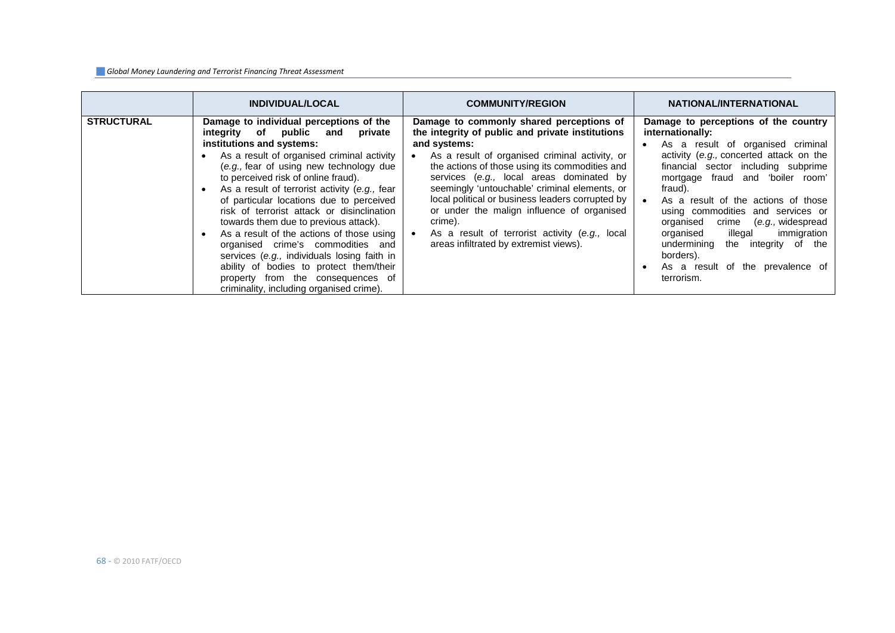| | INDIVIDUAL/LOCAL | COMMUNITY/REGION | NATIONAL/INTERNATIONAL |
|---|---|---|---|
| **STRUCTURAL** | **Damage to individual perceptions of the integrity of public and private institutions and systems:**<br>• As a result of organised criminal activity (*e.g.,* fear of using new technology due to perceived risk of online fraud).<br>• As a result of terrorist activity (*e.g.,* fear of particular locations due to perceived risk of terrorist attack or disinclination towards them due to previous attack).<br>• As a result of the actions of those using organised crime's commodities and services (*e.g.,* individuals losing faith in ability of bodies to protect them/their property from the consequences of criminality, including organised crime). | **Damage to commonly shared perceptions of the integrity of public and private institutions and systems:**<br>• As a result of organised criminal activity, or the actions of those using its commodities and services (*e.g.,* local areas dominated by seemingly 'untouchable' criminal elements, or local political or business leaders corrupted by or under the malign influence of organised crime).<br>• As a result of terrorist activity (*e.g.,* local areas infiltrated by extremist views). | **Damage to perceptions of the country internationally:**<br>• As a result of organised criminal activity (*e.g.,* concerted attack on the financial sector including subprime mortgage fraud and 'boiler room' fraud).<br>• As a result of the actions of those using commodities and services or organised crime (*e.g.,* widespread organised illegal immigration undermining the integrity of the borders).<br>• As a result of the prevalence of terrorism. |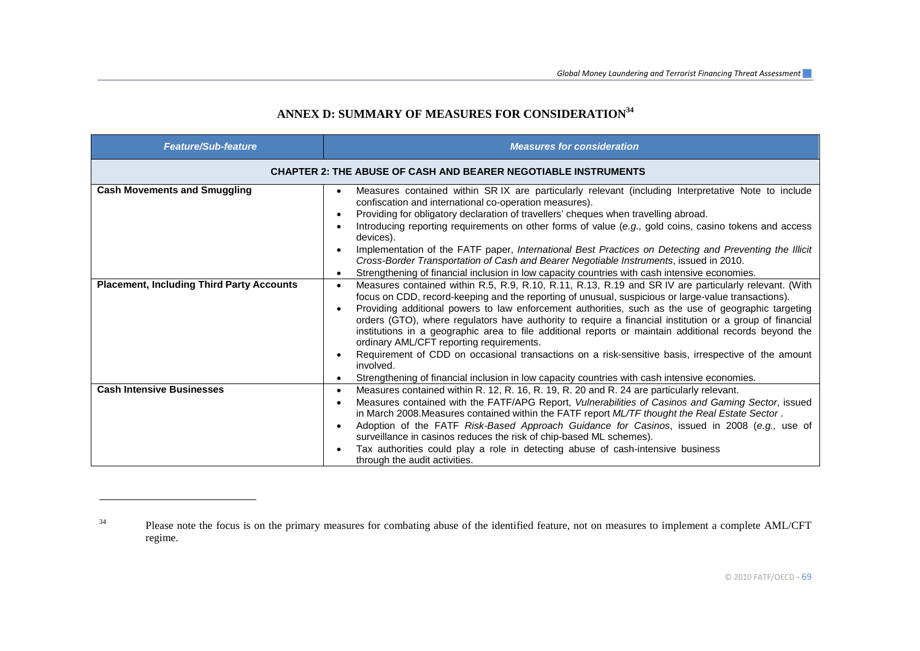# ANNEX D: SUMMARY OF MEASURES FOR CONSIDERATION[34]

| *Feature/Sub-feature* | *Measures for consideration* |
| --- | --- |
| **CHAPTER 2: THE ABUSE OF CASH AND BEARER NEGOTIABLE INSTRUMENTS** | |
| **Cash Movements and Smuggling** | • Measures contained within SR IX are particularly relevant (including Interpretative Note to include confiscation and international co-operation measures).<br>• Providing for obligatory declaration of travellers' cheques when travelling abroad.<br>• Introducing reporting requirements on other forms of value (*e.g.,* gold coins, casino tokens and access devices).<br>• Implementation of the FATF paper, *International Best Practices on Detecting and Preventing the Illicit Cross-Border Transportation of Cash and Bearer Negotiable Instruments*, issued in 2010.<br>• Strengthening of financial inclusion in low capacity countries with cash intensive economies. |
| **Placement, Including Third Party Accounts** | • Measures contained within R.5, R.9, R.10, R.11, R.13, R.19 and SR IV are particularly relevant. (With focus on CDD, record-keeping and the reporting of unusual, suspicious or large-value transactions).<br>• Providing additional powers to law enforcement authorities, such as the use of geographic targeting orders (GTO), where regulators have authority to require a financial institution or a group of financial institutions in a geographic area to file additional reports or maintain additional records beyond the ordinary AML/CFT reporting requirements.<br>• Requirement of CDD on occasional transactions on a risk-sensitive basis, irrespective of the amount involved.<br>• Strengthening of financial inclusion in low capacity countries with cash intensive economies. |
| **Cash Intensive Businesses** | • Measures contained within R. 12, R. 16, R. 19, R. 20 and R. 24 are particularly relevant.<br>• Measures contained with the FATF/APG Report, *Vulnerabilities of Casinos and Gaming Sector*, issued in March 2008.Measures contained within the FATF report *ML/TF thought the Real Estate Sector* .<br>• Adoption of the FATF *Risk-Based Approach Guidance for Casinos*, issued in 2008 (*e.g.,* use of surveillance in casinos reduces the risk of chip-based ML schemes).<br>• Tax authorities could play a role in detecting abuse of cash-intensive business through the audit activities. |

[34] Please note the focus is on the primary measures for combating abuse of the identified feature, not on measures to implement a complete AML/CFT regime.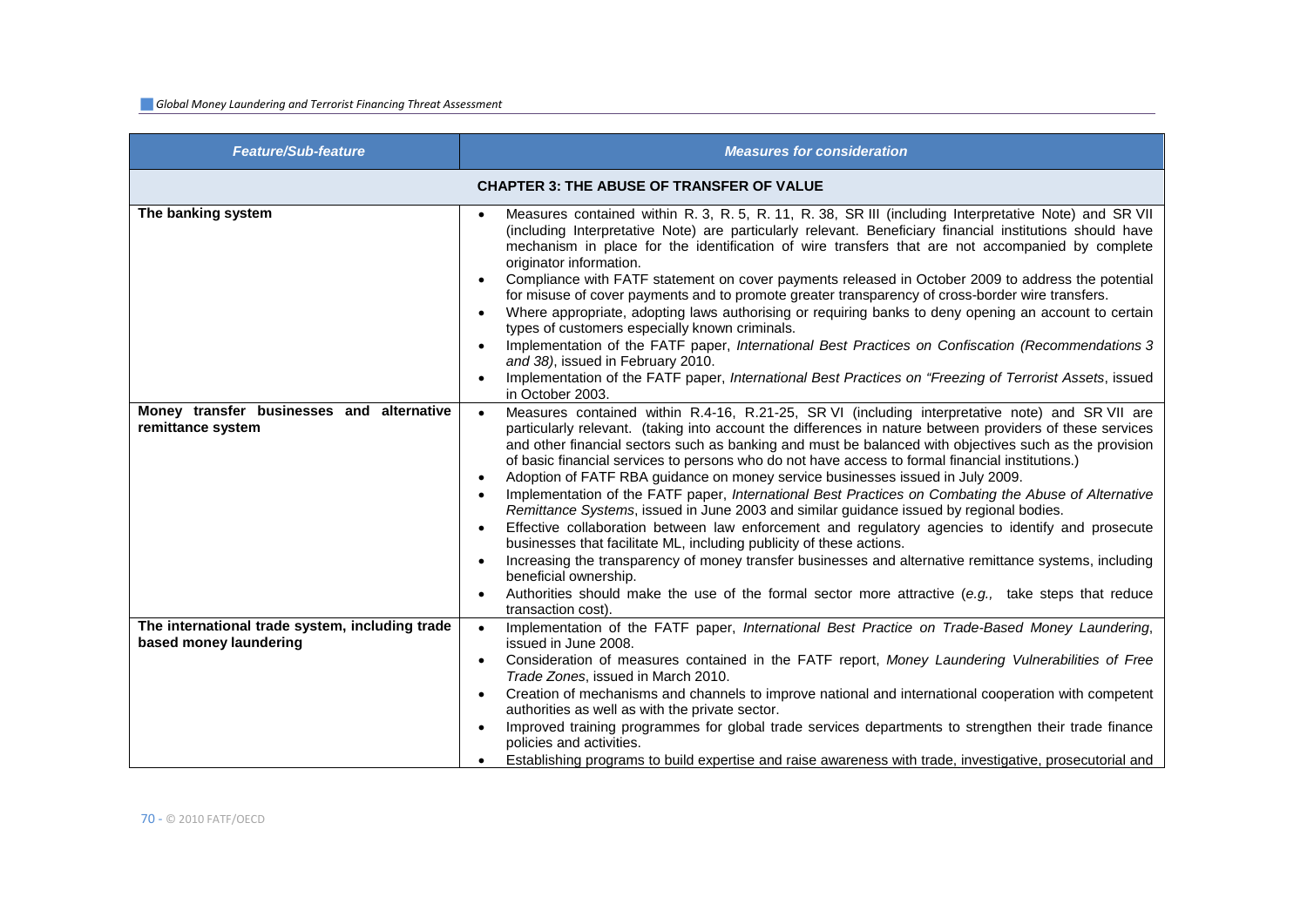| *Feature/Sub-feature* | *Measures for consideration* |
|---|---|
| **CHAPTER 3: THE ABUSE OF TRANSFER OF VALUE** | |
| **The banking system** | • Measures contained within R. 3, R. 5, R. 11, R. 38, SR III (including Interpretative Note) and SR VII (including Interpretative Note) are particularly relevant. Beneficiary financial institutions should have mechanism in place for the identification of wire transfers that are not accompanied by complete originator information.<br>• Compliance with FATF statement on cover payments released in October 2009 to address the potential for misuse of cover payments and to promote greater transparency of cross-border wire transfers.<br>• Where appropriate, adopting laws authorising or requiring banks to deny opening an account to certain types of customers especially known criminals.<br>• Implementation of the FATF paper, *International Best Practices on Confiscation (Recommendations 3 and 38)*, issued in February 2010.<br>• Implementation of the FATF paper, *International Best Practices on "Freezing of Terrorist Assets*, issued in October 2003. |
| **Money transfer businesses and alternative remittance system** | • Measures contained within R.4-16, R.21-25, SR VI (including interpretative note) and SR VII are particularly relevant. (taking into account the differences in nature between providers of these services and other financial sectors such as banking and must be balanced with objectives such as the provision of basic financial services to persons who do not have access to formal financial institutions.)<br>• Adoption of FATF RBA guidance on money service businesses issued in July 2009.<br>• Implementation of the FATF paper, *International Best Practices on Combating the Abuse of Alternative Remittance Systems*, issued in June 2003 and similar guidance issued by regional bodies.<br>• Effective collaboration between law enforcement and regulatory agencies to identify and prosecute businesses that facilitate ML, including publicity of these actions.<br>• Increasing the transparency of money transfer businesses and alternative remittance systems, including beneficial ownership.<br>• Authorities should make the use of the formal sector more attractive (*e.g.,* take steps that reduce transaction cost). |
| **The international trade system, including trade based money laundering** | • Implementation of the FATF paper, *International Best Practice on Trade-Based Money Laundering*, issued in June 2008.<br>• Consideration of measures contained in the FATF report, *Money Laundering Vulnerabilities of Free Trade Zones*, issued in March 2010.<br>• Creation of mechanisms and channels to improve national and international cooperation with competent authorities as well as with the private sector.<br>• Improved training programmes for global trade services departments to strengthen their trade finance policies and activities.<br>• Establishing programs to build expertise and raise awareness with trade, investigative, prosecutorial and |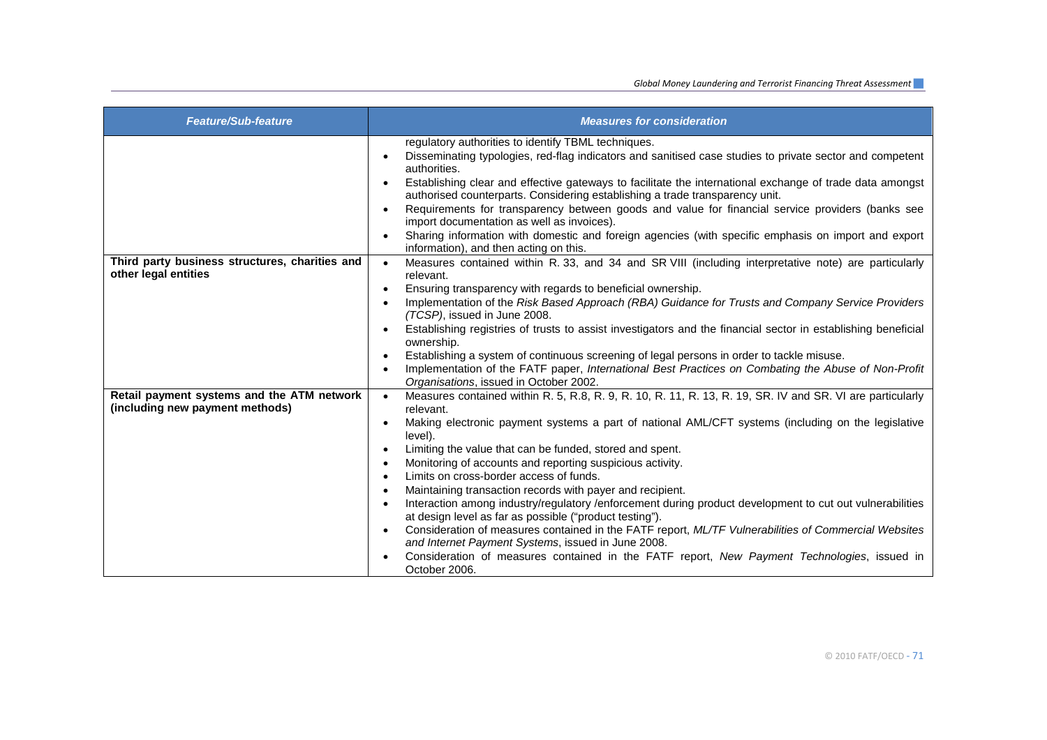| Feature/Sub-feature | Measures for consideration |
|---|---|
| | regulatory authorities to identify TBML techniques.<br>• Disseminating typologies, red-flag indicators and sanitised case studies to private sector and competent authorities.<br>• Establishing clear and effective gateways to facilitate the international exchange of trade data amongst authorised counterparts. Considering establishing a trade transparency unit.<br>• Requirements for transparency between goods and value for financial service providers (banks see import documentation as well as invoices).<br>• Sharing information with domestic and foreign agencies (with specific emphasis on import and export information), and then acting on this. |
| **Third party business structures, charities and other legal entities** | • Measures contained within R. 33, and 34 and SR VIII (including interpretative note) are particularly relevant.<br>• Ensuring transparency with regards to beneficial ownership.<br>• Implementation of the *Risk Based Approach (RBA) Guidance for Trusts and Company Service Providers (TCSP)*, issued in June 2008.<br>• Establishing registries of trusts to assist investigators and the financial sector in establishing beneficial ownership.<br>• Establishing a system of continuous screening of legal persons in order to tackle misuse.<br>• Implementation of the FATF paper, *International Best Practices on Combating the Abuse of Non-Profit Organisations*, issued in October 2002. |
| **Retail payment systems and the ATM network (including new payment methods)** | • Measures contained within R. 5, R.8, R. 9, R. 10, R. 11, R. 13, R. 19, SR. IV and SR. VI are particularly relevant.<br>• Making electronic payment systems a part of national AML/CFT systems (including on the legislative level).<br>• Limiting the value that can be funded, stored and spent.<br>• Monitoring of accounts and reporting suspicious activity.<br>• Limits on cross-border access of funds.<br>• Maintaining transaction records with payer and recipient.<br>• Interaction among industry/regulatory /enforcement during product development to cut out vulnerabilities at design level as far as possible ("product testing").<br>• Consideration of measures contained in the FATF report, *ML/TF Vulnerabilities of Commercial Websites and Internet Payment Systems*, issued in June 2008.<br>• Consideration of measures contained in the FATF report, *New Payment Technologies*, issued in October 2006. |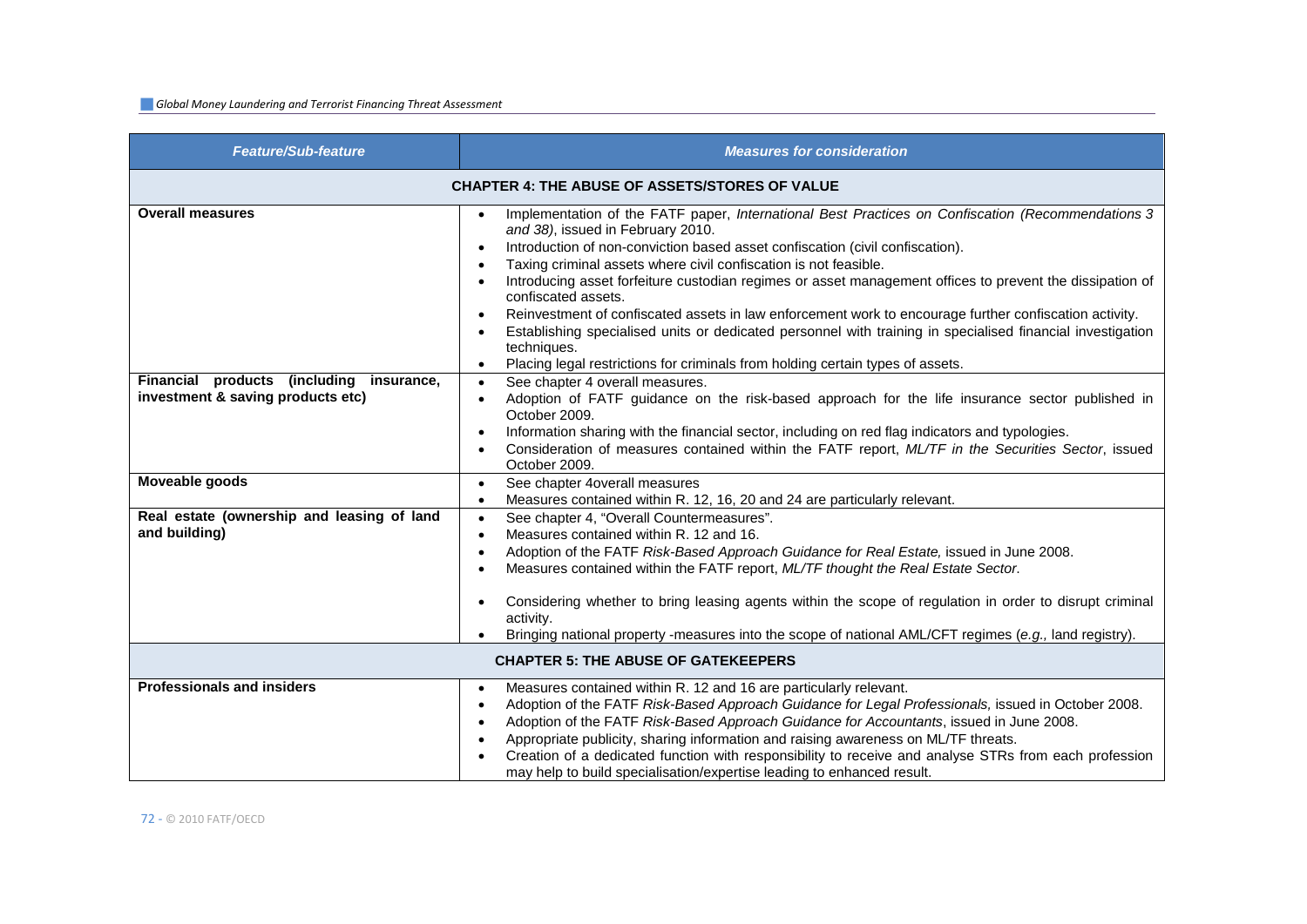| Feature/Sub-feature | Measures for consideration |
|---|---|
| **CHAPTER 4: THE ABUSE OF ASSETS/STORES OF VALUE** | |
| **Overall measures** | • Implementation of the FATF paper, *International Best Practices on Confiscation (Recommendations 3 and 38)*, issued in February 2010.<br>• Introduction of non-conviction based asset confiscation (civil confiscation).<br>• Taxing criminal assets where civil confiscation is not feasible.<br>• Introducing asset forfeiture custodian regimes or asset management offices to prevent the dissipation of confiscated assets.<br>• Reinvestment of confiscated assets in law enforcement work to encourage further confiscation activity.<br>• Establishing specialised units or dedicated personnel with training in specialised financial investigation techniques.<br>• Placing legal restrictions for criminals from holding certain types of assets. |
| **Financial products (including insurance, investment & saving products etc)** | • See chapter 4 overall measures.<br>• Adoption of FATF guidance on the risk-based approach for the life insurance sector published in October 2009.<br>• Information sharing with the financial sector, including on red flag indicators and typologies.<br>• Consideration of measures contained within the FATF report, *ML/TF in the Securities Sector*, issued October 2009. |
| **Moveable goods** | • See chapter 4overall measures<br>• Measures contained within R. 12, 16, 20 and 24 are particularly relevant. |
| **Real estate (ownership and leasing of land and building)** | • See chapter 4, "Overall Countermeasures".<br>• Measures contained within R. 12 and 16.<br>• Adoption of the FATF *Risk-Based Approach Guidance for Real Estate,* issued in June 2008.<br>• Measures contained within the FATF report, *ML/TF thought the Real Estate Sector*.<br>• Considering whether to bring leasing agents within the scope of regulation in order to disrupt criminal activity.<br>• Bringing national property -measures into the scope of national AML/CFT regimes (*e.g.,* land registry). |
| **CHAPTER 5: THE ABUSE OF GATEKEEPERS** | |
| **Professionals and insiders** | • Measures contained within R. 12 and 16 are particularly relevant.<br>• Adoption of the FATF *Risk-Based Approach Guidance for Legal Professionals,* issued in October 2008.<br>• Adoption of the FATF *Risk-Based Approach Guidance for Accountants*, issued in June 2008.<br>• Appropriate publicity, sharing information and raising awareness on ML/TF threats.<br>• Creation of a dedicated function with responsibility to receive and analyse STRs from each profession may help to build specialisation/expertise leading to enhanced result. |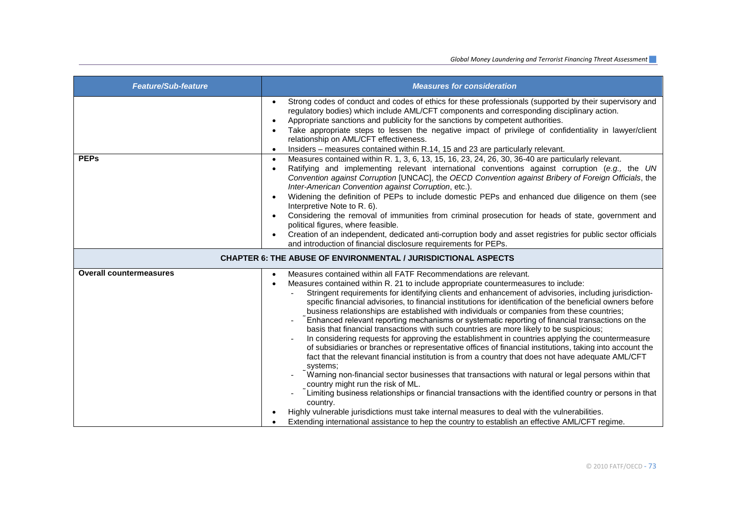| Feature/Sub-feature | Measures for consideration |
|---|---|
| | • Strong codes of conduct and codes of ethics for these professionals (supported by their supervisory and regulatory bodies) which include AML/CFT components and corresponding disciplinary action.<br>• Appropriate sanctions and publicity for the sanctions by competent authorities.<br>• Take appropriate steps to lessen the negative impact of privilege of confidentiality in lawyer/client relationship on AML/CFT effectiveness.<br>• Insiders – measures contained within R.14, 15 and 23 are particularly relevant. |
| **PEPs** | • Measures contained within R. 1, 3, 6, 13, 15, 16, 23, 24, 26, 30, 36-40 are particularly relevant.<br>• Ratifying and implementing relevant international conventions against corruption (*e.g.,* the *UN Convention against Corruption* [UNCAC], the *OECD Convention against Bribery of Foreign Officials*, the *Inter-American Convention against Corruption*, etc.).<br>• Widening the definition of PEPs to include domestic PEPs and enhanced due diligence on them (see Interpretive Note to R. 6).<br>• Considering the removal of immunities from criminal prosecution for heads of state, government and political figures, where feasible.<br>• Creation of an independent, dedicated anti-corruption body and asset registries for public sector officials and introduction of financial disclosure requirements for PEPs. |
| **CHAPTER 6: THE ABUSE OF ENVIRONMENTAL / JURISDICTIONAL ASPECTS** | |
| **Overall countermeasures** | • Measures contained within all FATF Recommendations are relevant.<br>• Measures contained within R. 21 to include appropriate countermeasures to include:<br>- Stringent requirements for identifying clients and enhancement of advisories, including jurisdiction-specific financial advisories, to financial institutions for identification of the beneficial owners before business relationships are established with individuals or companies from these countries;<br>- Enhanced relevant reporting mechanisms or systematic reporting of financial transactions on the basis that financial transactions with such countries are more likely to be suspicious;<br>- In considering requests for approving the establishment in countries applying the countermeasure of subsidiaries or branches or representative offices of financial institutions, taking into account the fact that the relevant financial institution is from a country that does not have adequate AML/CFT systems;<br>- Warning non-financial sector businesses that transactions with natural or legal persons within that country might run the risk of ML.<br>- Limiting business relationships or financial transactions with the identified country or persons in that country.<br>• Highly vulnerable jurisdictions must take internal measures to deal with the vulnerabilities.<br>• Extending international assistance to hep the country to establish an effective AML/CFT regime. |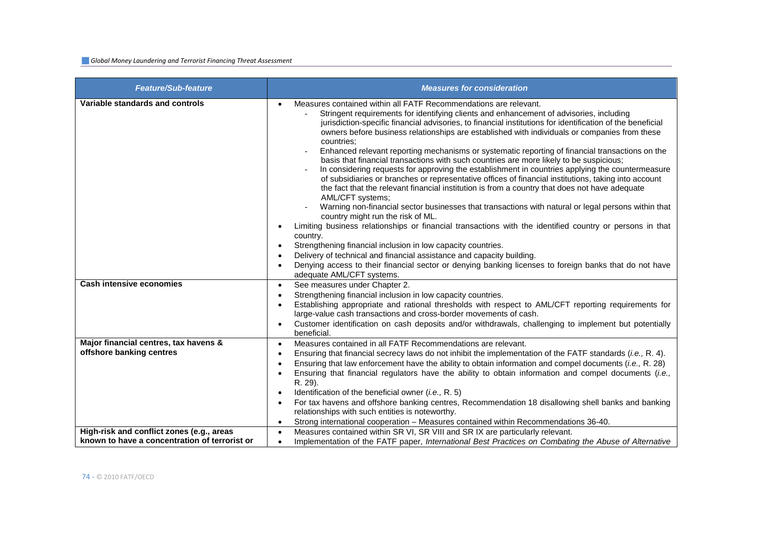| Feature/Sub-feature | Measures for consideration |
|---|---|
| **Variable standards and controls** | • Measures contained within all FATF Recommendations are relevant.<br>- Stringent requirements for identifying clients and enhancement of advisories, including jurisdiction-specific financial advisories, to financial institutions for identification of the beneficial owners before business relationships are established with individuals or companies from these countries;<br>- Enhanced relevant reporting mechanisms or systematic reporting of financial transactions on the basis that financial transactions with such countries are more likely to be suspicious;<br>- In considering requests for approving the establishment in countries applying the countermeasure of subsidiaries or branches or representative offices of financial institutions, taking into account the fact that the relevant financial institution is from a country that does not have adequate AML/CFT systems;<br>- Warning non-financial sector businesses that transactions with natural or legal persons within that country might run the risk of ML.<br>• Limiting business relationships or financial transactions with the identified country or persons in that country.<br>• Strengthening financial inclusion in low capacity countries.<br>• Delivery of technical and financial assistance and capacity building.<br>• Denying access to their financial sector or denying banking licenses to foreign banks that do not have adequate AML/CFT systems. |
| **Cash intensive economies** | • See measures under Chapter 2.<br>• Strengthening financial inclusion in low capacity countries.<br>• Establishing appropriate and rational thresholds with respect to AML/CFT reporting requirements for large-value cash transactions and cross-border movements of cash.<br>• Customer identification on cash deposits and/or withdrawals, challenging to implement but potentially beneficial. |
| **Major financial centres, tax havens & offshore banking centres** | • Measures contained in all FATF Recommendations are relevant.<br>• Ensuring that financial secrecy laws do not inhibit the implementation of the FATF standards (*i.e.,* R. 4).<br>• Ensuring that law enforcement have the ability to obtain information and compel documents (*i.e.,* R. 28)<br>• Ensuring that financial regulators have the ability to obtain information and compel documents (*i.e.,* R. 29).<br>• Identification of the beneficial owner (*i.e.,* R. 5)<br>• For tax havens and offshore banking centres, Recommendation 18 disallowing shell banks and banking relationships with such entities is noteworthy.<br>• Strong international cooperation – Measures contained within Recommendations 36-40. |
| **High-risk and conflict zones (e.g., areas known to have a concentration of terrorist or** | • Measures contained within SR VI, SR VIII and SR IX are particularly relevant.<br>• Implementation of the FATF paper, *International Best Practices on Combating the Abuse of Alternative* |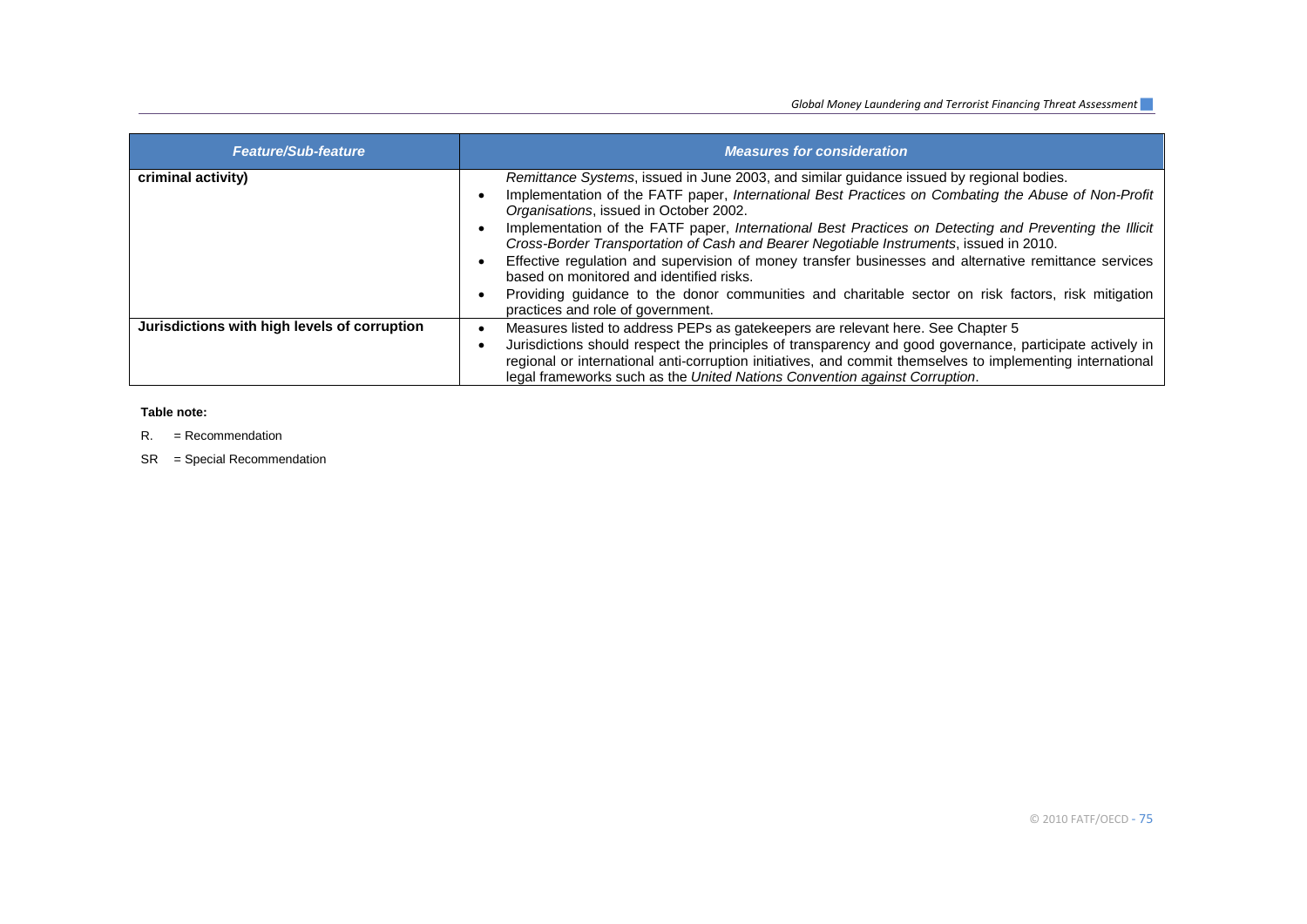| *Feature/Sub-feature* | *Measures for consideration* |
| --- | --- |
| **criminal activity)** | *Remittance Systems*, issued in June 2003, and similar guidance issued by regional bodies.<br>• Implementation of the FATF paper, *International Best Practices on Combating the Abuse of Non-Profit Organisations*, issued in October 2002.<br>• Implementation of the FATF paper, *International Best Practices on Detecting and Preventing the Illicit Cross-Border Transportation of Cash and Bearer Negotiable Instruments*, issued in 2010.<br>• Effective regulation and supervision of money transfer businesses and alternative remittance services based on monitored and identified risks.<br>• Providing guidance to the donor communities and charitable sector on risk factors, risk mitigation practices and role of government. |
| **Jurisdictions with high levels of corruption** | • Measures listed to address PEPs as gatekeepers are relevant here. See Chapter 5<br>• Jurisdictions should respect the principles of transparency and good governance, participate actively in regional or international anti-corruption initiatives, and commit themselves to implementing international legal frameworks such as the *United Nations Convention against Corruption*. |

**Table note:**

R. = Recommendation

SR = Special Recommendation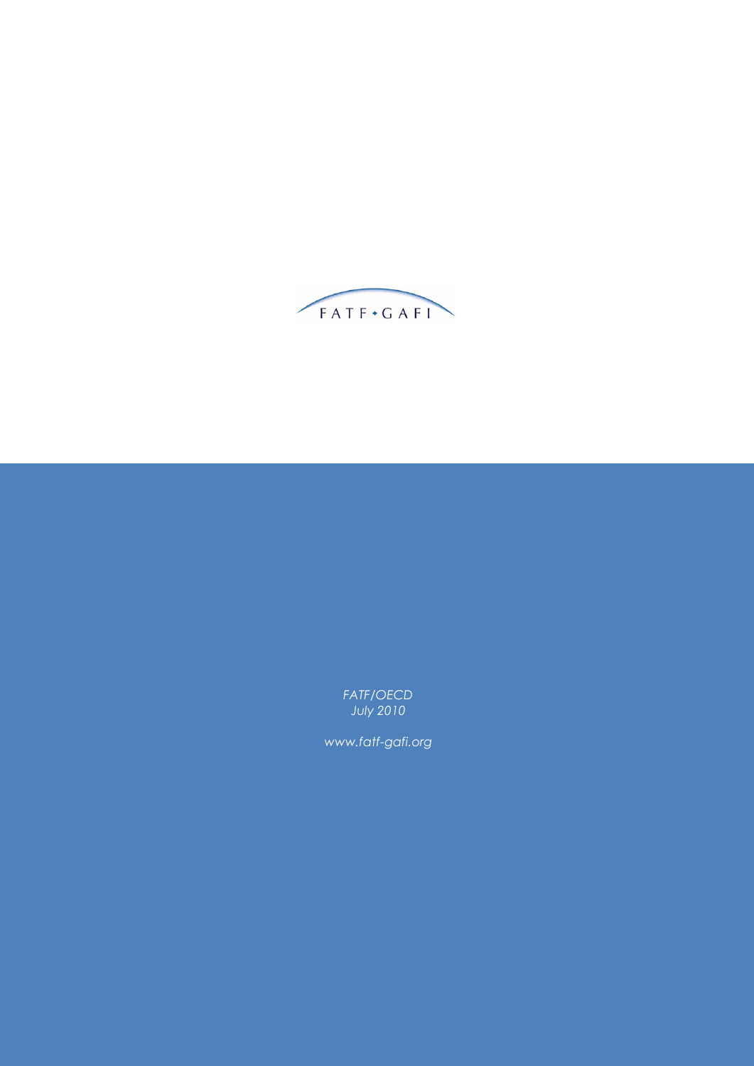FATF • GAFI

*FATF/OECD*
*July 2010*

*www.fatf-gafi.org*